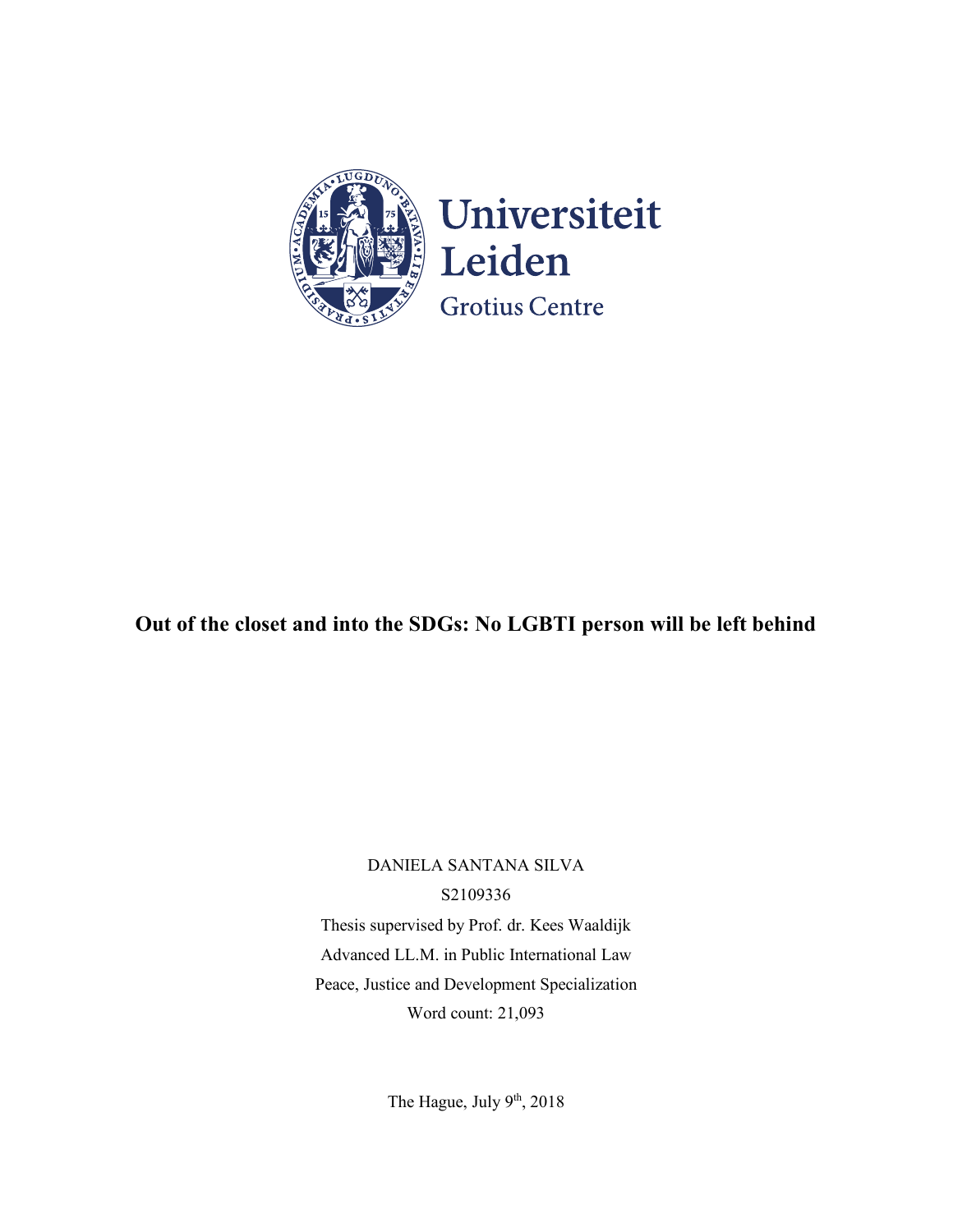Universiteit Leiden

Grotius Centre

# Out of the closet and into the SDGs: No LGBTI person will be left behind

DANIELA SANTANA SILVA

S2109336

Thesis supervised by Prof. dr. Kees Waaldijk

Advanced LL.M. in Public International Law

Peace, Justice and Development Specialization

Word count: 21,093

The Hague, July 9th, 2018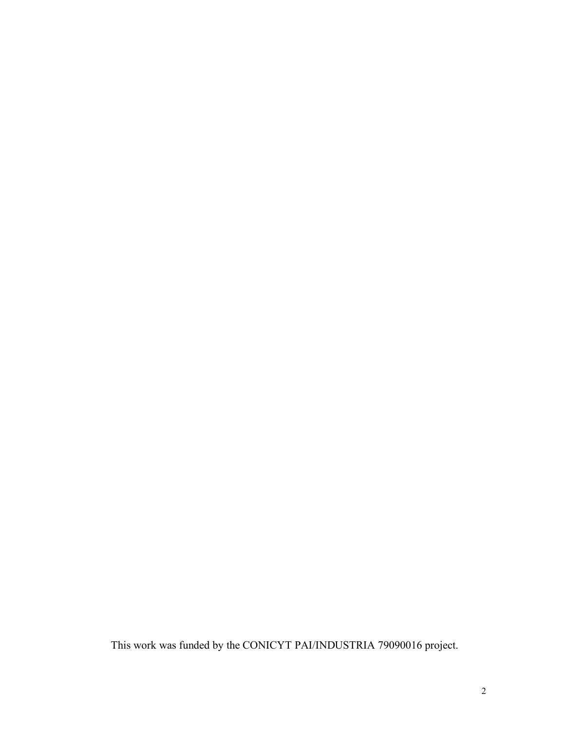This work was funded by the CONICYT PAI/INDUSTRIA 79090016 project.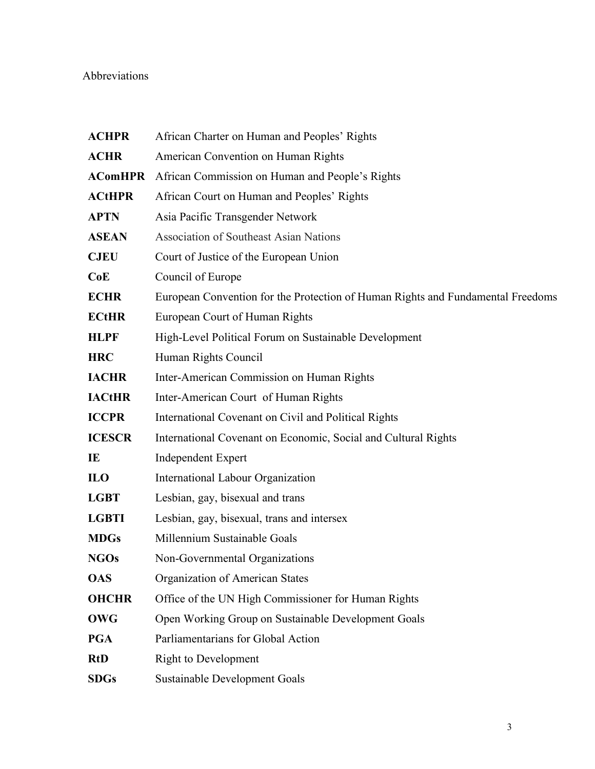Abbreviations

| | |
|---|---|
| **ACHPR** | African Charter on Human and Peoples' Rights |
| **ACHR** | American Convention on Human Rights |
| **AComHPR** | African Commission on Human and People's Rights |
| **ACtHPR** | African Court on Human and Peoples' Rights |
| **APTN** | Asia Pacific Transgender Network |
| **ASEAN** | Association of Southeast Asian Nations |
| **CJEU** | Court of Justice of the European Union |
| **CoE** | Council of Europe |
| **ECHR** | European Convention for the Protection of Human Rights and Fundamental Freedoms |
| **ECtHR** | European Court of Human Rights |
| **HLPF** | High-Level Political Forum on Sustainable Development |
| **HRC** | Human Rights Council |
| **IACHR** | Inter-American Commission on Human Rights |
| **IACtHR** | Inter-American Court of Human Rights |
| **ICCPR** | International Covenant on Civil and Political Rights |
| **ICESCR** | International Covenant on Economic, Social and Cultural Rights |
| **IE** | Independent Expert |
| **ILO** | International Labour Organization |
| **LGBT** | Lesbian, gay, bisexual and trans |
| **LGBTI** | Lesbian, gay, bisexual, trans and intersex |
| **MDGs** | Millennium Sustainable Goals |
| **NGOs** | Non-Governmental Organizations |
| **OAS** | Organization of American States |
| **OHCHR** | Office of the UN High Commissioner for Human Rights |
| **OWG** | Open Working Group on Sustainable Development Goals |
| **PGA** | Parliamentarians for Global Action |
| **RtD** | Right to Development |
| **SDGs** | Sustainable Development Goals |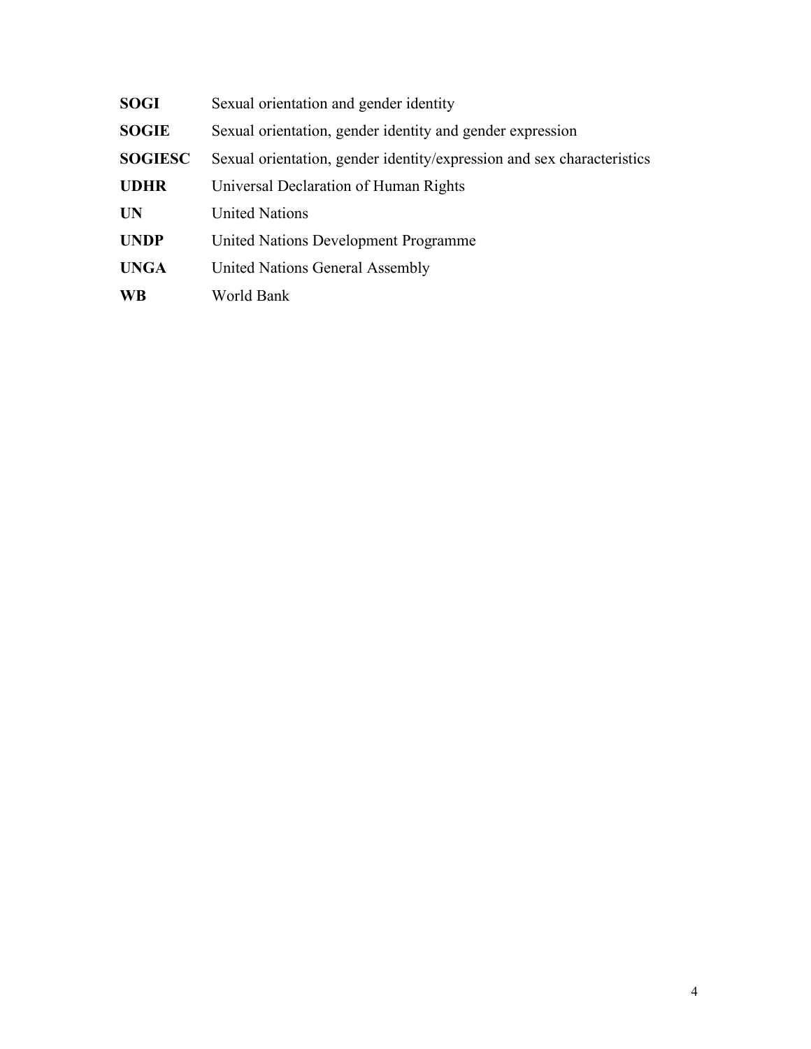| | |
|---|---|
| **SOGI** | Sexual orientation and gender identity |
| **SOGIE** | Sexual orientation, gender identity and gender expression |
| **SOGIESC** | Sexual orientation, gender identity/expression and sex characteristics |
| **UDHR** | Universal Declaration of Human Rights |
| **UN** | United Nations |
| **UNDP** | United Nations Development Programme |
| **UNGA** | United Nations General Assembly |
| **WB** | World Bank |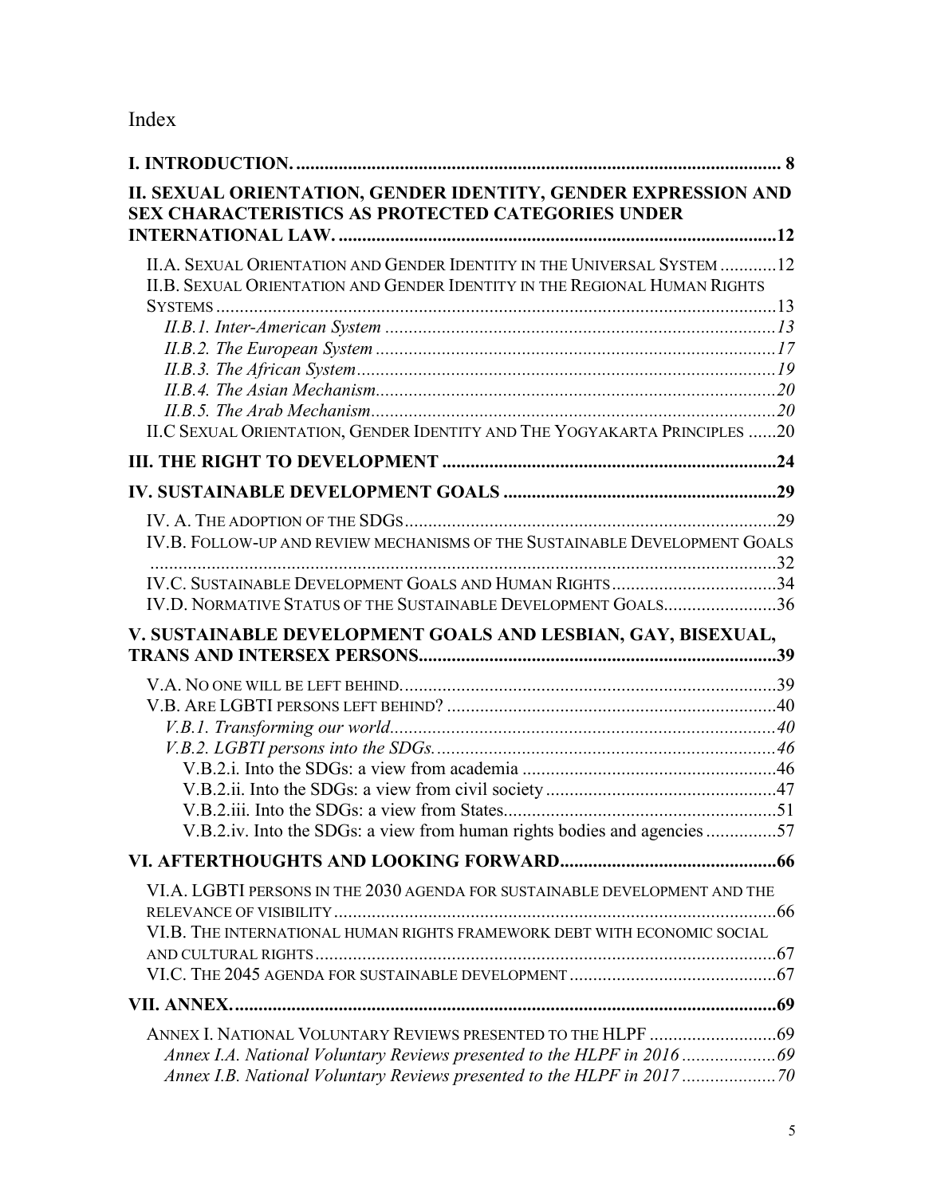# Index

**I. INTRODUCTION.** .......... 8

**II. SEXUAL ORIENTATION, GENDER IDENTITY, GENDER EXPRESSION AND SEX CHARACTERISTICS AS PROTECTED CATEGORIES UNDER INTERNATIONAL LAW.** .......... 12

- II.A. SEXUAL ORIENTATION AND GENDER IDENTITY IN THE UNIVERSAL SYSTEM .......... 12
- II.B. SEXUAL ORIENTATION AND GENDER IDENTITY IN THE REGIONAL HUMAN RIGHTS SYSTEMS .......... 13
  - *II.B.1. Inter-American System* .......... *13*
  - *II.B.2. The European System* .......... *17*
  - *II.B.3. The African System* .......... *19*
  - *II.B.4. The Asian Mechanism* .......... *20*
  - *II.B.5. The Arab Mechanism* .......... *20*
- II.C SEXUAL ORIENTATION, GENDER IDENTITY AND THE YOGYAKARTA PRINCIPLES .......... 20

**III. THE RIGHT TO DEVELOPMENT** .......... 24

**IV. SUSTAINABLE DEVELOPMENT GOALS** .......... 29

- IV. A. THE ADOPTION OF THE SDGS .......... 29
- IV.B. FOLLOW-UP AND REVIEW MECHANISMS OF THE SUSTAINABLE DEVELOPMENT GOALS .......... 32
- IV.C. SUSTAINABLE DEVELOPMENT GOALS AND HUMAN RIGHTS .......... 34
- IV.D. NORMATIVE STATUS OF THE SUSTAINABLE DEVELOPMENT GOALS .......... 36

**V. SUSTAINABLE DEVELOPMENT GOALS AND LESBIAN, GAY, BISEXUAL, TRANS AND INTERSEX PERSONS** .......... 39

- V.A. NO ONE WILL BE LEFT BEHIND. .......... 39
- V.B. ARE LGBTI PERSONS LEFT BEHIND? .......... 40
  - *V.B.1. Transforming our world* .......... *40*
  - *V.B.2. LGBTI persons into the SDGs.* .......... *46*
    - V.B.2.i. Into the SDGs: a view from academia .......... 46
    - V.B.2.ii. Into the SDGs: a view from civil society .......... 47
    - V.B.2.iii. Into the SDGs: a view from States .......... 51
    - V.B.2.iv. Into the SDGs: a view from human rights bodies and agencies .......... 57

**VI. AFTERTHOUGHTS AND LOOKING FORWARD** .......... 66

- VI.A. LGBTI PERSONS IN THE 2030 AGENDA FOR SUSTAINABLE DEVELOPMENT AND THE RELEVANCE OF VISIBILITY .......... 66
- VI.B. THE INTERNATIONAL HUMAN RIGHTS FRAMEWORK DEBT WITH ECONOMIC SOCIAL AND CULTURAL RIGHTS .......... 67
- VI.C. THE 2045 AGENDA FOR SUSTAINABLE DEVELOPMENT .......... 67

**VII. ANNEX.** .......... 69

- ANNEX I. NATIONAL VOLUNTARY REVIEWS PRESENTED TO THE HLPF .......... 69
  - *Annex I.A. National Voluntary Reviews presented to the HLPF in 2016* .......... *69*
  - *Annex I.B. National Voluntary Reviews presented to the HLPF in 2017* .......... *70*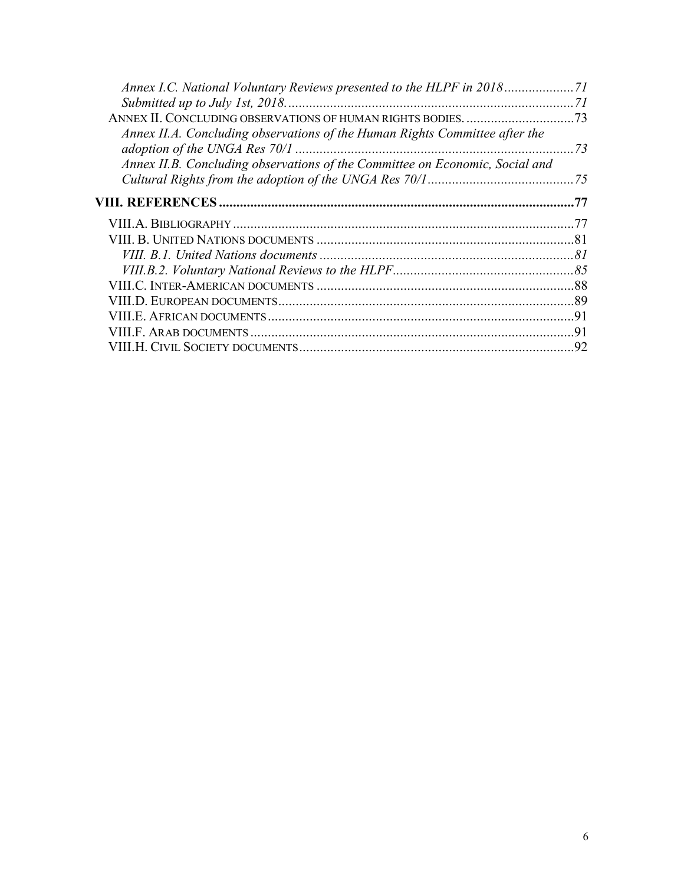*Annex I.C. National Voluntary Reviews presented to the HLPF in 2018* .................... *71*
*Submitted up to July 1st, 2018.* .................................................................................. *71*

ANNEX II. CONCLUDING OBSERVATIONS OF HUMAN RIGHTS BODIES. ............................... 73

*Annex II.A. Concluding observations of the Human Rights Committee after the adoption of the UNGA Res 70/1* ................................................................................ *73*
*Annex II.B. Concluding observations of the Committee on Economic, Social and Cultural Rights from the adoption of the UNGA Res 70/1* .......................................... *75*

**VIII. REFERENCES** ...................................................................................................... **77**

VIII.A. BIBLIOGRAPHY .................................................................................................. 77
VIII. B. UNITED NATIONS DOCUMENTS .......................................................................... 81
*VIII. B.1. United Nations documents* ......................................................................... *81*
*VIII.B.2. Voluntary National Reviews to the HLPF* .................................................... *85*
VIII.C. INTER-AMERICAN DOCUMENTS .......................................................................... 88
VIII.D. EUROPEAN DOCUMENTS ..................................................................................... 89
VIII.E. AFRICAN DOCUMENTS ........................................................................................ 91
VIII.F. ARAB DOCUMENTS ............................................................................................. 91
VIII.H. CIVIL SOCIETY DOCUMENTS ............................................................................... 92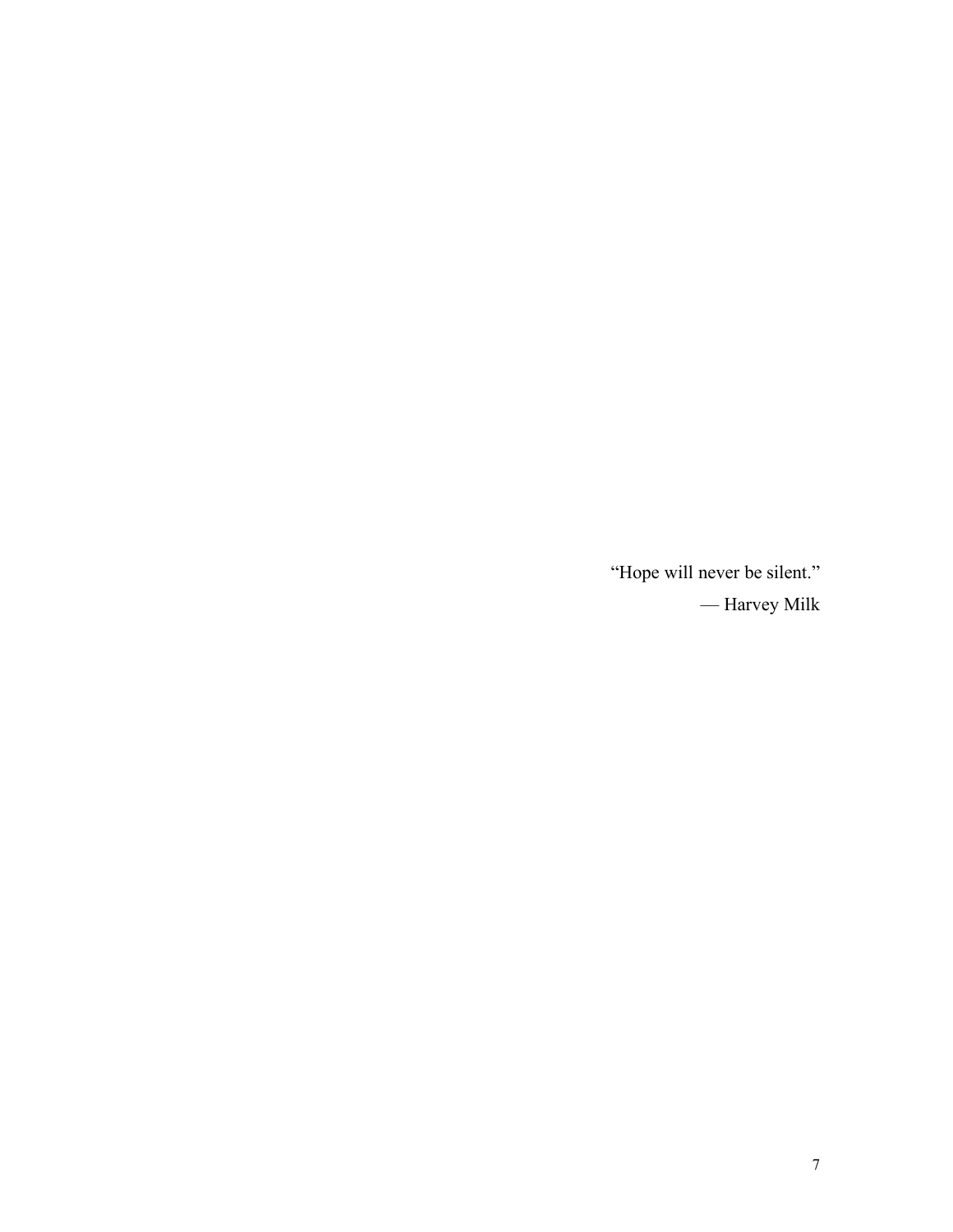“Hope will never be silent.”

— Harvey Milk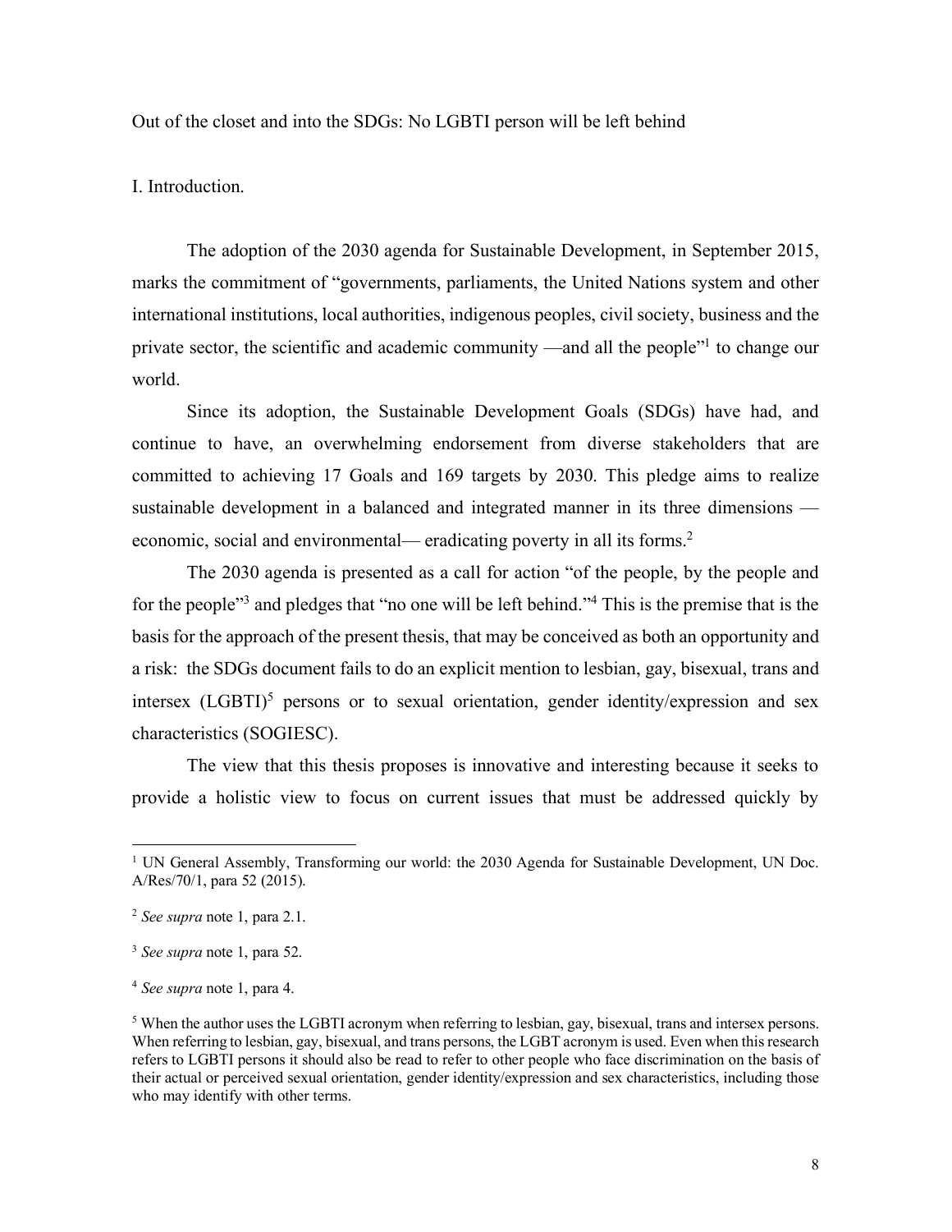Out of the closet and into the SDGs: No LGBTI person will be left behind

## I. Introduction.

The adoption of the 2030 agenda for Sustainable Development, in September 2015, marks the commitment of "governments, parliaments, the United Nations system and other international institutions, local authorities, indigenous peoples, civil society, business and the private sector, the scientific and academic community —and all the people"[1] to change our world.

Since its adoption, the Sustainable Development Goals (SDGs) have had, and continue to have, an overwhelming endorsement from diverse stakeholders that are committed to achieving 17 Goals and 169 targets by 2030. This pledge aims to realize sustainable development in a balanced and integrated manner in its three dimensions —economic, social and environmental— eradicating poverty in all its forms.[2]

The 2030 agenda is presented as a call for action "of the people, by the people and for the people"[3] and pledges that "no one will be left behind."[4] This is the premise that is the basis for the approach of the present thesis, that may be conceived as both an opportunity and a risk: the SDGs document fails to do an explicit mention to lesbian, gay, bisexual, trans and intersex (LGBTI)[5] persons or to sexual orientation, gender identity/expression and sex characteristics (SOGIESC).

The view that this thesis proposes is innovative and interesting because it seeks to provide a holistic view to focus on current issues that must be addressed quickly by

---

[1] UN General Assembly, Transforming our world: the 2030 Agenda for Sustainable Development, UN Doc. A/Res/70/1, para 52 (2015).

[2] *See supra* note 1, para 2.1.

[3] *See supra* note 1, para 52.

[4] *See supra* note 1, para 4.

[5] When the author uses the LGBTI acronym when referring to lesbian, gay, bisexual, trans and intersex persons. When referring to lesbian, gay, bisexual, and trans persons, the LGBT acronym is used. Even when this research refers to LGBTI persons it should also be read to refer to other people who face discrimination on the basis of their actual or perceived sexual orientation, gender identity/expression and sex characteristics, including those who may identify with other terms.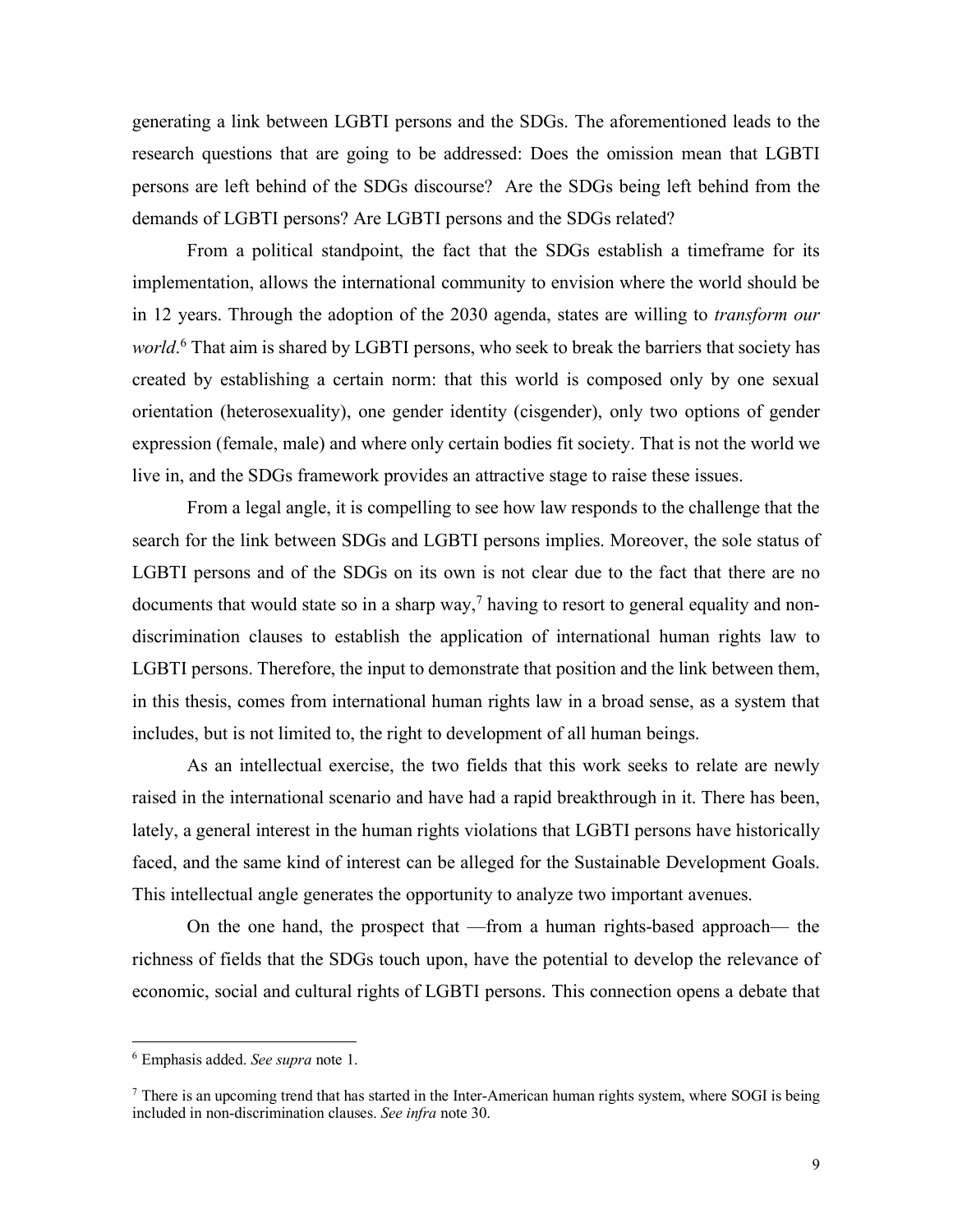generating a link between LGBTI persons and the SDGs. The aforementioned leads to the research questions that are going to be addressed: Does the omission mean that LGBTI persons are left behind of the SDGs discourse? Are the SDGs being left behind from the demands of LGBTI persons? Are LGBTI persons and the SDGs related?

From a political standpoint, the fact that the SDGs establish a timeframe for its implementation, allows the international community to envision where the world should be in 12 years. Through the adoption of the 2030 agenda, states are willing to *transform our world*.[6] That aim is shared by LGBTI persons, who seek to break the barriers that society has created by establishing a certain norm: that this world is composed only by one sexual orientation (heterosexuality), one gender identity (cisgender), only two options of gender expression (female, male) and where only certain bodies fit society. That is not the world we live in, and the SDGs framework provides an attractive stage to raise these issues.

From a legal angle, it is compelling to see how law responds to the challenge that the search for the link between SDGs and LGBTI persons implies. Moreover, the sole status of LGBTI persons and of the SDGs on its own is not clear due to the fact that there are no documents that would state so in a sharp way,[7] having to resort to general equality and non-discrimination clauses to establish the application of international human rights law to LGBTI persons. Therefore, the input to demonstrate that position and the link between them, in this thesis, comes from international human rights law in a broad sense, as a system that includes, but is not limited to, the right to development of all human beings.

As an intellectual exercise, the two fields that this work seeks to relate are newly raised in the international scenario and have had a rapid breakthrough in it. There has been, lately, a general interest in the human rights violations that LGBTI persons have historically faced, and the same kind of interest can be alleged for the Sustainable Development Goals. This intellectual angle generates the opportunity to analyze two important avenues.

On the one hand, the prospect that —from a human rights-based approach— the richness of fields that the SDGs touch upon, have the potential to develop the relevance of economic, social and cultural rights of LGBTI persons. This connection opens a debate that

---

[6] Emphasis added. *See supra* note 1.

[7] There is an upcoming trend that has started in the Inter-American human rights system, where SOGI is being included in non-discrimination clauses. *See infra* note 30.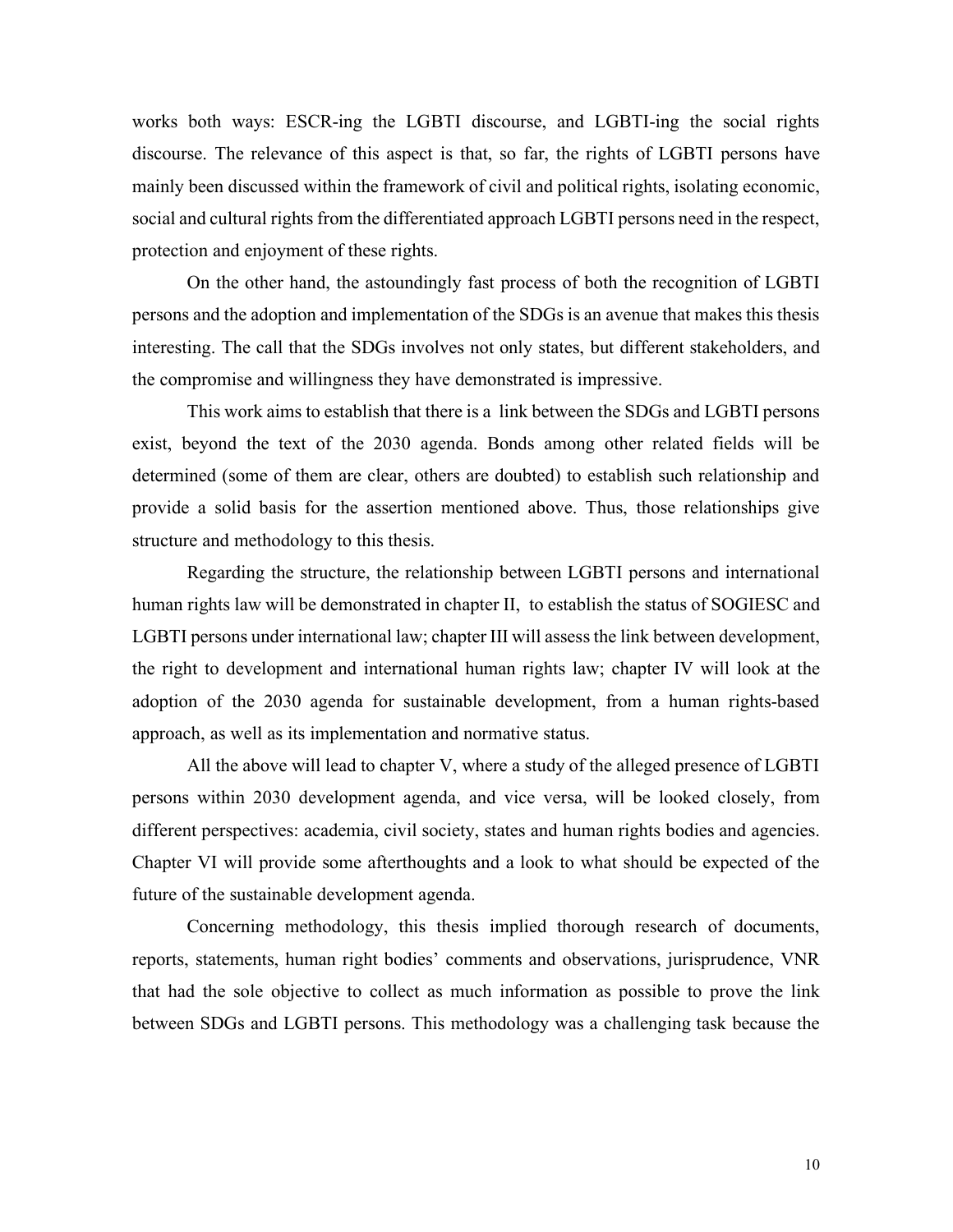works both ways: ESCR-ing the LGBTI discourse, and LGBTI-ing the social rights discourse. The relevance of this aspect is that, so far, the rights of LGBTI persons have mainly been discussed within the framework of civil and political rights, isolating economic, social and cultural rights from the differentiated approach LGBTI persons need in the respect, protection and enjoyment of these rights.

On the other hand, the astoundingly fast process of both the recognition of LGBTI persons and the adoption and implementation of the SDGs is an avenue that makes this thesis interesting. The call that the SDGs involves not only states, but different stakeholders, and the compromise and willingness they have demonstrated is impressive.

This work aims to establish that there is a link between the SDGs and LGBTI persons exist, beyond the text of the 2030 agenda. Bonds among other related fields will be determined (some of them are clear, others are doubted) to establish such relationship and provide a solid basis for the assertion mentioned above. Thus, those relationships give structure and methodology to this thesis.

Regarding the structure, the relationship between LGBTI persons and international human rights law will be demonstrated in chapter II, to establish the status of SOGIESC and LGBTI persons under international law; chapter III will assess the link between development, the right to development and international human rights law; chapter IV will look at the adoption of the 2030 agenda for sustainable development, from a human rights-based approach, as well as its implementation and normative status.

All the above will lead to chapter V, where a study of the alleged presence of LGBTI persons within 2030 development agenda, and vice versa, will be looked closely, from different perspectives: academia, civil society, states and human rights bodies and agencies. Chapter VI will provide some afterthoughts and a look to what should be expected of the future of the sustainable development agenda.

Concerning methodology, this thesis implied thorough research of documents, reports, statements, human right bodies' comments and observations, jurisprudence, VNR that had the sole objective to collect as much information as possible to prove the link between SDGs and LGBTI persons. This methodology was a challenging task because the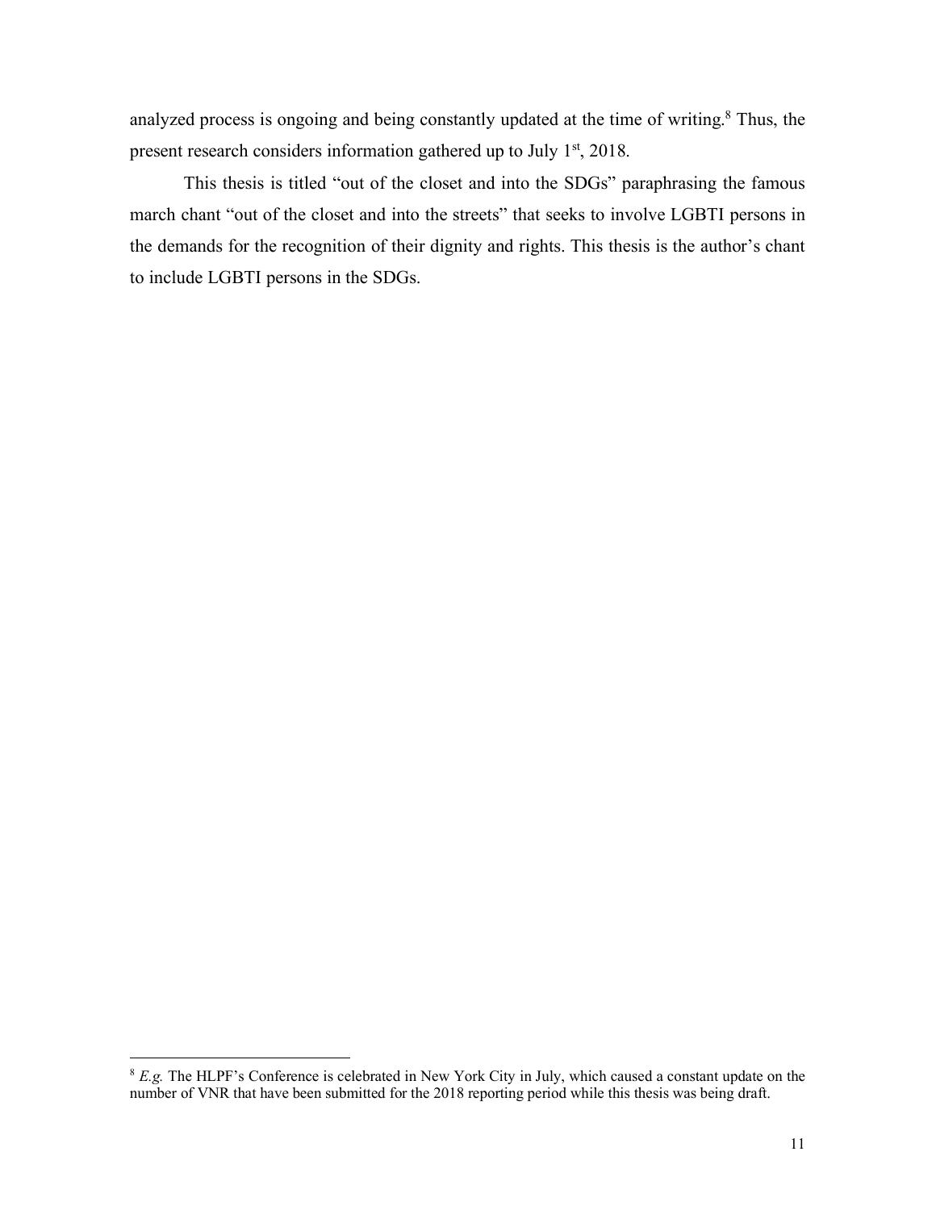analyzed process is ongoing and being constantly updated at the time of writing.[8] Thus, the present research considers information gathered up to July 1st, 2018.

This thesis is titled "out of the closet and into the SDGs" paraphrasing the famous march chant "out of the closet and into the streets" that seeks to involve LGBTI persons in the demands for the recognition of their dignity and rights. This thesis is the author's chant to include LGBTI persons in the SDGs.

---

[8] *E.g.* The HLPF's Conference is celebrated in New York City in July, which caused a constant update on the number of VNR that have been submitted for the 2018 reporting period while this thesis was being draft.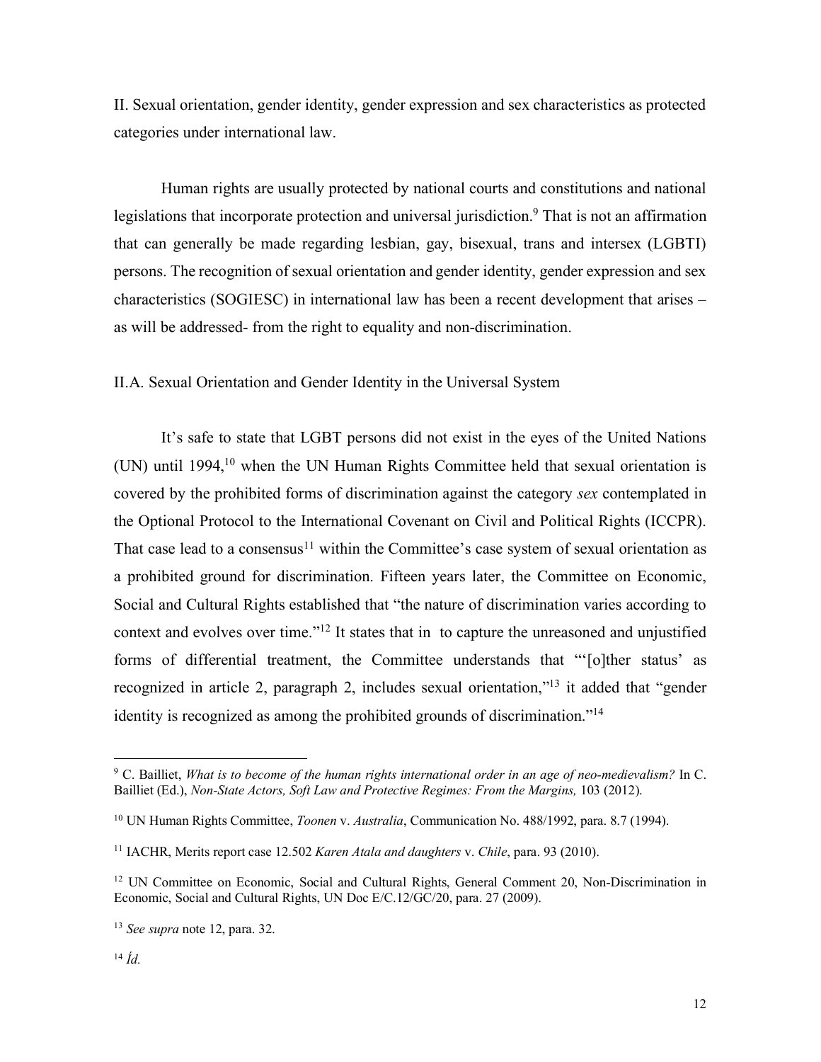## II. Sexual orientation, gender identity, gender expression and sex characteristics as protected categories under international law.

Human rights are usually protected by national courts and constitutions and national legislations that incorporate protection and universal jurisdiction.[9] That is not an affirmation that can generally be made regarding lesbian, gay, bisexual, trans and intersex (LGBTI) persons. The recognition of sexual orientation and gender identity, gender expression and sex characteristics (SOGIESC) in international law has been a recent development that arises – as will be addressed- from the right to equality and non-discrimination.

### II.A. Sexual Orientation and Gender Identity in the Universal System

It's safe to state that LGBT persons did not exist in the eyes of the United Nations (UN) until 1994,[10] when the UN Human Rights Committee held that sexual orientation is covered by the prohibited forms of discrimination against the category *sex* contemplated in the Optional Protocol to the International Covenant on Civil and Political Rights (ICCPR). That case lead to a consensus[11] within the Committee's case system of sexual orientation as a prohibited ground for discrimination. Fifteen years later, the Committee on Economic, Social and Cultural Rights established that "the nature of discrimination varies according to context and evolves over time."[12] It states that in to capture the unreasoned and unjustified forms of differential treatment, the Committee understands that "'[o]ther status' as recognized in article 2, paragraph 2, includes sexual orientation,"[13] it added that "gender identity is recognized as among the prohibited grounds of discrimination."[14]

---

[9] C. Bailliet, *What is to become of the human rights international order in an age of neo-medievalism?* In C. Bailliet (Ed.), *Non-State Actors, Soft Law and Protective Regimes: From the Margins,* 103 (2012).

[10] UN Human Rights Committee, *Toonen* v. *Australia*, Communication No. 488/1992, para. 8.7 (1994).

[11] IACHR, Merits report case 12.502 *Karen Atala and daughters* v. *Chile*, para. 93 (2010).

[12] UN Committee on Economic, Social and Cultural Rights, General Comment 20, Non-Discrimination in Economic, Social and Cultural Rights, UN Doc E/C.12/GC/20, para. 27 (2009).

[13] *See supra* note 12, para. 32.

[14] *Íd.*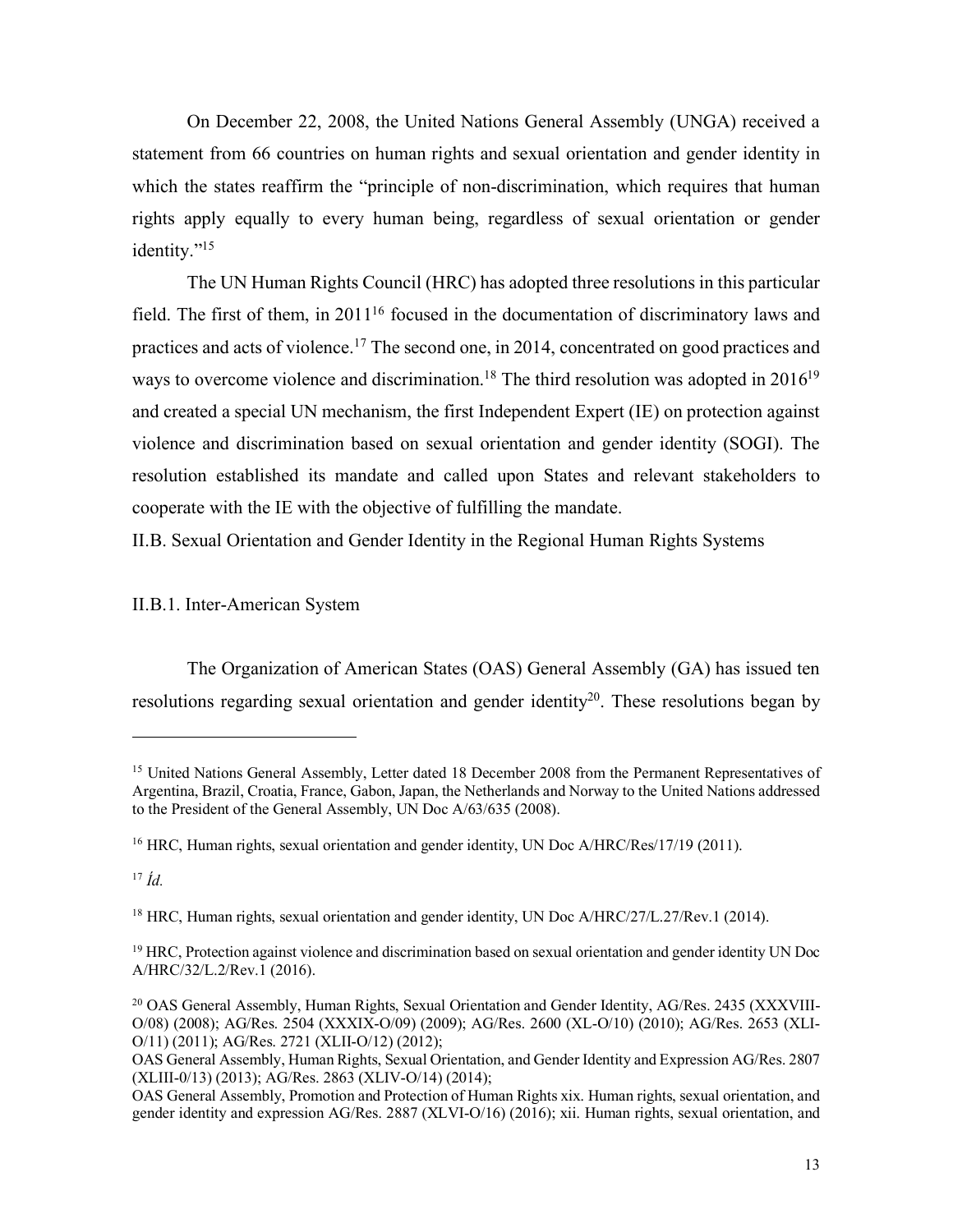On December 22, 2008, the United Nations General Assembly (UNGA) received a statement from 66 countries on human rights and sexual orientation and gender identity in which the states reaffirm the "principle of non-discrimination, which requires that human rights apply equally to every human being, regardless of sexual orientation or gender identity."[15]

The UN Human Rights Council (HRC) has adopted three resolutions in this particular field. The first of them, in 2011[16] focused in the documentation of discriminatory laws and practices and acts of violence.[17] The second one, in 2014, concentrated on good practices and ways to overcome violence and discrimination.[18] The third resolution was adopted in 2016[19] and created a special UN mechanism, the first Independent Expert (IE) on protection against violence and discrimination based on sexual orientation and gender identity (SOGI). The resolution established its mandate and called upon States and relevant stakeholders to cooperate with the IE with the objective of fulfilling the mandate.

### II.B. Sexual Orientation and Gender Identity in the Regional Human Rights Systems

#### II.B.1. Inter-American System

The Organization of American States (OAS) General Assembly (GA) has issued ten resolutions regarding sexual orientation and gender identity[20]. These resolutions began by

---

[15] United Nations General Assembly, Letter dated 18 December 2008 from the Permanent Representatives of Argentina, Brazil, Croatia, France, Gabon, Japan, the Netherlands and Norway to the United Nations addressed to the President of the General Assembly, UN Doc A/63/635 (2008).

[16] HRC, Human rights, sexual orientation and gender identity, UN Doc A/HRC/Res/17/19 (2011).

[17] *Íd.*

[18] HRC, Human rights, sexual orientation and gender identity, UN Doc A/HRC/27/L.27/Rev.1 (2014).

[19] HRC, Protection against violence and discrimination based on sexual orientation and gender identity UN Doc A/HRC/32/L.2/Rev.1 (2016).

[20] OAS General Assembly, Human Rights, Sexual Orientation and Gender Identity, AG/Res. 2435 (XXXVIII-O/08) (2008); AG/Res. 2504 (XXXIX-O/09) (2009); AG/Res. 2600 (XL-O/10) (2010); AG/Res. 2653 (XLI-O/11) (2011); AG/Res. 2721 (XLII-O/12) (2012);
OAS General Assembly, Human Rights, Sexual Orientation, and Gender Identity and Expression AG/Res. 2807 (XLIII-0/13) (2013); AG/Res. 2863 (XLIV-O/14) (2014);
OAS General Assembly, Promotion and Protection of Human Rights xix. Human rights, sexual orientation, and gender identity and expression AG/Res. 2887 (XLVI-O/16) (2016); xii. Human rights, sexual orientation, and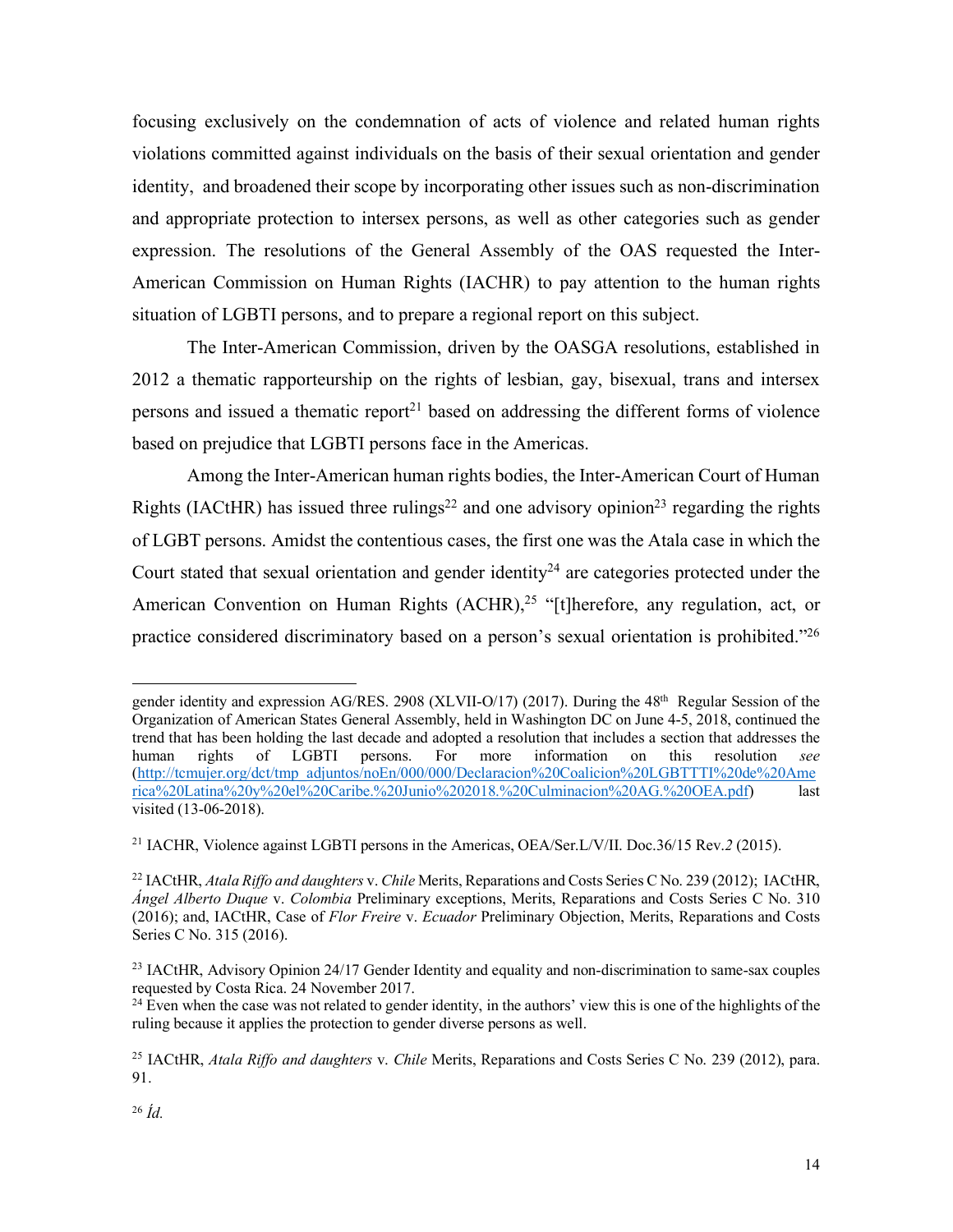focusing exclusively on the condemnation of acts of violence and related human rights violations committed against individuals on the basis of their sexual orientation and gender identity, and broadened their scope by incorporating other issues such as non-discrimination and appropriate protection to intersex persons, as well as other categories such as gender expression. The resolutions of the General Assembly of the OAS requested the Inter-American Commission on Human Rights (IACHR) to pay attention to the human rights situation of LGBTI persons, and to prepare a regional report on this subject.

The Inter-American Commission, driven by the OASGA resolutions, established in 2012 a thematic rapporteurship on the rights of lesbian, gay, bisexual, trans and intersex persons and issued a thematic report[21] based on addressing the different forms of violence based on prejudice that LGBTI persons face in the Americas.

Among the Inter-American human rights bodies, the Inter-American Court of Human Rights (IACtHR) has issued three rulings[22] and one advisory opinion[23] regarding the rights of LGBT persons. Amidst the contentious cases, the first one was the Atala case in which the Court stated that sexual orientation and gender identity[24] are categories protected under the American Convention on Human Rights (ACHR),[25] "[t]herefore, any regulation, act, or practice considered discriminatory based on a person's sexual orientation is prohibited."[26]

---

gender identity and expression AG/RES. 2908 (XLVII-O/17) (2017). During the 48th Regular Session of the Organization of American States General Assembly, held in Washington DC on June 4-5, 2018, continued the trend that has been holding the last decade and adopted a resolution that includes a section that addresses the human rights of LGBTI persons. For more information on this resolution *see* (http://tcmujer.org/dct/tmp_adjuntos/noEn/000/000/Declaracion%20Coalicion%20LGBTTTI%20de%20America%20Latina%20y%20el%20Caribe.%20Junio%202018.%20Culminacion%20AG.%20OEA.pdf) last visited (13-06-2018).

[21] IACHR, Violence against LGBTI persons in the Americas, OEA/Ser.L/V/II. Doc.36/15 Rev.*2* (2015).

[22] IACtHR, *Atala Riffo and daughters* v. *Chile* Merits, Reparations and Costs Series C No. 239 (2012); IACtHR, *Ángel Alberto Duque* v. *Colombia* Preliminary exceptions, Merits, Reparations and Costs Series C No. 310 (2016); and, IACtHR, Case of *Flor Freire* v. *Ecuador* Preliminary Objection, Merits, Reparations and Costs Series C No. 315 (2016).

[23] IACtHR, Advisory Opinion 24/17 Gender Identity and equality and non-discrimination to same-sax couples requested by Costa Rica. 24 November 2017.

[24] Even when the case was not related to gender identity, in the authors' view this is one of the highlights of the ruling because it applies the protection to gender diverse persons as well.

[25] IACtHR, *Atala Riffo and daughters* v. *Chile* Merits, Reparations and Costs Series C No. 239 (2012), para. 91.

[26] *Íd.*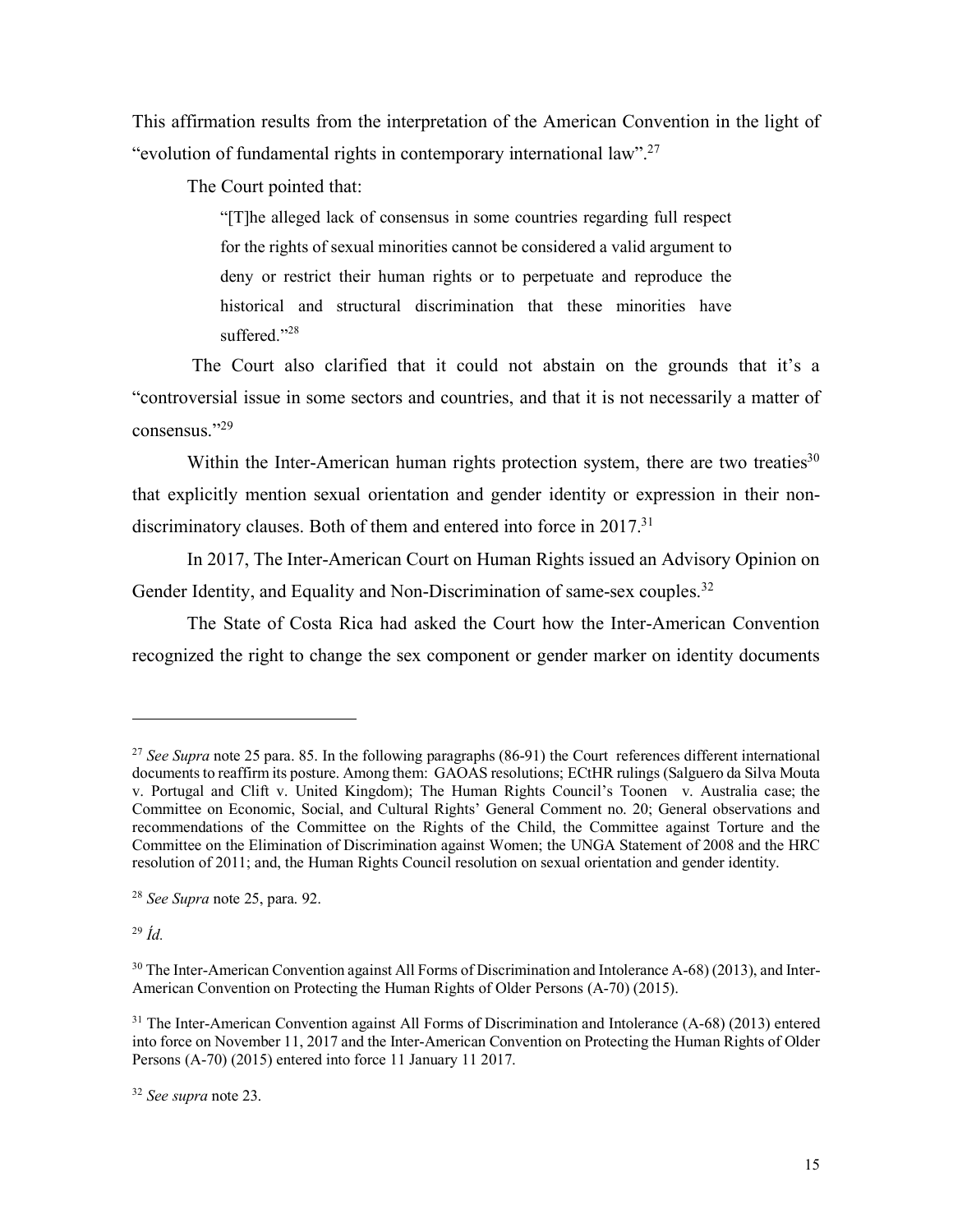This affirmation results from the interpretation of the American Convention in the light of "evolution of fundamental rights in contemporary international law".[27]

The Court pointed that:

> "[T]he alleged lack of consensus in some countries regarding full respect for the rights of sexual minorities cannot be considered a valid argument to deny or restrict their human rights or to perpetuate and reproduce the historical and structural discrimination that these minorities have suffered."[28]

The Court also clarified that it could not abstain on the grounds that it's a "controversial issue in some sectors and countries, and that it is not necessarily a matter of consensus."[29]

Within the Inter-American human rights protection system, there are two treaties[30] that explicitly mention sexual orientation and gender identity or expression in their non-discriminatory clauses. Both of them and entered into force in 2017.[31]

In 2017, The Inter-American Court on Human Rights issued an Advisory Opinion on Gender Identity, and Equality and Non-Discrimination of same-sex couples.[32]

The State of Costa Rica had asked the Court how the Inter-American Convention recognized the right to change the sex component or gender marker on identity documents

---

[27] *See Supra* note 25 para. 85. In the following paragraphs (86-91) the Court references different international documents to reaffirm its posture. Among them: GAOAS resolutions; ECtHR rulings (Salguero da Silva Mouta v. Portugal and Clift v. United Kingdom); The Human Rights Council's Toonen v. Australia case; the Committee on Economic, Social, and Cultural Rights' General Comment no. 20; General observations and recommendations of the Committee on the Rights of the Child, the Committee against Torture and the Committee on the Elimination of Discrimination against Women; the UNGA Statement of 2008 and the HRC resolution of 2011; and, the Human Rights Council resolution on sexual orientation and gender identity.

[28] *See Supra* note 25, para. 92.

[29] *Íd.*

[30] The Inter-American Convention against All Forms of Discrimination and Intolerance A-68) (2013), and Inter-American Convention on Protecting the Human Rights of Older Persons (A-70) (2015).

[31] The Inter-American Convention against All Forms of Discrimination and Intolerance (A-68) (2013) entered into force on November 11, 2017 and the Inter-American Convention on Protecting the Human Rights of Older Persons (A-70) (2015) entered into force 11 January 11 2017.

[32] *See supra* note 23.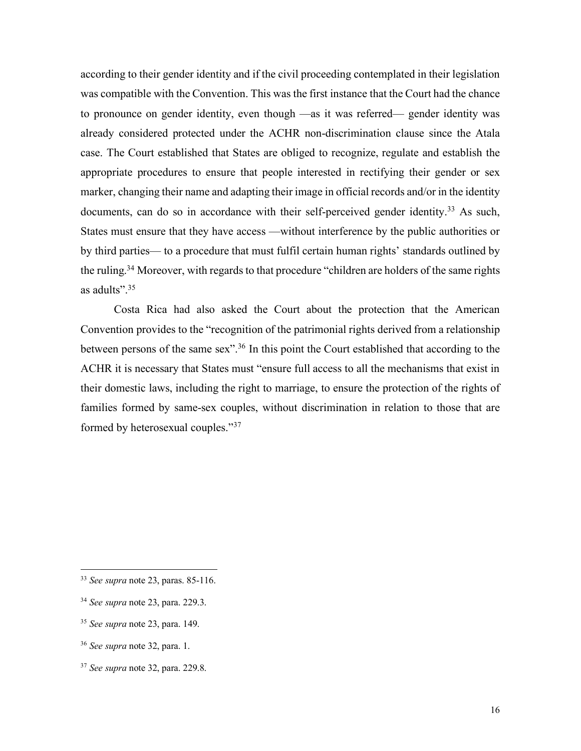according to their gender identity and if the civil proceeding contemplated in their legislation was compatible with the Convention. This was the first instance that the Court had the chance to pronounce on gender identity, even though —as it was referred— gender identity was already considered protected under the ACHR non-discrimination clause since the Atala case. The Court established that States are obliged to recognize, regulate and establish the appropriate procedures to ensure that people interested in rectifying their gender or sex marker, changing their name and adapting their image in official records and/or in the identity documents, can do so in accordance with their self-perceived gender identity.[33] As such, States must ensure that they have access —without interference by the public authorities or by third parties— to a procedure that must fulfil certain human rights' standards outlined by the ruling.[34] Moreover, with regards to that procedure "children are holders of the same rights as adults".[35]

Costa Rica had also asked the Court about the protection that the American Convention provides to the "recognition of the patrimonial rights derived from a relationship between persons of the same sex".[36] In this point the Court established that according to the ACHR it is necessary that States must "ensure full access to all the mechanisms that exist in their domestic laws, including the right to marriage, to ensure the protection of the rights of families formed by same-sex couples, without discrimination in relation to those that are formed by heterosexual couples."[37]

---

[33] *See supra* note 23, paras. 85-116.

[34] *See supra* note 23, para. 229.3.

[35] *See supra* note 23, para. 149.

[36] *See supra* note 32, para. 1.

[37] *See supra* note 32, para. 229.8.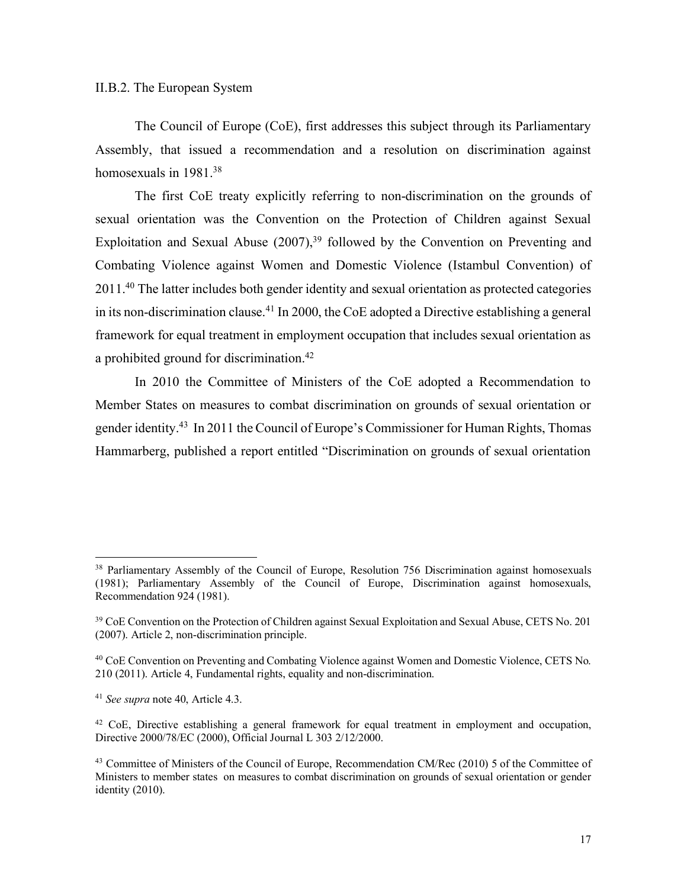II.B.2. The European System

The Council of Europe (CoE), first addresses this subject through its Parliamentary Assembly, that issued a recommendation and a resolution on discrimination against homosexuals in 1981.[38]

The first CoE treaty explicitly referring to non-discrimination on the grounds of sexual orientation was the Convention on the Protection of Children against Sexual Exploitation and Sexual Abuse (2007),[39] followed by the Convention on Preventing and Combating Violence against Women and Domestic Violence (Istambul Convention) of 2011.[40] The latter includes both gender identity and sexual orientation as protected categories in its non-discrimination clause.[41] In 2000, the CoE adopted a Directive establishing a general framework for equal treatment in employment occupation that includes sexual orientation as a prohibited ground for discrimination.[42]

In 2010 the Committee of Ministers of the CoE adopted a Recommendation to Member States on measures to combat discrimination on grounds of sexual orientation or gender identity.[43] In 2011 the Council of Europe's Commissioner for Human Rights, Thomas Hammarberg, published a report entitled "Discrimination on grounds of sexual orientation

---

[38] Parliamentary Assembly of the Council of Europe, Resolution 756 Discrimination against homosexuals (1981); Parliamentary Assembly of the Council of Europe, Discrimination against homosexuals, Recommendation 924 (1981).

[39] CoE Convention on the Protection of Children against Sexual Exploitation and Sexual Abuse, CETS No. 201 (2007). Article 2, non-discrimination principle.

[40] CoE Convention on Preventing and Combating Violence against Women and Domestic Violence, CETS No. 210 (2011). Article 4, Fundamental rights, equality and non-discrimination.

[41] *See supra* note 40, Article 4.3.

[42] CoE, Directive establishing a general framework for equal treatment in employment and occupation, Directive 2000/78/EC (2000), Official Journal L 303 2/12/2000.

[43] Committee of Ministers of the Council of Europe, Recommendation CM/Rec (2010) 5 of the Committee of Ministers to member states on measures to combat discrimination on grounds of sexual orientation or gender identity (2010).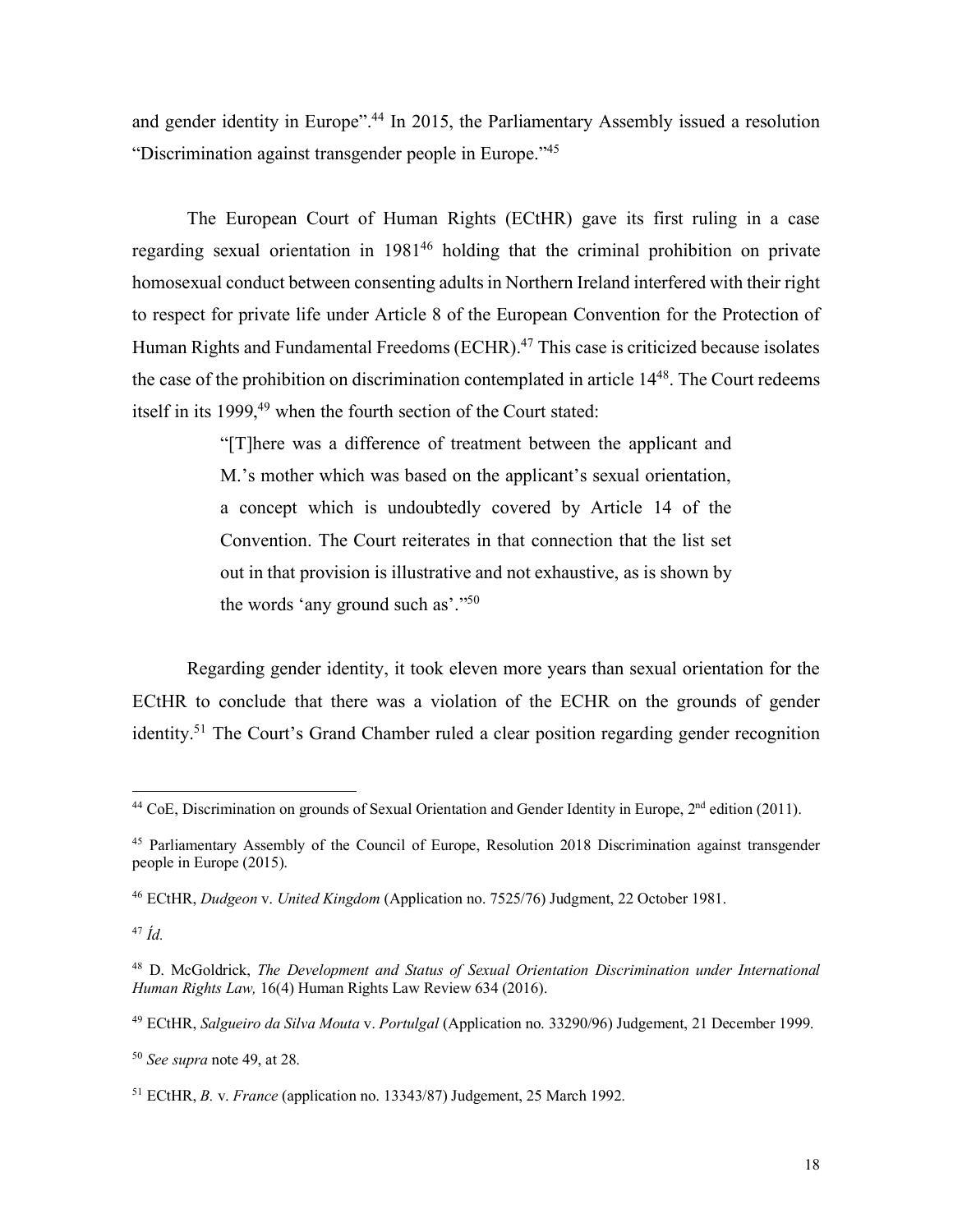and gender identity in Europe".[44] In 2015, the Parliamentary Assembly issued a resolution "Discrimination against transgender people in Europe."[45]

The European Court of Human Rights (ECtHR) gave its first ruling in a case regarding sexual orientation in 1981[46] holding that the criminal prohibition on private homosexual conduct between consenting adults in Northern Ireland interfered with their right to respect for private life under Article 8 of the European Convention for the Protection of Human Rights and Fundamental Freedoms (ECHR).[47] This case is criticized because isolates the case of the prohibition on discrimination contemplated in article 14[48]. The Court redeems itself in its 1999,[49] when the fourth section of the Court stated:

> "[T]here was a difference of treatment between the applicant and M.'s mother which was based on the applicant's sexual orientation, a concept which is undoubtedly covered by Article 14 of the Convention. The Court reiterates in that connection that the list set out in that provision is illustrative and not exhaustive, as is shown by the words 'any ground such as'."[50]

Regarding gender identity, it took eleven more years than sexual orientation for the ECtHR to conclude that there was a violation of the ECHR on the grounds of gender identity.[51] The Court's Grand Chamber ruled a clear position regarding gender recognition

---

[44] CoE, Discrimination on grounds of Sexual Orientation and Gender Identity in Europe, 2nd edition (2011).

[45] Parliamentary Assembly of the Council of Europe, Resolution 2018 Discrimination against transgender people in Europe (2015).

[46] ECtHR, *Dudgeon* v. *United Kingdom* (Application no. 7525/76) Judgment, 22 October 1981.

[47] *Íd.*

[48] D. McGoldrick, *The Development and Status of Sexual Orientation Discrimination under International Human Rights Law,* 16(4) Human Rights Law Review 634 (2016).

[49] ECtHR, *Salgueiro da Silva Mouta* v. *Portulgal* (Application no. 33290/96) Judgement, 21 December 1999.

[50] *See supra* note 49, at 28.

[51] ECtHR, *B.* v. *France* (application no. 13343/87) Judgement, 25 March 1992.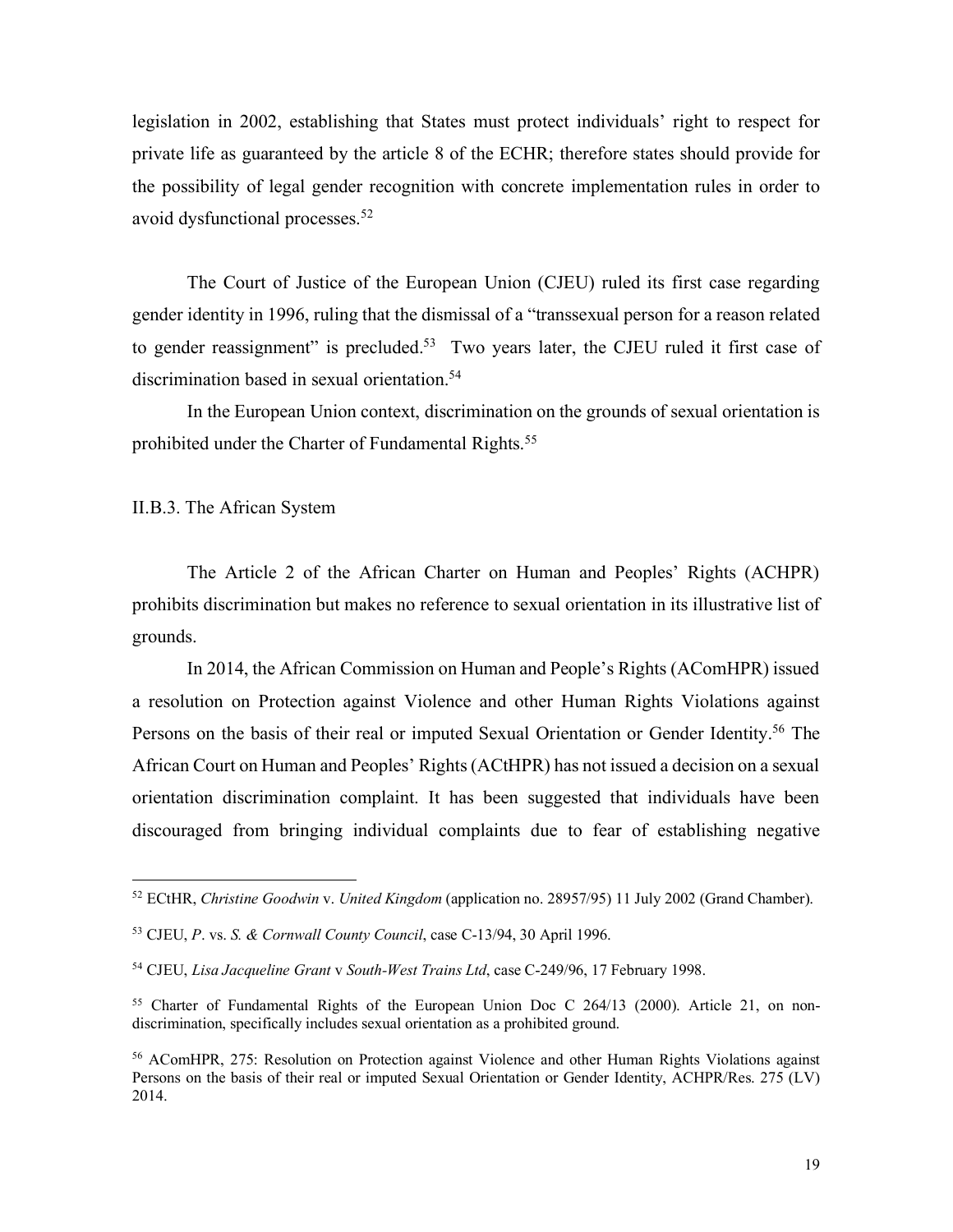legislation in 2002, establishing that States must protect individuals' right to respect for private life as guaranteed by the article 8 of the ECHR; therefore states should provide for the possibility of legal gender recognition with concrete implementation rules in order to avoid dysfunctional processes.[52]

The Court of Justice of the European Union (CJEU) ruled its first case regarding gender identity in 1996, ruling that the dismissal of a "transsexual person for a reason related to gender reassignment" is precluded.[53] Two years later, the CJEU ruled it first case of discrimination based in sexual orientation.[54]

In the European Union context, discrimination on the grounds of sexual orientation is prohibited under the Charter of Fundamental Rights.[55]

### II.B.3. The African System

The Article 2 of the African Charter on Human and Peoples' Rights (ACHPR) prohibits discrimination but makes no reference to sexual orientation in its illustrative list of grounds.

In 2014, the African Commission on Human and People's Rights (AComHPR) issued a resolution on Protection against Violence and other Human Rights Violations against Persons on the basis of their real or imputed Sexual Orientation or Gender Identity.[56] The African Court on Human and Peoples' Rights (ACtHPR) has not issued a decision on a sexual orientation discrimination complaint. It has been suggested that individuals have been discouraged from bringing individual complaints due to fear of establishing negative

---

[52] ECtHR, *Christine Goodwin* v. *United Kingdom* (application no. 28957/95) 11 July 2002 (Grand Chamber).

[53] CJEU, *P*. vs. *S. & Cornwall County Council*, case C-13/94, 30 April 1996.

[54] CJEU, *Lisa Jacqueline Grant* v *South-West Trains Ltd*, case C-249/96, 17 February 1998.

[55] Charter of Fundamental Rights of the European Union Doc C 264/13 (2000). Article 21, on non-discrimination, specifically includes sexual orientation as a prohibited ground.

[56] AComHPR, 275: Resolution on Protection against Violence and other Human Rights Violations against Persons on the basis of their real or imputed Sexual Orientation or Gender Identity, ACHPR/Res. 275 (LV) 2014.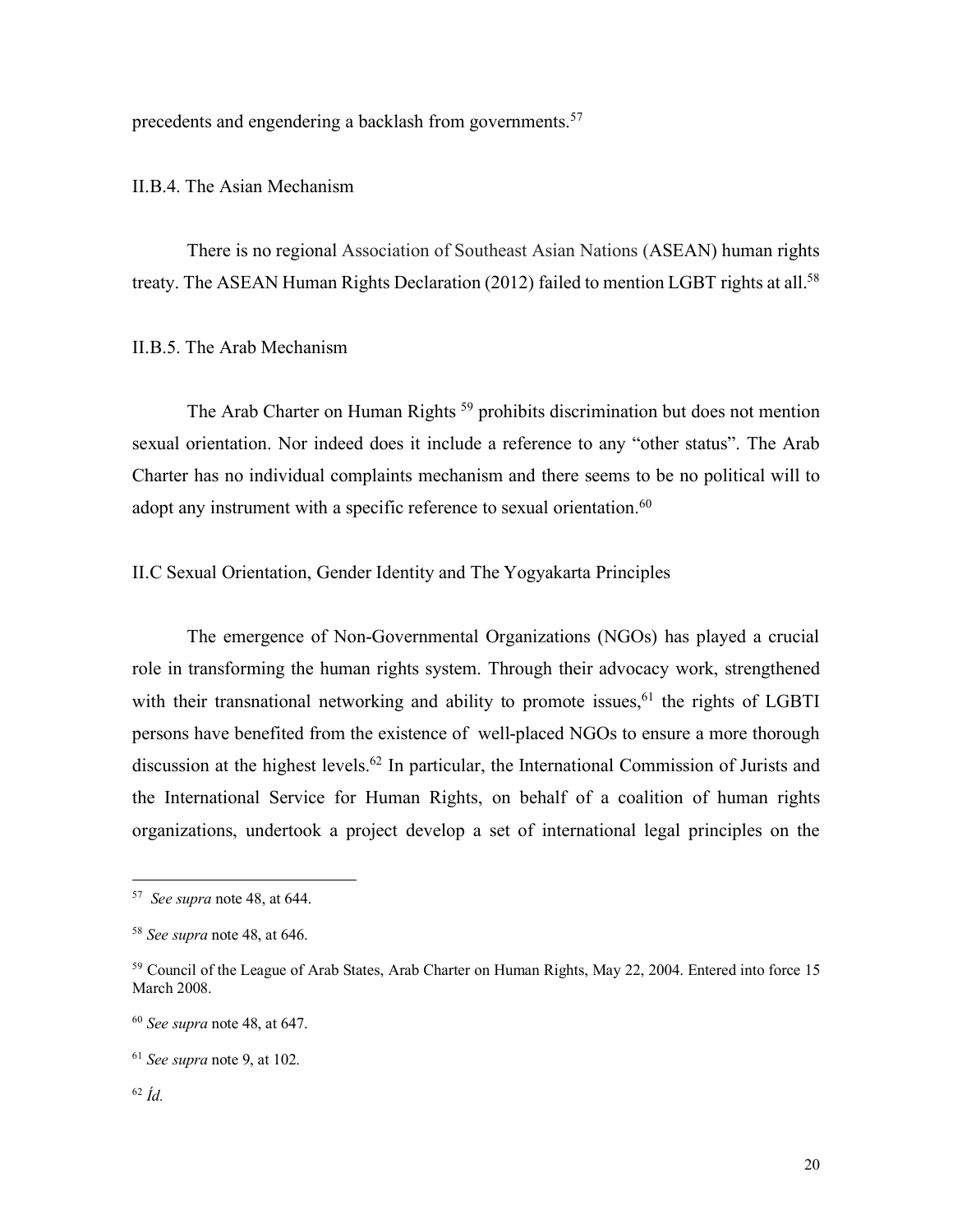precedents and engendering a backlash from governments.[57]

### II.B.4. The Asian Mechanism

There is no regional Association of Southeast Asian Nations (ASEAN) human rights treaty. The ASEAN Human Rights Declaration (2012) failed to mention LGBT rights at all.[58]

### II.B.5. The Arab Mechanism

The Arab Charter on Human Rights [59] prohibits discrimination but does not mention sexual orientation. Nor indeed does it include a reference to any "other status". The Arab Charter has no individual complaints mechanism and there seems to be no political will to adopt any instrument with a specific reference to sexual orientation.[60]

## II.C Sexual Orientation, Gender Identity and The Yogyakarta Principles

The emergence of Non-Governmental Organizations (NGOs) has played a crucial role in transforming the human rights system. Through their advocacy work, strengthened with their transnational networking and ability to promote issues,[61] the rights of LGBTI persons have benefited from the existence of well-placed NGOs to ensure a more thorough discussion at the highest levels.[62] In particular, the International Commission of Jurists and the International Service for Human Rights, on behalf of a coalition of human rights organizations, undertook a project develop a set of international legal principles on the

---

[57] *See supra* note 48, at 644.

[58] *See supra* note 48, at 646.

[59] Council of the League of Arab States, Arab Charter on Human Rights, May 22, 2004. Entered into force 15 March 2008.

[60] *See supra* note 48, at 647.

[61] *See supra* note 9, at 102.

[62] *Íd.*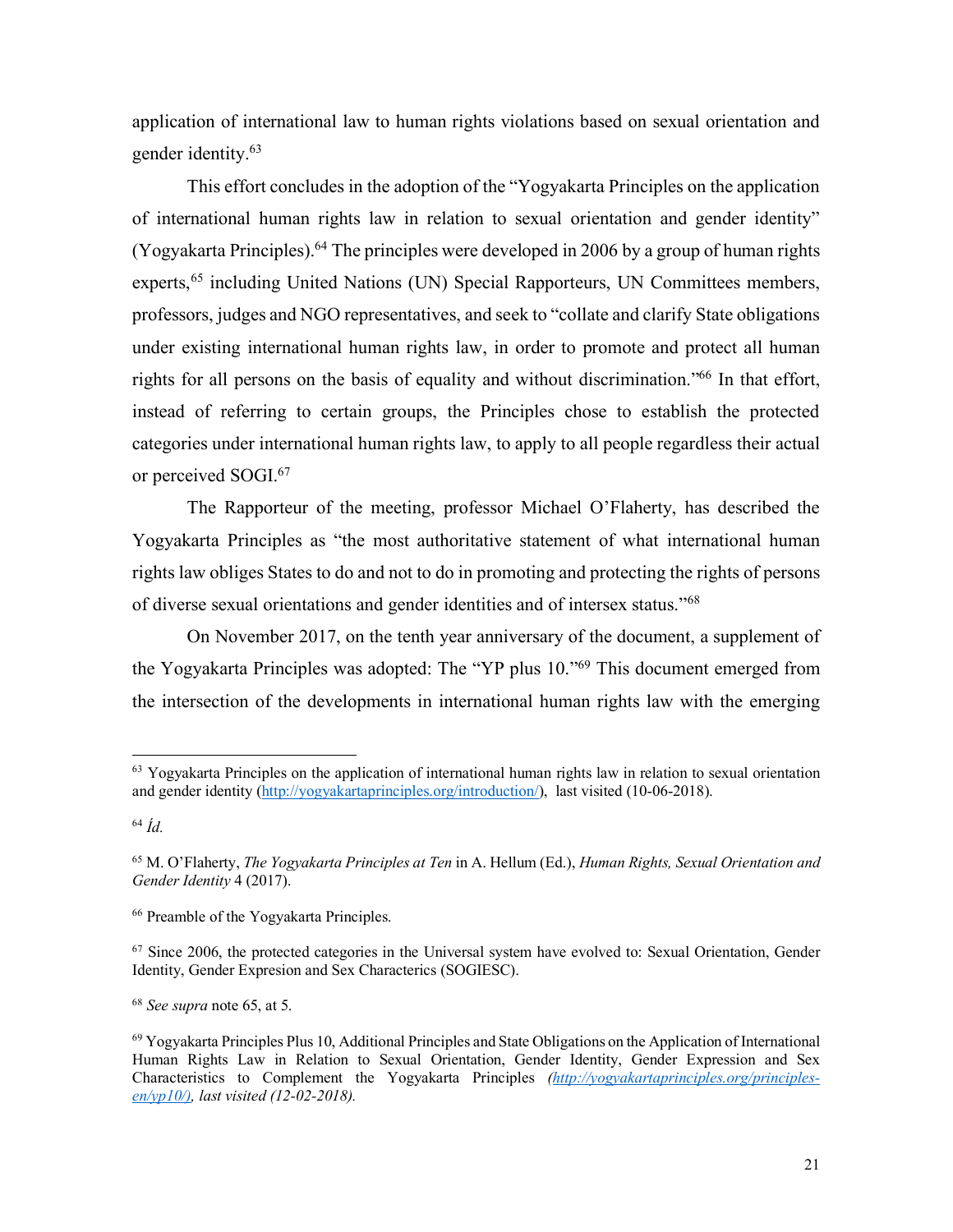application of international law to human rights violations based on sexual orientation and gender identity.[63]

This effort concludes in the adoption of the "Yogyakarta Principles on the application of international human rights law in relation to sexual orientation and gender identity" (Yogyakarta Principles).[64] The principles were developed in 2006 by a group of human rights experts,[65] including United Nations (UN) Special Rapporteurs, UN Committees members, professors, judges and NGO representatives, and seek to "collate and clarify State obligations under existing international human rights law, in order to promote and protect all human rights for all persons on the basis of equality and without discrimination."[66] In that effort, instead of referring to certain groups, the Principles chose to establish the protected categories under international human rights law, to apply to all people regardless their actual or perceived SOGI.[67]

The Rapporteur of the meeting, professor Michael O'Flaherty, has described the Yogyakarta Principles as "the most authoritative statement of what international human rights law obliges States to do and not to do in promoting and protecting the rights of persons of diverse sexual orientations and gender identities and of intersex status."[68]

On November 2017, on the tenth year anniversary of the document, a supplement of the Yogyakarta Principles was adopted: The "YP plus 10."[69] This document emerged from the intersection of the developments in international human rights law with the emerging

---

[63] Yogyakarta Principles on the application of international human rights law in relation to sexual orientation and gender identity (http://yogyakartaprinciples.org/introduction/), last visited (10-06-2018).

[64] *Íd.*

[65] M. O'Flaherty, *The Yogyakarta Principles at Ten* in A. Hellum (Ed.), *Human Rights, Sexual Orientation and Gender Identity* 4 (2017).

[66] Preamble of the Yogyakarta Principles.

[67] Since 2006, the protected categories in the Universal system have evolved to: Sexual Orientation, Gender Identity, Gender Expresion and Sex Characterics (SOGIESC).

[68] *See supra* note 65, at 5.

[69] Yogyakarta Principles Plus 10, Additional Principles and State Obligations on the Application of International Human Rights Law in Relation to Sexual Orientation, Gender Identity, Gender Expression and Sex Characteristics to Complement the Yogyakarta Principles *(http://yogyakartaprinciples.org/principles-en/yp10/), last visited (12-02-2018).*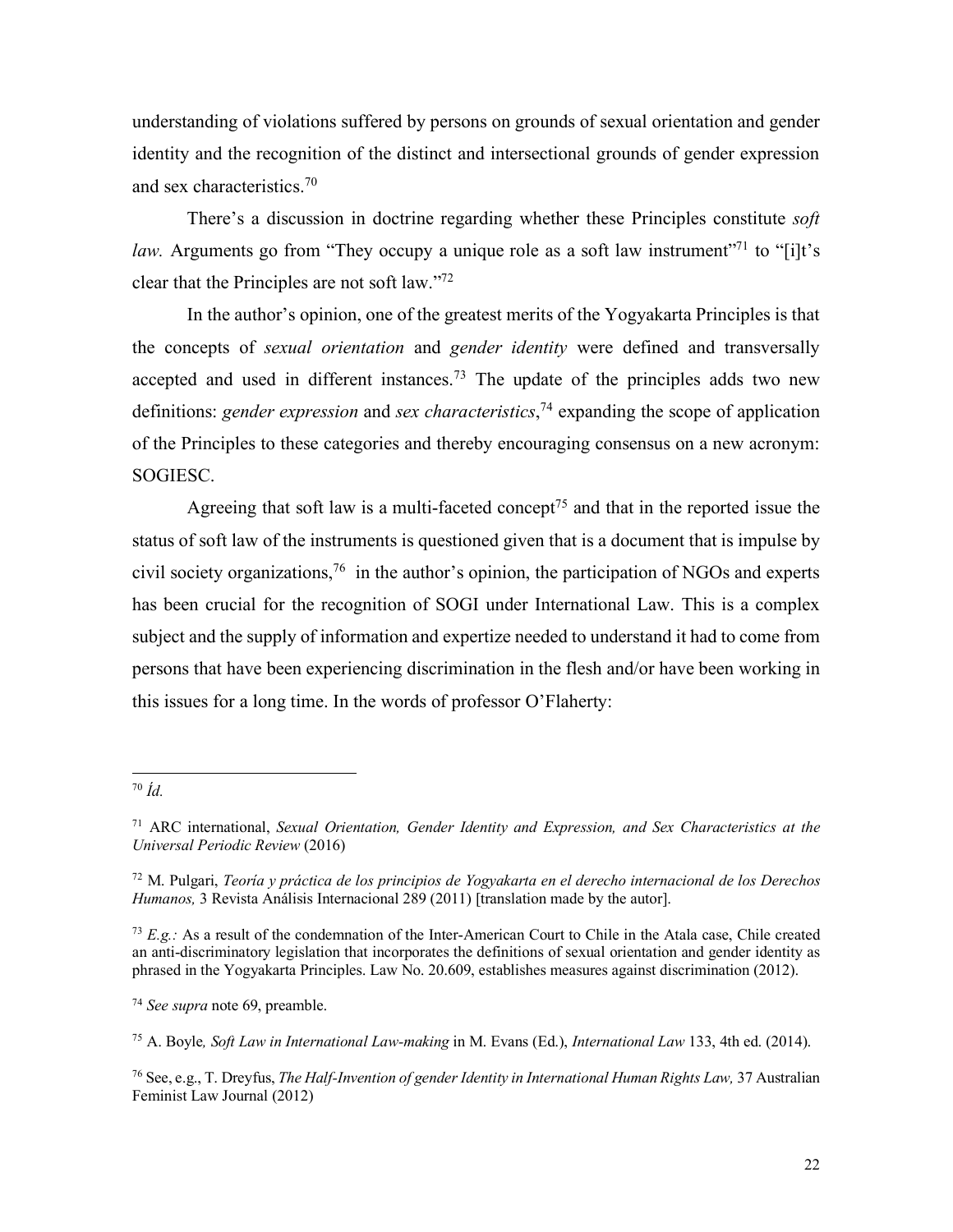understanding of violations suffered by persons on grounds of sexual orientation and gender identity and the recognition of the distinct and intersectional grounds of gender expression and sex characteristics.[70]

There's a discussion in doctrine regarding whether these Principles constitute *soft law.* Arguments go from "They occupy a unique role as a soft law instrument"[71] to "[i]t's clear that the Principles are not soft law."[72]

In the author's opinion, one of the greatest merits of the Yogyakarta Principles is that the concepts of *sexual orientation* and *gender identity* were defined and transversally accepted and used in different instances.[73] The update of the principles adds two new definitions: *gender expression* and *sex characteristics*,[74] expanding the scope of application of the Principles to these categories and thereby encouraging consensus on a new acronym: SOGIESC.

Agreeing that soft law is a multi-faceted concept[75] and that in the reported issue the status of soft law of the instruments is questioned given that is a document that is impulse by civil society organizations,[76] in the author's opinion, the participation of NGOs and experts has been crucial for the recognition of SOGI under International Law. This is a complex subject and the supply of information and expertize needed to understand it had to come from persons that have been experiencing discrimination in the flesh and/or have been working in this issues for a long time. In the words of professor O'Flaherty:

---

[70] *Íd.*

[71] ARC international, *Sexual Orientation, Gender Identity and Expression, and Sex Characteristics at the Universal Periodic Review* (2016)

[72] M. Pulgari, *Teoría y práctica de los principios de Yogyakarta en el derecho internacional de los Derechos Humanos,* 3 Revista Análisis Internacional 289 (2011) [translation made by the autor].

[73] *E.g.:* As a result of the condemnation of the Inter-American Court to Chile in the Atala case, Chile created an anti-discriminatory legislation that incorporates the definitions of sexual orientation and gender identity as phrased in the Yogyakarta Principles. Law No. 20.609, establishes measures against discrimination (2012).

[74] *See supra* note 69, preamble.

[75] A. Boyle*, Soft Law in International Law-making* in M. Evans (Ed.), *International Law* 133, 4th ed. (2014).

[76] See, e.g., T. Dreyfus, *The Half-Invention of gender Identity in International Human Rights Law,* 37 Australian Feminist Law Journal (2012)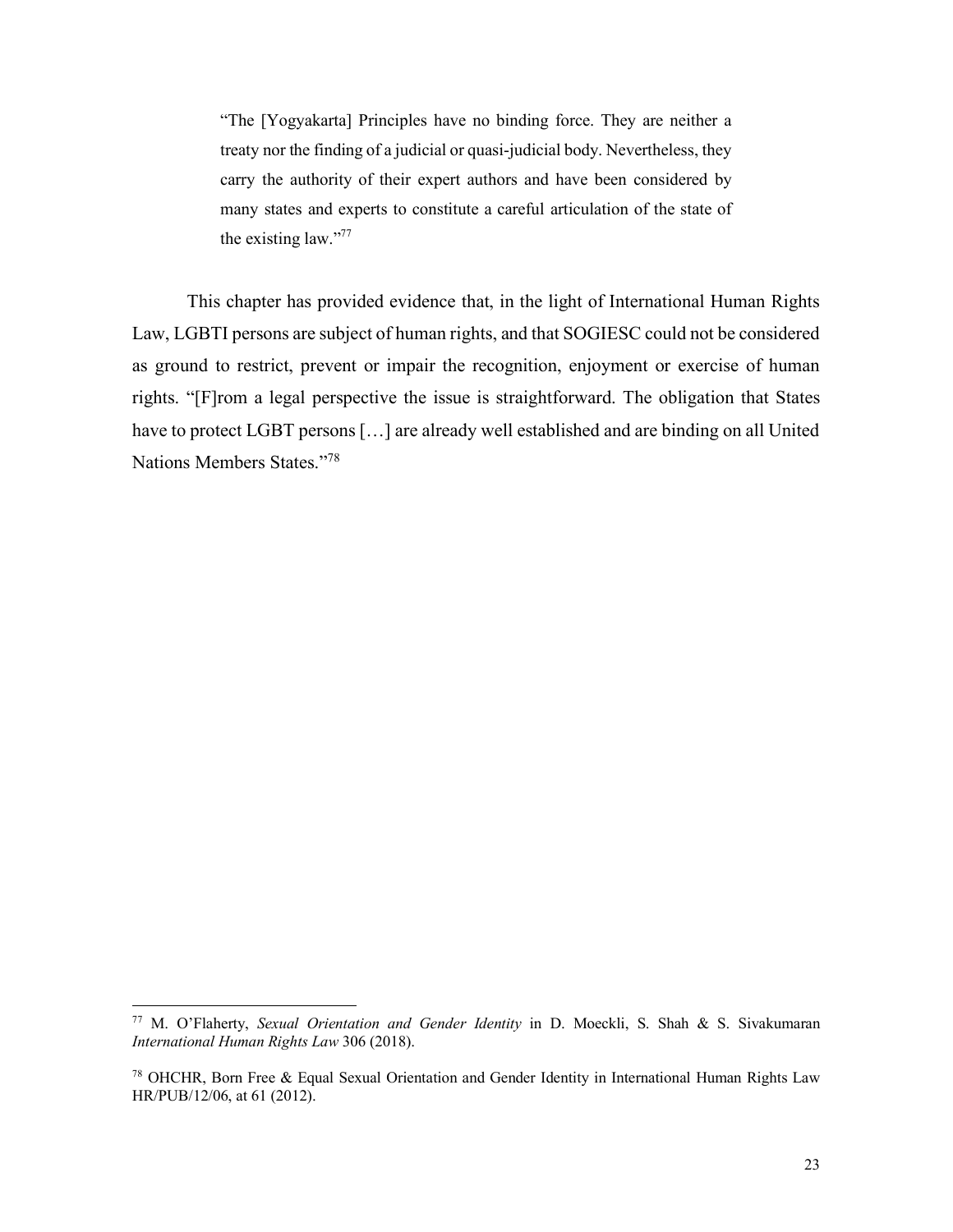> "The [Yogyakarta] Principles have no binding force. They are neither a treaty nor the finding of a judicial or quasi-judicial body. Nevertheless, they carry the authority of their expert authors and have been considered by many states and experts to constitute a careful articulation of the state of the existing law."[77]

This chapter has provided evidence that, in the light of International Human Rights Law, LGBTI persons are subject of human rights, and that SOGIESC could not be considered as ground to restrict, prevent or impair the recognition, enjoyment or exercise of human rights. "[F]rom a legal perspective the issue is straightforward. The obligation that States have to protect LGBT persons […] are already well established and are binding on all United Nations Members States."[78]

---

[77] M. O'Flaherty, *Sexual Orientation and Gender Identity* in D. Moeckli, S. Shah & S. Sivakumaran *International Human Rights Law* 306 (2018).

[78] OHCHR, Born Free & Equal Sexual Orientation and Gender Identity in International Human Rights Law HR/PUB/12/06, at 61 (2012).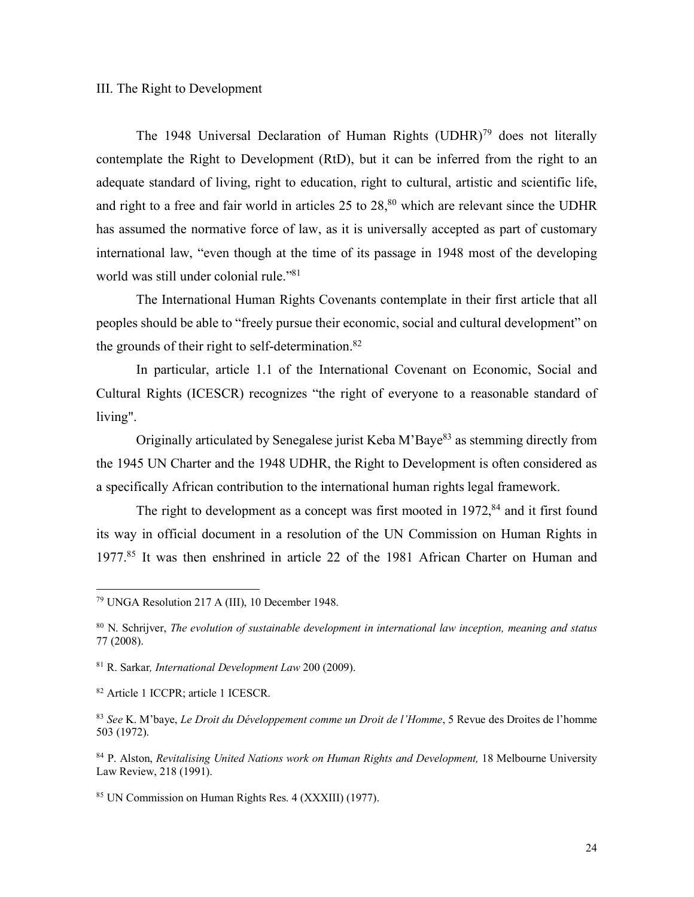## III. The Right to Development

The 1948 Universal Declaration of Human Rights (UDHR)[79] does not literally contemplate the Right to Development (RtD), but it can be inferred from the right to an adequate standard of living, right to education, right to cultural, artistic and scientific life, and right to a free and fair world in articles 25 to 28,[80] which are relevant since the UDHR has assumed the normative force of law, as it is universally accepted as part of customary international law, "even though at the time of its passage in 1948 most of the developing world was still under colonial rule."[81]

The International Human Rights Covenants contemplate in their first article that all peoples should be able to "freely pursue their economic, social and cultural development" on the grounds of their right to self-determination.[82]

In particular, article 1.1 of the International Covenant on Economic, Social and Cultural Rights (ICESCR) recognizes "the right of everyone to a reasonable standard of living".

Originally articulated by Senegalese jurist Keba M'Baye[83] as stemming directly from the 1945 UN Charter and the 1948 UDHR, the Right to Development is often considered as a specifically African contribution to the international human rights legal framework.

The right to development as a concept was first mooted in 1972,[84] and it first found its way in official document in a resolution of the UN Commission on Human Rights in 1977.[85] It was then enshrined in article 22 of the 1981 African Charter on Human and

---

[79] UNGA Resolution 217 A (III), 10 December 1948.

[80] N. Schrijver, *The evolution of sustainable development in international law inception, meaning and status* 77 (2008).

[81] R. Sarkar*, International Development Law* 200 (2009).

[82] Article 1 ICCPR; article 1 ICESCR.

[83] *See* K. M'baye, *Le Droit du Développement comme un Droit de l'Homme*, 5 Revue des Droites de l'homme 503 (1972).

[84] P. Alston, *Revitalising United Nations work on Human Rights and Development,* 18 Melbourne University Law Review, 218 (1991).

[85] UN Commission on Human Rights Res. 4 (XXXIII) (1977).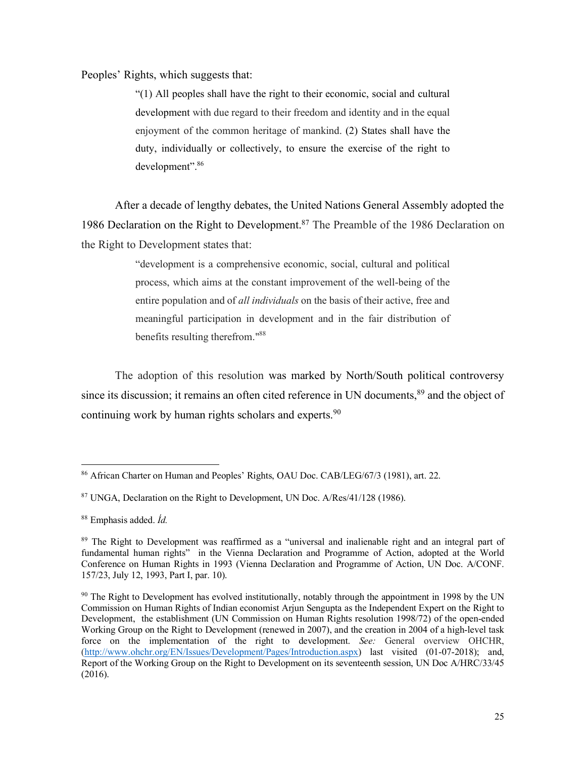Peoples' Rights, which suggests that:

> "(1) All peoples shall have the right to their economic, social and cultural development with due regard to their freedom and identity and in the equal enjoyment of the common heritage of mankind. (2) States shall have the duty, individually or collectively, to ensure the exercise of the right to development".[86]

After a decade of lengthy debates, the United Nations General Assembly adopted the 1986 Declaration on the Right to Development.[87] The Preamble of the 1986 Declaration on the Right to Development states that:

> "development is a comprehensive economic, social, cultural and political process, which aims at the constant improvement of the well-being of the entire population and of *all individuals* on the basis of their active, free and meaningful participation in development and in the fair distribution of benefits resulting therefrom."[88]

The adoption of this resolution was marked by North/South political controversy since its discussion; it remains an often cited reference in UN documents,[89] and the object of continuing work by human rights scholars and experts.[90]

---

[86] African Charter on Human and Peoples' Rights, OAU Doc. CAB/LEG/67/3 (1981), art. 22.

[87] UNGA, Declaration on the Right to Development, UN Doc. A/Res/41/128 (1986).

[88] Emphasis added. *Íd.*

[89] The Right to Development was reaffirmed as a "universal and inalienable right and an integral part of fundamental human rights" in the Vienna Declaration and Programme of Action, adopted at the World Conference on Human Rights in 1993 (Vienna Declaration and Programme of Action, UN Doc. A/CONF. 157/23, July 12, 1993, Part I, par. 10).

[90] The Right to Development has evolved institutionally, notably through the appointment in 1998 by the UN Commission on Human Rights of Indian economist Arjun Sengupta as the Independent Expert on the Right to Development, the establishment (UN Commission on Human Rights resolution 1998/72) of the open-ended Working Group on the Right to Development (renewed in 2007), and the creation in 2004 of a high-level task force on the implementation of the right to development. *See:* General overview OHCHR, (http://www.ohchr.org/EN/Issues/Development/Pages/Introduction.aspx) last visited (01-07-2018); and, Report of the Working Group on the Right to Development on its seventeenth session, UN Doc A/HRC/33/45 (2016).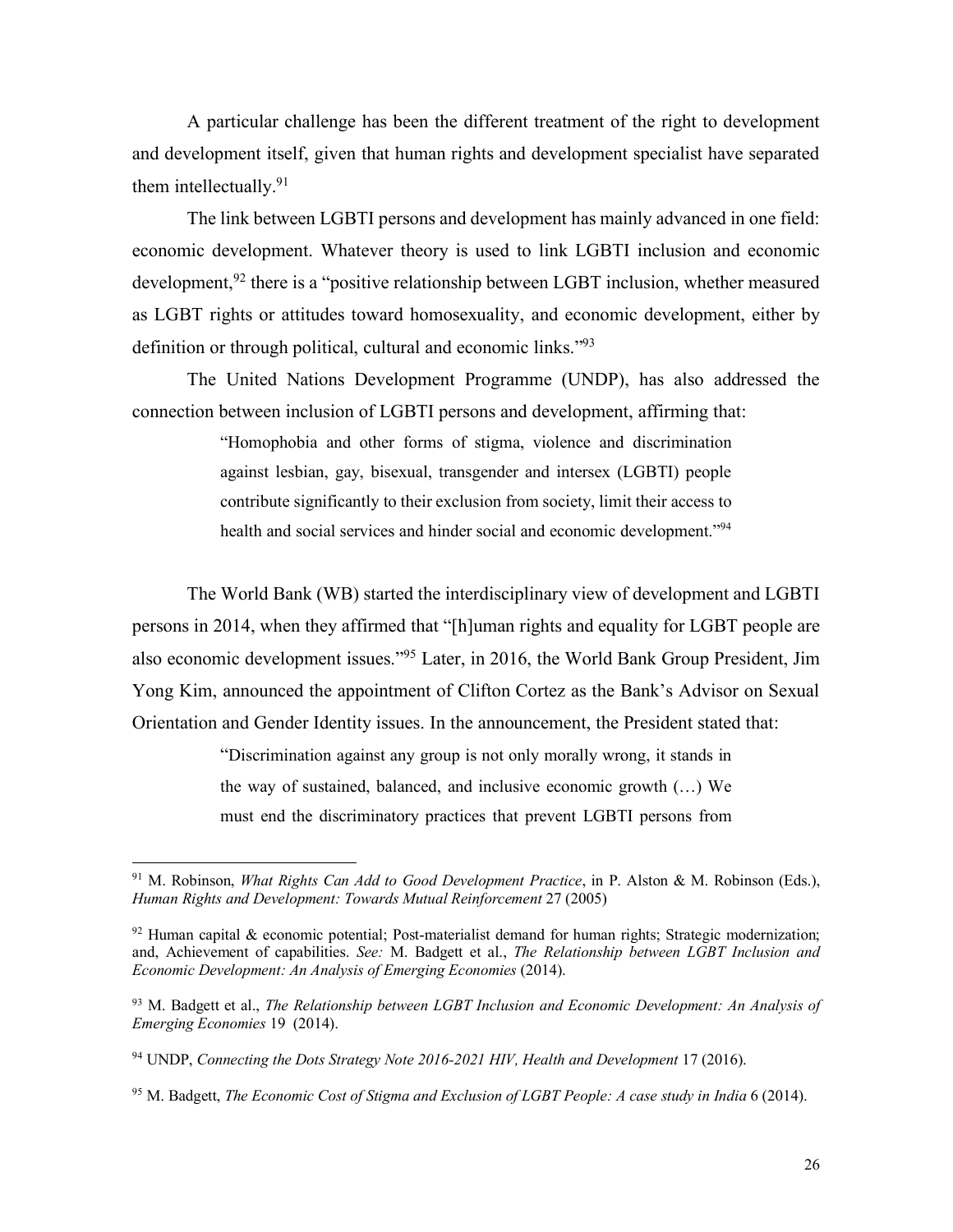A particular challenge has been the different treatment of the right to development and development itself, given that human rights and development specialist have separated them intellectually.[91]

The link between LGBTI persons and development has mainly advanced in one field: economic development. Whatever theory is used to link LGBTI inclusion and economic development,[92] there is a "positive relationship between LGBT inclusion, whether measured as LGBT rights or attitudes toward homosexuality, and economic development, either by definition or through political, cultural and economic links."[93]

The United Nations Development Programme (UNDP), has also addressed the connection between inclusion of LGBTI persons and development, affirming that:

> "Homophobia and other forms of stigma, violence and discrimination against lesbian, gay, bisexual, transgender and intersex (LGBTI) people contribute significantly to their exclusion from society, limit their access to health and social services and hinder social and economic development."[94]

The World Bank (WB) started the interdisciplinary view of development and LGBTI persons in 2014, when they affirmed that "[h]uman rights and equality for LGBT people are also economic development issues."[95] Later, in 2016, the World Bank Group President, Jim Yong Kim, announced the appointment of Clifton Cortez as the Bank's Advisor on Sexual Orientation and Gender Identity issues. In the announcement, the President stated that:

> "Discrimination against any group is not only morally wrong, it stands in the way of sustained, balanced, and inclusive economic growth (…) We must end the discriminatory practices that prevent LGBTI persons from

---

[91] M. Robinson, *What Rights Can Add to Good Development Practice*, in P. Alston & M. Robinson (Eds.), *Human Rights and Development: Towards Mutual Reinforcement* 27 (2005)

[92] Human capital & economic potential; Post-materialist demand for human rights; Strategic modernization; and, Achievement of capabilities. *See:* M. Badgett et al., *The Relationship between LGBT Inclusion and Economic Development: An Analysis of Emerging Economies* (2014).

[93] M. Badgett et al., *The Relationship between LGBT Inclusion and Economic Development: An Analysis of Emerging Economies* 19 (2014).

[94] UNDP, *Connecting the Dots Strategy Note 2016-2021 HIV, Health and Development* 17 (2016).

[95] M. Badgett, *The Economic Cost of Stigma and Exclusion of LGBT People: A case study in India* 6 (2014).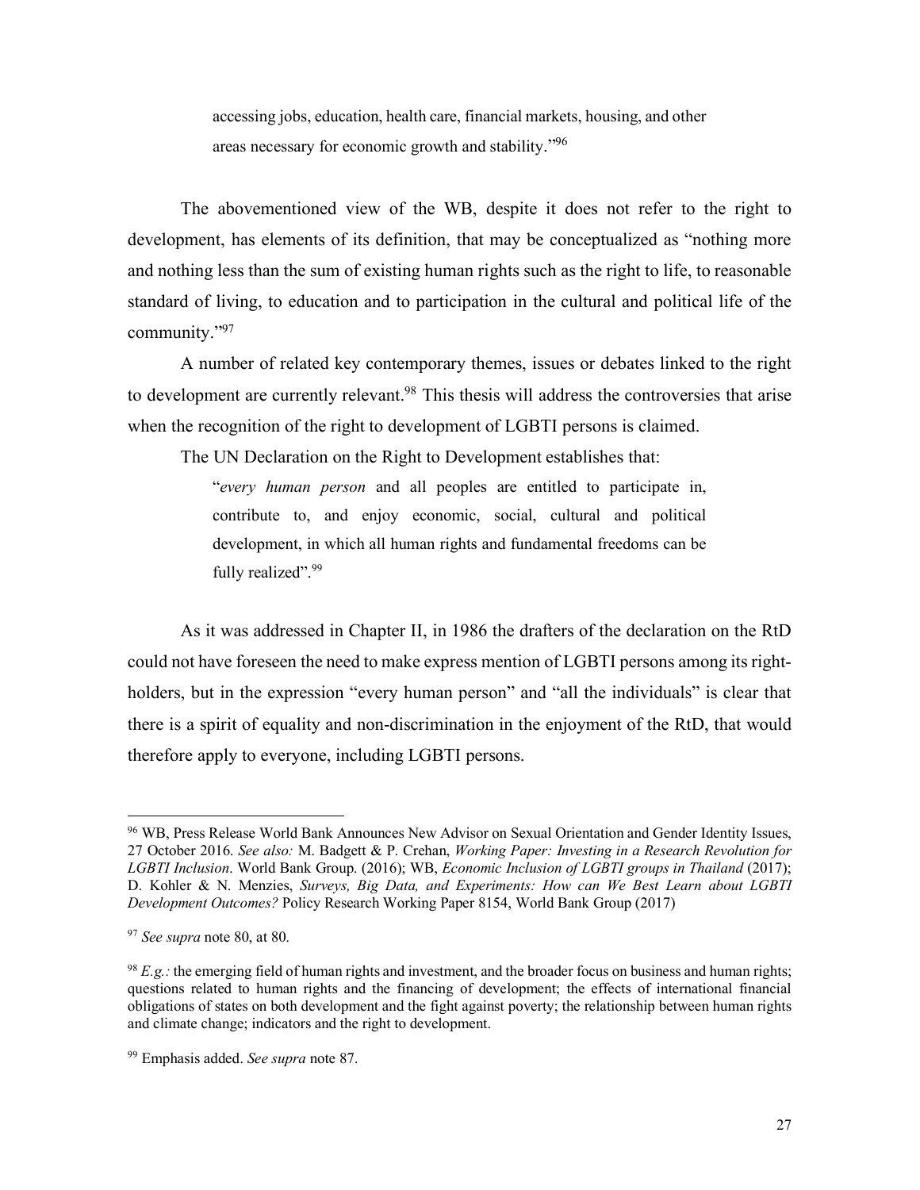> accessing jobs, education, health care, financial markets, housing, and other areas necessary for economic growth and stability."[96]

The abovementioned view of the WB, despite it does not refer to the right to development, has elements of its definition, that may be conceptualized as "nothing more and nothing less than the sum of existing human rights such as the right to life, to reasonable standard of living, to education and to participation in the cultural and political life of the community."[97]

A number of related key contemporary themes, issues or debates linked to the right to development are currently relevant.[98] This thesis will address the controversies that arise when the recognition of the right to development of LGBTI persons is claimed.

The UN Declaration on the Right to Development establishes that:

> "*every human person* and all peoples are entitled to participate in, contribute to, and enjoy economic, social, cultural and political development, in which all human rights and fundamental freedoms can be fully realized".[99]

As it was addressed in Chapter II, in 1986 the drafters of the declaration on the RtD could not have foreseen the need to make express mention of LGBTI persons among its right-holders, but in the expression "every human person" and "all the individuals" is clear that there is a spirit of equality and non-discrimination in the enjoyment of the RtD, that would therefore apply to everyone, including LGBTI persons.

---

[96] WB, Press Release World Bank Announces New Advisor on Sexual Orientation and Gender Identity Issues, 27 October 2016. *See also:* M. Badgett & P. Crehan, *Working Paper: Investing in a Research Revolution for LGBTI Inclusion*. World Bank Group. (2016); WB, *Economic Inclusion of LGBTI groups in Thailand* (2017); D. Kohler & N. Menzies, *Surveys, Big Data, and Experiments: How can We Best Learn about LGBTI Development Outcomes?* Policy Research Working Paper 8154, World Bank Group (2017)

[97] *See supra* note 80, at 80.

[98] *E.g.:* the emerging field of human rights and investment, and the broader focus on business and human rights; questions related to human rights and the financing of development; the effects of international financial obligations of states on both development and the fight against poverty; the relationship between human rights and climate change; indicators and the right to development.

[99] Emphasis added. *See supra* note 87.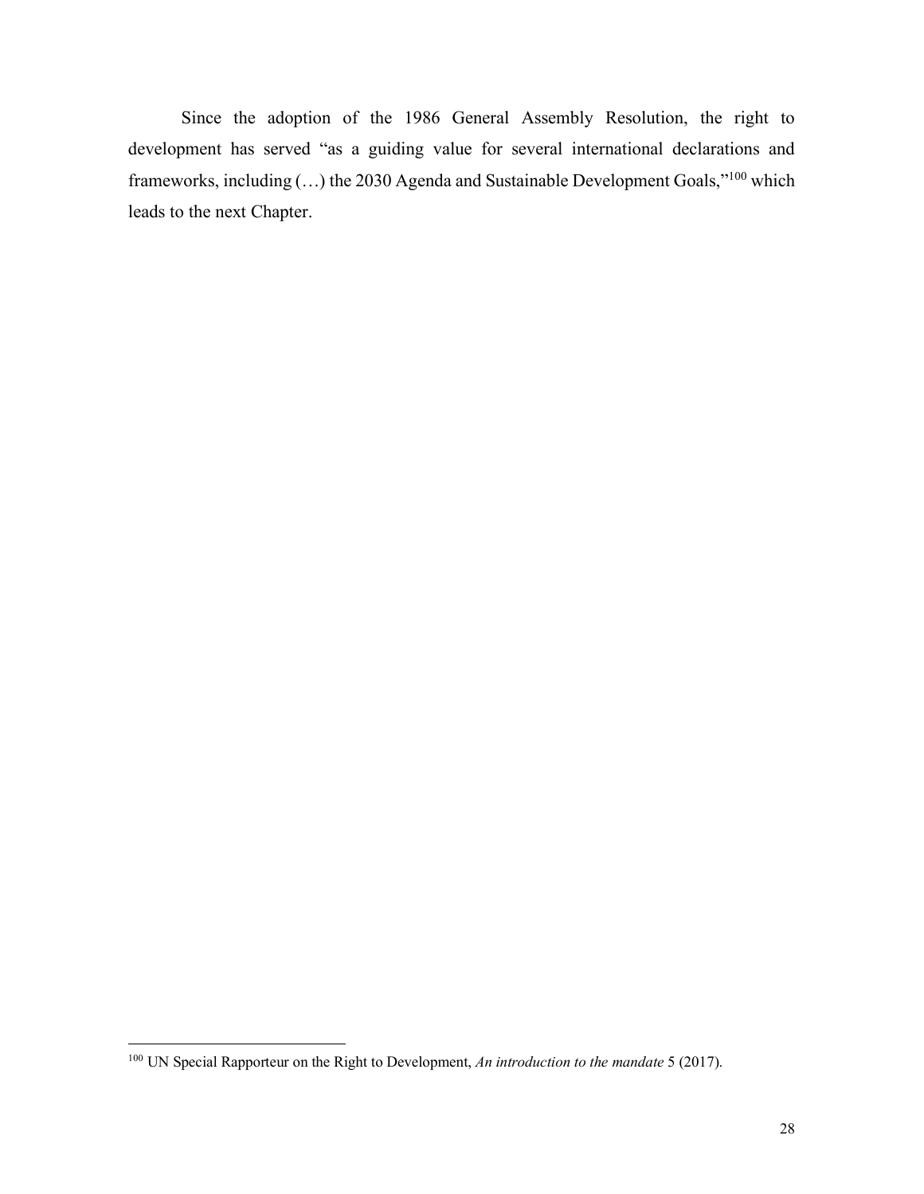Since the adoption of the 1986 General Assembly Resolution, the right to development has served "as a guiding value for several international declarations and frameworks, including (…) the 2030 Agenda and Sustainable Development Goals,"[100] which leads to the next Chapter.

---

[100] UN Special Rapporteur on the Right to Development, *An introduction to the mandate* 5 (2017).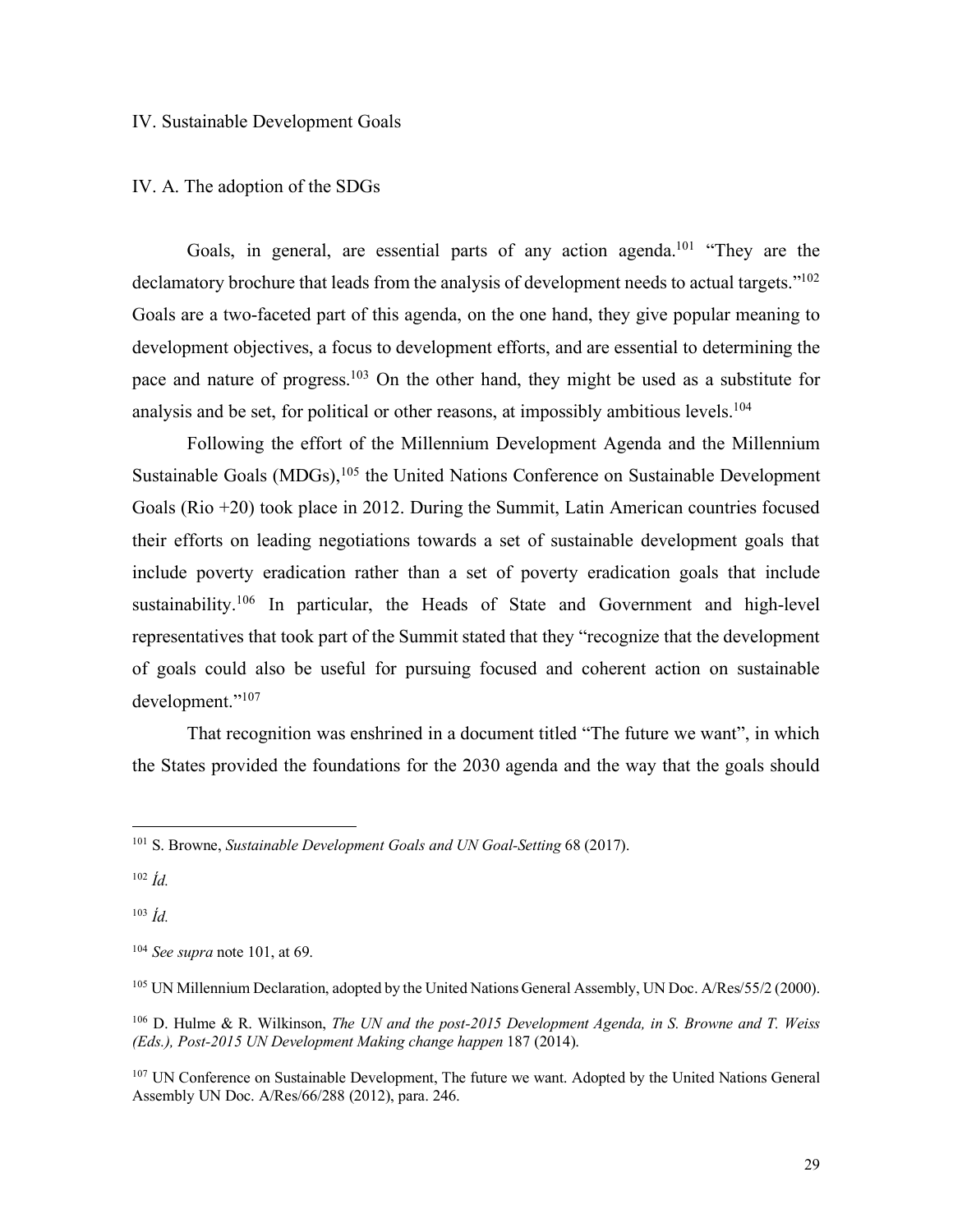## IV. Sustainable Development Goals

### IV. A. The adoption of the SDGs

Goals, in general, are essential parts of any action agenda.[101] "They are the declamatory brochure that leads from the analysis of development needs to actual targets."[102] Goals are a two-faceted part of this agenda, on the one hand, they give popular meaning to development objectives, a focus to development efforts, and are essential to determining the pace and nature of progress.[103] On the other hand, they might be used as a substitute for analysis and be set, for political or other reasons, at impossibly ambitious levels.[104]

Following the effort of the Millennium Development Agenda and the Millennium Sustainable Goals (MDGs),[105] the United Nations Conference on Sustainable Development Goals (Rio +20) took place in 2012. During the Summit, Latin American countries focused their efforts on leading negotiations towards a set of sustainable development goals that include poverty eradication rather than a set of poverty eradication goals that include sustainability.[106] In particular, the Heads of State and Government and high-level representatives that took part of the Summit stated that they "recognize that the development of goals could also be useful for pursuing focused and coherent action on sustainable development."[107]

That recognition was enshrined in a document titled "The future we want", in which the States provided the foundations for the 2030 agenda and the way that the goals should

---

[101] S. Browne, *Sustainable Development Goals and UN Goal-Setting* 68 (2017).

[102] *Íd.*

[103] *Íd.*

[104] *See supra* note 101, at 69.

[105] UN Millennium Declaration, adopted by the United Nations General Assembly, UN Doc. A/Res/55/2 (2000).

[106] D. Hulme & R. Wilkinson, *The UN and the post-2015 Development Agenda, in S. Browne and T. Weiss (Eds.), Post-2015 UN Development Making change happen* 187 (2014).

[107] UN Conference on Sustainable Development, The future we want. Adopted by the United Nations General Assembly UN Doc. A/Res/66/288 (2012), para. 246.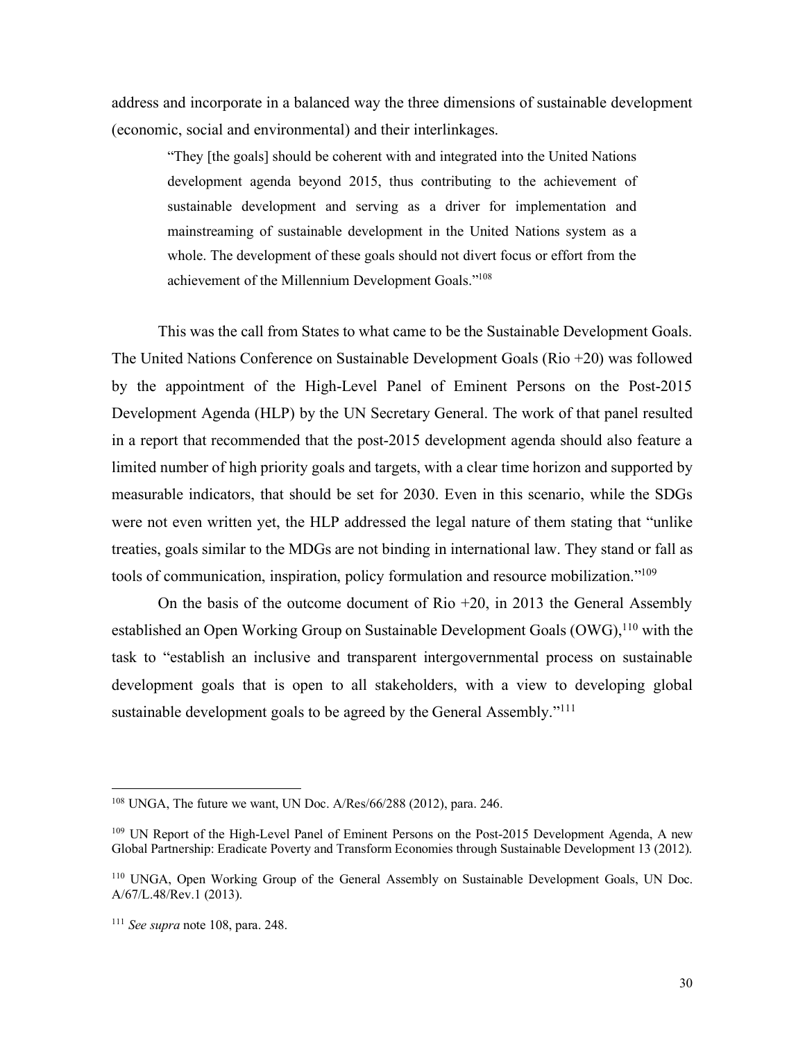address and incorporate in a balanced way the three dimensions of sustainable development (economic, social and environmental) and their interlinkages.

> "They [the goals] should be coherent with and integrated into the United Nations development agenda beyond 2015, thus contributing to the achievement of sustainable development and serving as a driver for implementation and mainstreaming of sustainable development in the United Nations system as a whole. The development of these goals should not divert focus or effort from the achievement of the Millennium Development Goals."[108]

This was the call from States to what came to be the Sustainable Development Goals. The United Nations Conference on Sustainable Development Goals (Rio +20) was followed by the appointment of the High-Level Panel of Eminent Persons on the Post-2015 Development Agenda (HLP) by the UN Secretary General. The work of that panel resulted in a report that recommended that the post-2015 development agenda should also feature a limited number of high priority goals and targets, with a clear time horizon and supported by measurable indicators, that should be set for 2030. Even in this scenario, while the SDGs were not even written yet, the HLP addressed the legal nature of them stating that "unlike treaties, goals similar to the MDGs are not binding in international law. They stand or fall as tools of communication, inspiration, policy formulation and resource mobilization."[109]

On the basis of the outcome document of Rio +20, in 2013 the General Assembly established an Open Working Group on Sustainable Development Goals (OWG),[110] with the task to "establish an inclusive and transparent intergovernmental process on sustainable development goals that is open to all stakeholders, with a view to developing global sustainable development goals to be agreed by the General Assembly."[111]

---

[108] UNGA, The future we want, UN Doc. A/Res/66/288 (2012), para. 246.

[109] UN Report of the High-Level Panel of Eminent Persons on the Post-2015 Development Agenda, A new Global Partnership: Eradicate Poverty and Transform Economies through Sustainable Development 13 (2012).

[110] UNGA, Open Working Group of the General Assembly on Sustainable Development Goals, UN Doc. A/67/L.48/Rev.1 (2013).

[111] *See supra* note 108, para. 248.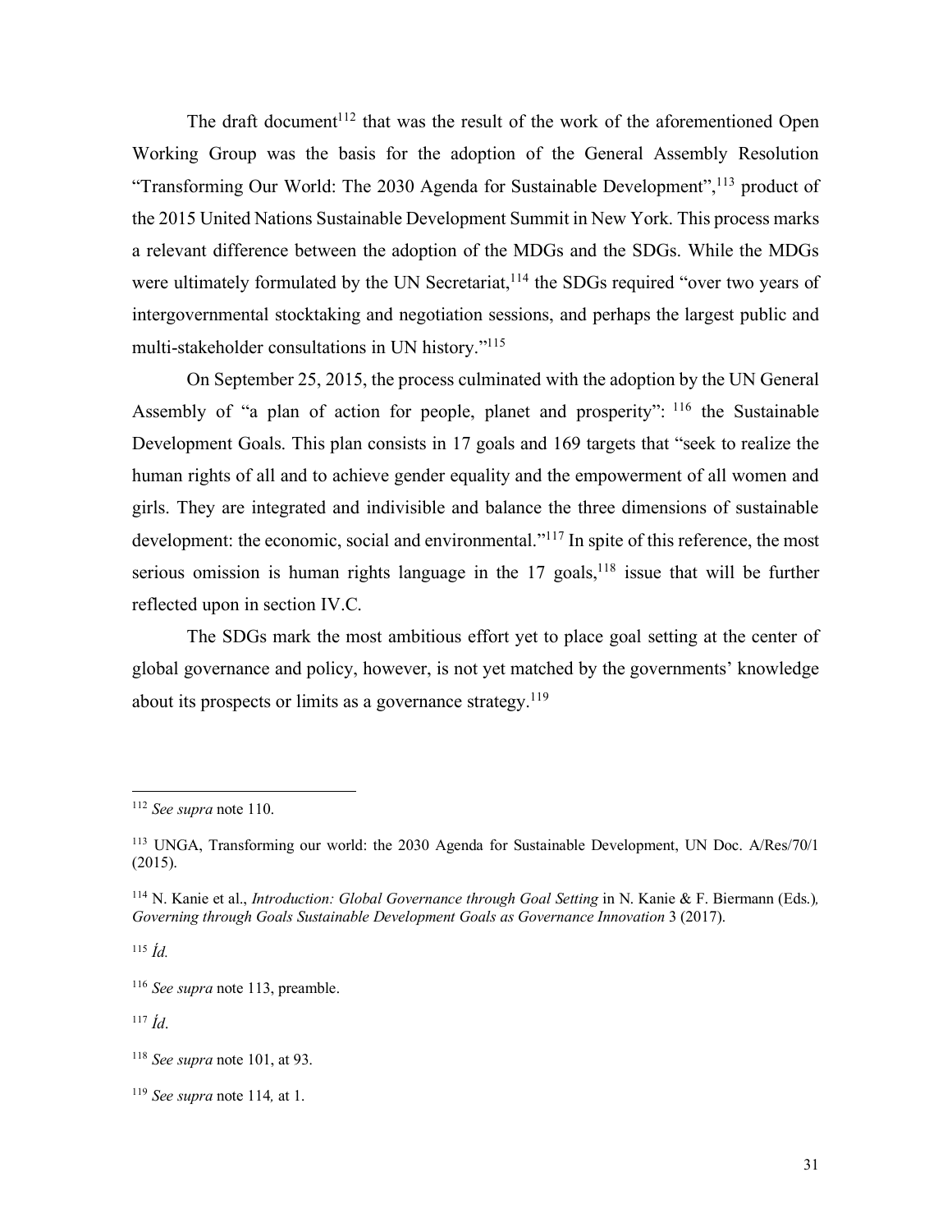The draft document[112] that was the result of the work of the aforementioned Open Working Group was the basis for the adoption of the General Assembly Resolution "Transforming Our World: The 2030 Agenda for Sustainable Development",[113] product of the 2015 United Nations Sustainable Development Summit in New York. This process marks a relevant difference between the adoption of the MDGs and the SDGs. While the MDGs were ultimately formulated by the UN Secretariat,[114] the SDGs required "over two years of intergovernmental stocktaking and negotiation sessions, and perhaps the largest public and multi-stakeholder consultations in UN history."[115]

On September 25, 2015, the process culminated with the adoption by the UN General Assembly of "a plan of action for people, planet and prosperity": [116] the Sustainable Development Goals. This plan consists in 17 goals and 169 targets that "seek to realize the human rights of all and to achieve gender equality and the empowerment of all women and girls. They are integrated and indivisible and balance the three dimensions of sustainable development: the economic, social and environmental."[117] In spite of this reference, the most serious omission is human rights language in the 17 goals,[118] issue that will be further reflected upon in section IV.C.

The SDGs mark the most ambitious effort yet to place goal setting at the center of global governance and policy, however, is not yet matched by the governments' knowledge about its prospects or limits as a governance strategy.[119]

---

[112] *See supra* note 110.

[113] UNGA, Transforming our world: the 2030 Agenda for Sustainable Development, UN Doc. A/Res/70/1 (2015).

[114] N. Kanie et al., *Introduction: Global Governance through Goal Setting* in N. Kanie & F. Biermann (Eds.)*, Governing through Goals Sustainable Development Goals as Governance Innovation* 3 (2017).

[115] *Íd.*

[116] *See supra* note 113, preamble.

[117] *Íd*.

[118] *See supra* note 101, at 93.

[119] *See supra* note 114*,* at 1.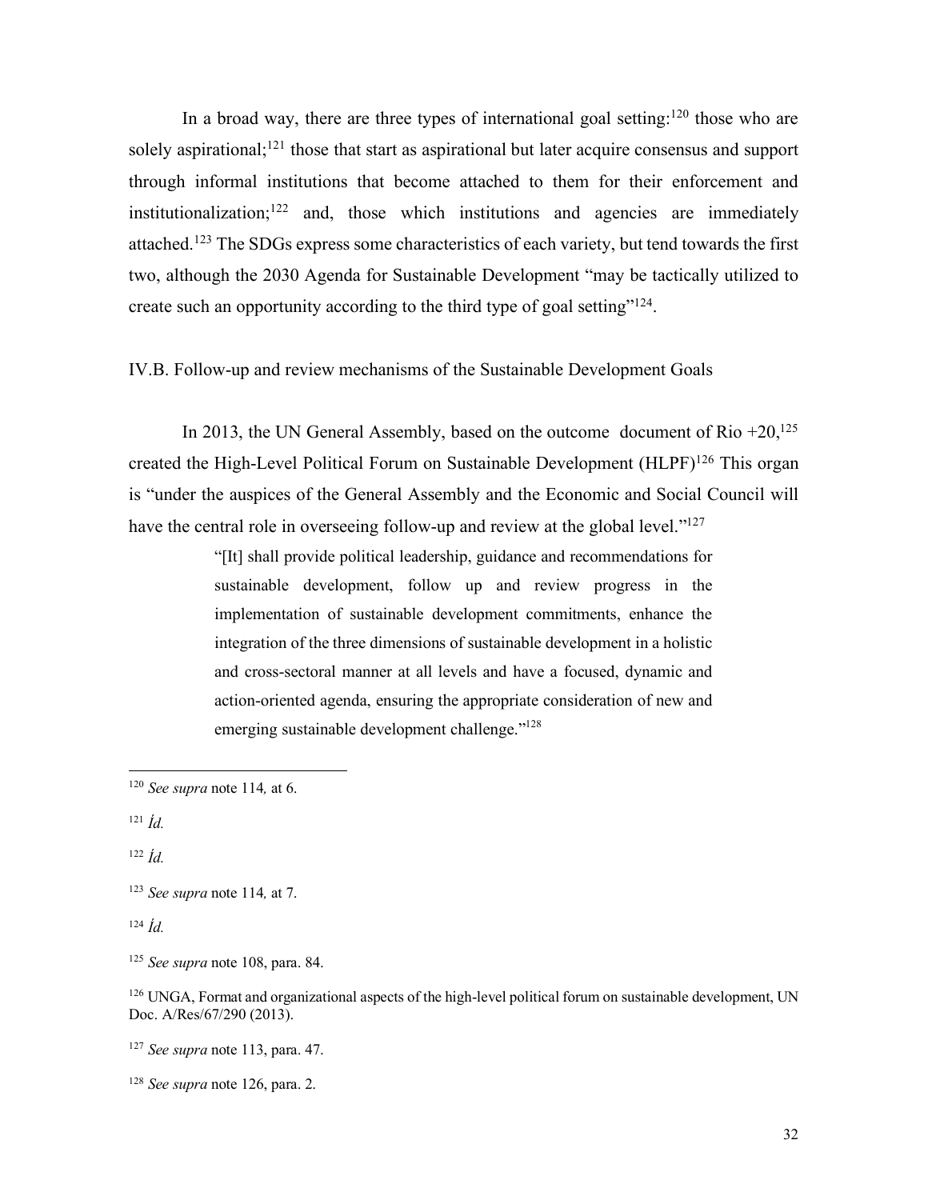In a broad way, there are three types of international goal setting:[120] those who are solely aspirational;[121] those that start as aspirational but later acquire consensus and support through informal institutions that become attached to them for their enforcement and institutionalization;[122] and, those which institutions and agencies are immediately attached.[123] The SDGs express some characteristics of each variety, but tend towards the first two, although the 2030 Agenda for Sustainable Development "may be tactically utilized to create such an opportunity according to the third type of goal setting"[124].

## IV.B. Follow-up and review mechanisms of the Sustainable Development Goals

In 2013, the UN General Assembly, based on the outcome document of Rio +20,[125] created the High-Level Political Forum on Sustainable Development (HLPF)[126] This organ is "under the auspices of the General Assembly and the Economic and Social Council will have the central role in overseeing follow-up and review at the global level."[127]

> "[It] shall provide political leadership, guidance and recommendations for sustainable development, follow up and review progress in the implementation of sustainable development commitments, enhance the integration of the three dimensions of sustainable development in a holistic and cross-sectoral manner at all levels and have a focused, dynamic and action-oriented agenda, ensuring the appropriate consideration of new and emerging sustainable development challenge."[128]

---

[120] *See supra* note 114*,* at 6.

[121] *Íd.*

[122] *Íd.*

[123] *See supra* note 114*,* at 7.

[124] *Íd.*

[125] *See supra* note 108, para. 84.

[126] UNGA, Format and organizational aspects of the high-level political forum on sustainable development, UN Doc. A/Res/67/290 (2013).

[127] *See supra* note 113, para. 47.

[128] *See supra* note 126, para. 2.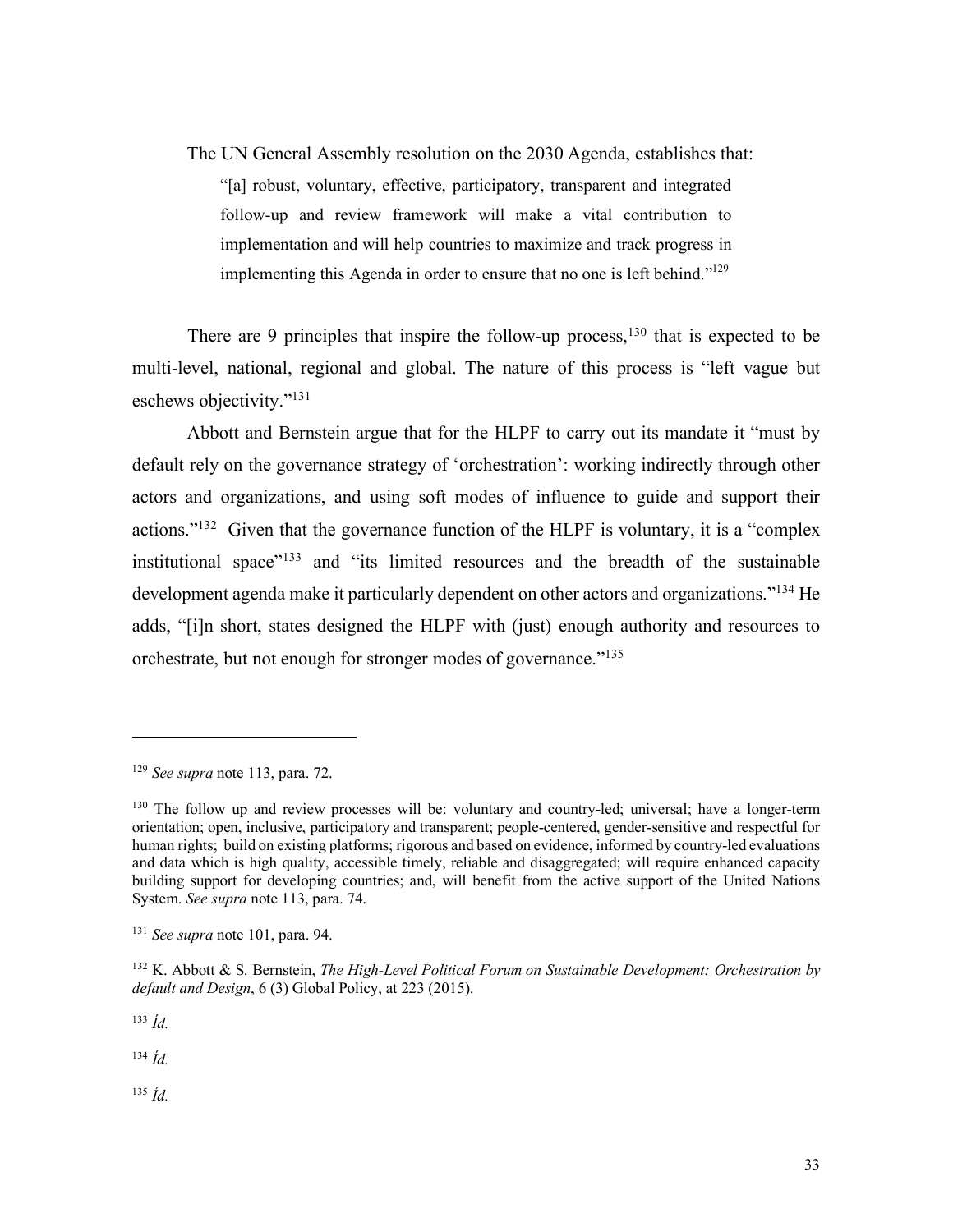The UN General Assembly resolution on the 2030 Agenda, establishes that:

> "[a] robust, voluntary, effective, participatory, transparent and integrated follow-up and review framework will make a vital contribution to implementation and will help countries to maximize and track progress in implementing this Agenda in order to ensure that no one is left behind."[129]

There are 9 principles that inspire the follow-up process,[130] that is expected to be multi-level, national, regional and global. The nature of this process is "left vague but eschews objectivity."[131]

Abbott and Bernstein argue that for the HLPF to carry out its mandate it "must by default rely on the governance strategy of 'orchestration': working indirectly through other actors and organizations, and using soft modes of influence to guide and support their actions."[132] Given that the governance function of the HLPF is voluntary, it is a "complex institutional space"[133] and "its limited resources and the breadth of the sustainable development agenda make it particularly dependent on other actors and organizations."[134] He adds, "[i]n short, states designed the HLPF with (just) enough authority and resources to orchestrate, but not enough for stronger modes of governance."[135]

---

[129] *See supra* note 113, para. 72.

[130] The follow up and review processes will be: voluntary and country-led; universal; have a longer-term orientation; open, inclusive, participatory and transparent; people-centered, gender-sensitive and respectful for human rights; build on existing platforms; rigorous and based on evidence, informed by country-led evaluations and data which is high quality, accessible timely, reliable and disaggregated; will require enhanced capacity building support for developing countries; and, will benefit from the active support of the United Nations System. *See supra* note 113, para. 74.

[131] *See supra* note 101, para. 94.

[132] K. Abbott & S. Bernstein, *The High-Level Political Forum on Sustainable Development: Orchestration by default and Design*, 6 (3) Global Policy, at 223 (2015).

[133] *Íd.*

[134] *Íd.*

[135] *Íd.*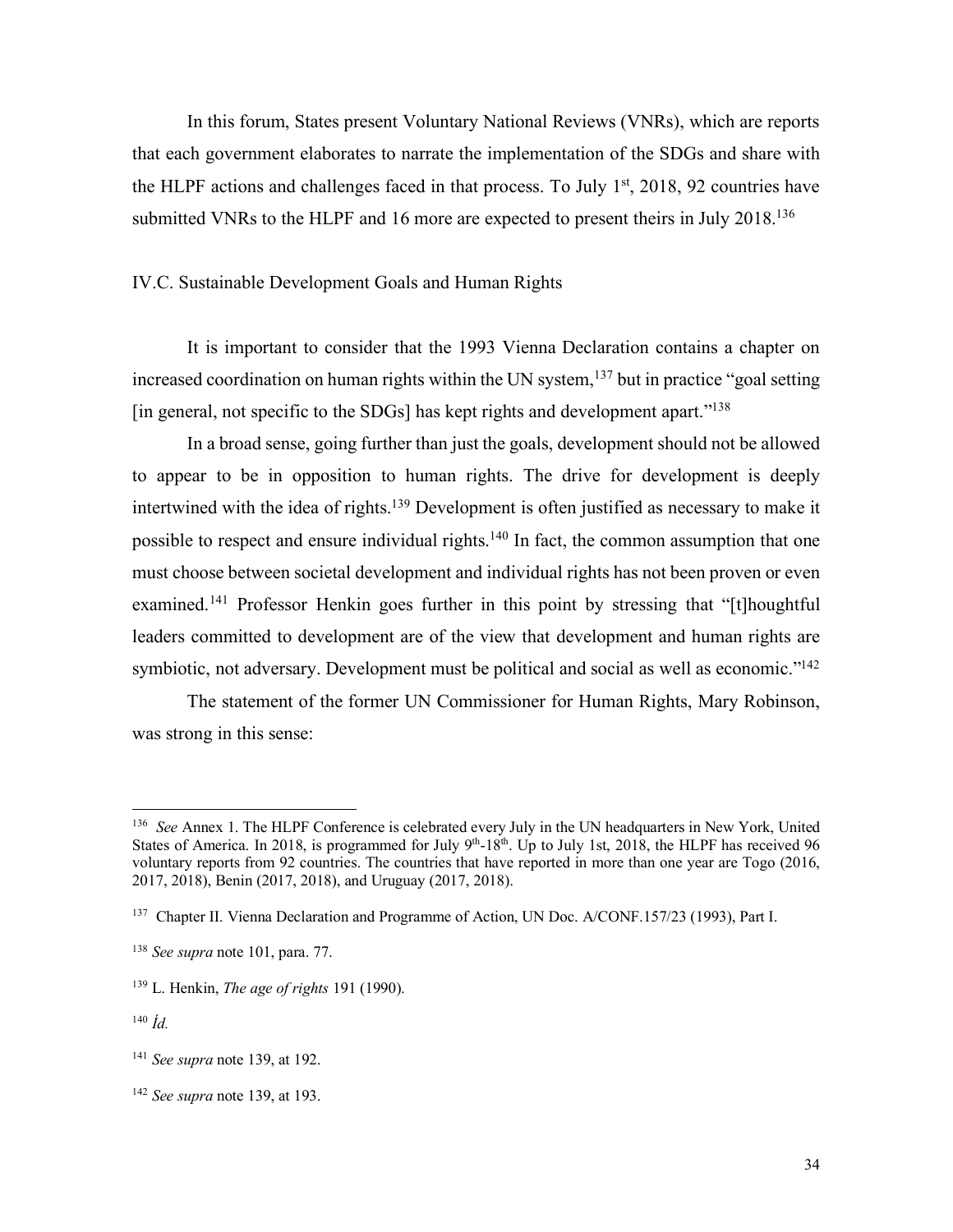In this forum, States present Voluntary National Reviews (VNRs), which are reports that each government elaborates to narrate the implementation of the SDGs and share with the HLPF actions and challenges faced in that process. To July 1st, 2018, 92 countries have submitted VNRs to the HLPF and 16 more are expected to present theirs in July 2018.[136]

### IV.C. Sustainable Development Goals and Human Rights

It is important to consider that the 1993 Vienna Declaration contains a chapter on increased coordination on human rights within the UN system,[137] but in practice "goal setting [in general, not specific to the SDGs] has kept rights and development apart."[138]

In a broad sense, going further than just the goals, development should not be allowed to appear to be in opposition to human rights. The drive for development is deeply intertwined with the idea of rights.[139] Development is often justified as necessary to make it possible to respect and ensure individual rights.[140] In fact, the common assumption that one must choose between societal development and individual rights has not been proven or even examined.[141] Professor Henkin goes further in this point by stressing that "[t]houghtful leaders committed to development are of the view that development and human rights are symbiotic, not adversary. Development must be political and social as well as economic."[142]

The statement of the former UN Commissioner for Human Rights, Mary Robinson, was strong in this sense:

---

[136] *See* Annex 1. The HLPF Conference is celebrated every July in the UN headquarters in New York, United States of America. In 2018, is programmed for July 9th-18th. Up to July 1st, 2018, the HLPF has received 96 voluntary reports from 92 countries. The countries that have reported in more than one year are Togo (2016, 2017, 2018), Benin (2017, 2018), and Uruguay (2017, 2018).

[137] Chapter II. Vienna Declaration and Programme of Action, UN Doc. A/CONF.157/23 (1993), Part I.

[138] *See supra* note 101, para. 77.

[139] L. Henkin, *The age of rights* 191 (1990).

[140] *Íd.*

[141] *See supra* note 139, at 192.

[142] *See supra* note 139, at 193.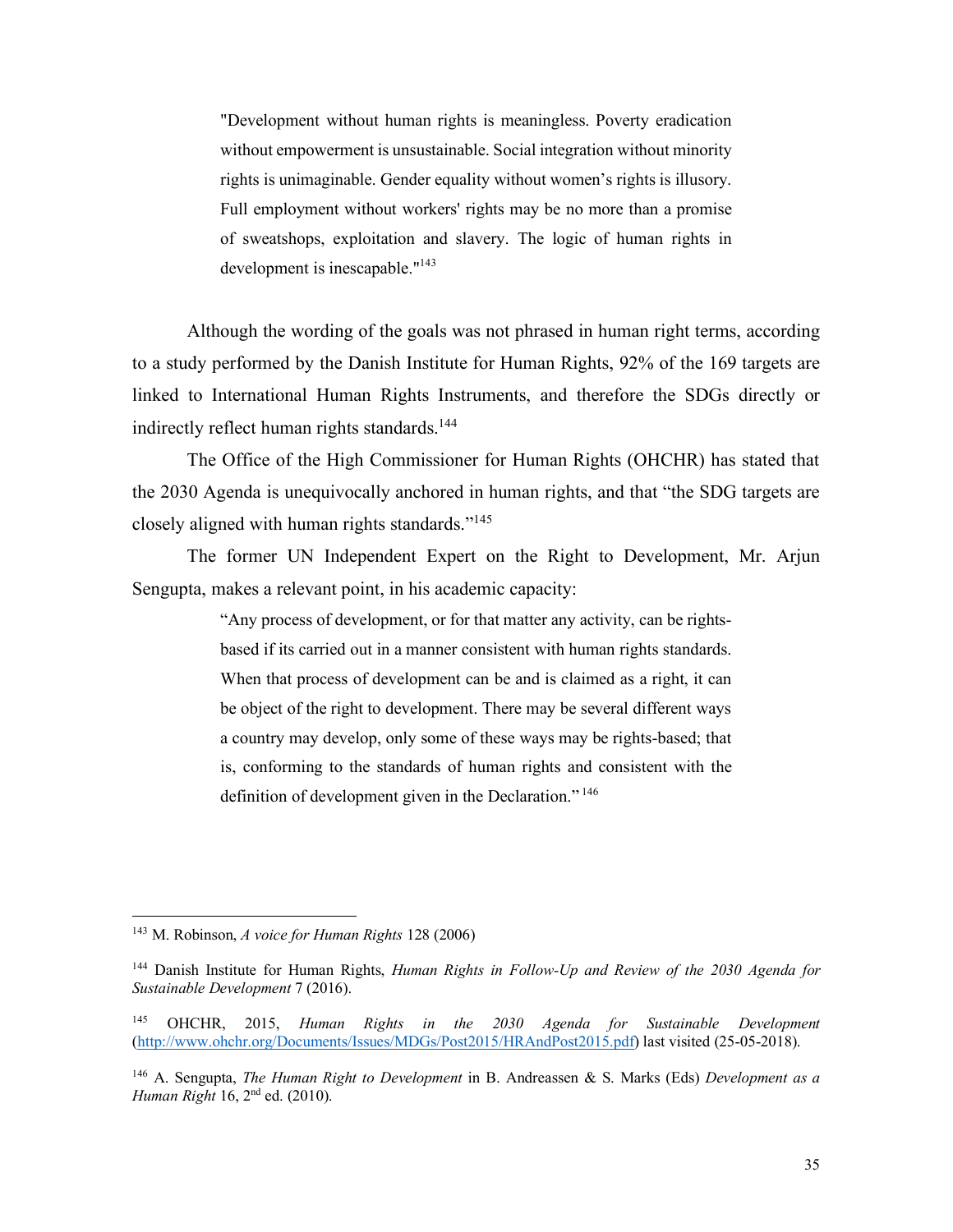> "Development without human rights is meaningless. Poverty eradication without empowerment is unsustainable. Social integration without minority rights is unimaginable. Gender equality without women's rights is illusory. Full employment without workers' rights may be no more than a promise of sweatshops, exploitation and slavery. The logic of human rights in development is inescapable."[143]

Although the wording of the goals was not phrased in human right terms, according to a study performed by the Danish Institute for Human Rights, 92% of the 169 targets are linked to International Human Rights Instruments, and therefore the SDGs directly or indirectly reflect human rights standards.[144]

The Office of the High Commissioner for Human Rights (OHCHR) has stated that the 2030 Agenda is unequivocally anchored in human rights, and that "the SDG targets are closely aligned with human rights standards."[145]

The former UN Independent Expert on the Right to Development, Mr. Arjun Sengupta, makes a relevant point, in his academic capacity:

> "Any process of development, or for that matter any activity, can be rights-based if its carried out in a manner consistent with human rights standards. When that process of development can be and is claimed as a right, it can be object of the right to development. There may be several different ways a country may develop, only some of these ways may be rights-based; that is, conforming to the standards of human rights and consistent with the definition of development given in the Declaration."[146]

---

[143] M. Robinson, *A voice for Human Rights* 128 (2006)

[144] Danish Institute for Human Rights, *Human Rights in Follow-Up and Review of the 2030 Agenda for Sustainable Development* 7 (2016).

[145] OHCHR, 2015, *Human Rights in the 2030 Agenda for Sustainable Development* (http://www.ohchr.org/Documents/Issues/MDGs/Post2015/HRAndPost2015.pdf) last visited (25-05-2018).

[146] A. Sengupta, *The Human Right to Development* in B. Andreassen & S. Marks (Eds) *Development as a Human Right* 16, 2nd ed. (2010).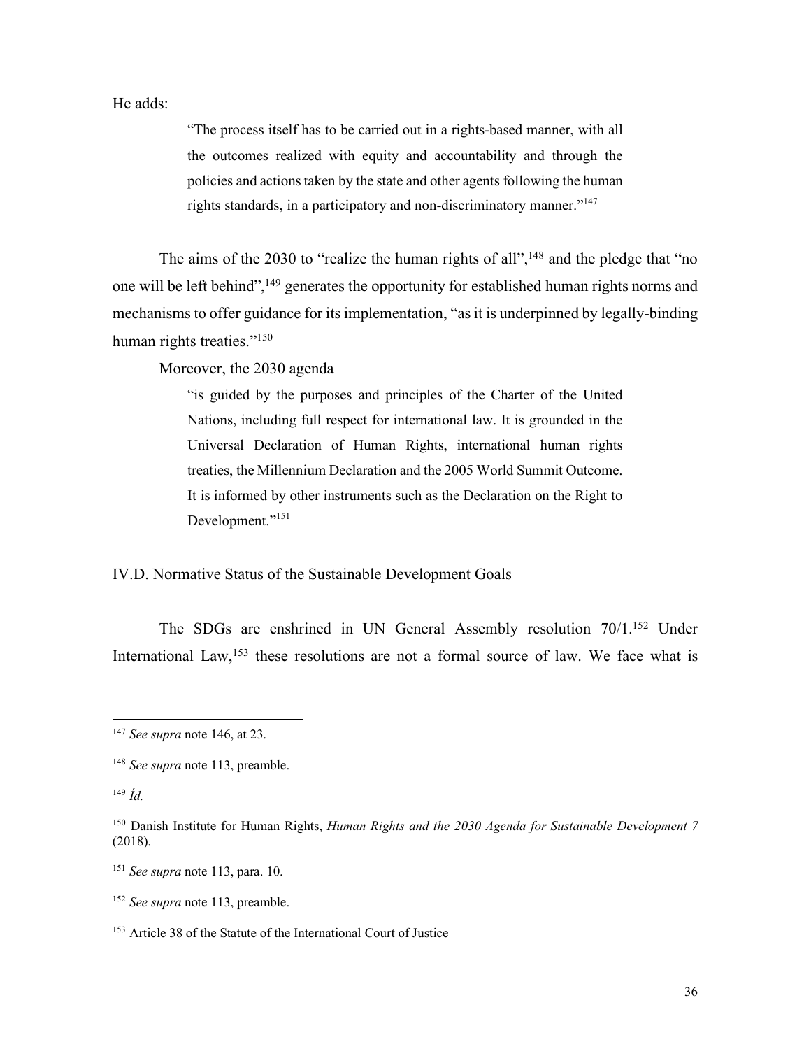He adds:

> "The process itself has to be carried out in a rights-based manner, with all the outcomes realized with equity and accountability and through the policies and actions taken by the state and other agents following the human rights standards, in a participatory and non-discriminatory manner."[147]

The aims of the 2030 to "realize the human rights of all",[148] and the pledge that "no one will be left behind",[149] generates the opportunity for established human rights norms and mechanisms to offer guidance for its implementation, "as it is underpinned by legally-binding human rights treaties."[150]

Moreover, the 2030 agenda

> "is guided by the purposes and principles of the Charter of the United Nations, including full respect for international law. It is grounded in the Universal Declaration of Human Rights, international human rights treaties, the Millennium Declaration and the 2005 World Summit Outcome. It is informed by other instruments such as the Declaration on the Right to Development."[151]

### IV.D. Normative Status of the Sustainable Development Goals

The SDGs are enshrined in UN General Assembly resolution 70/1.[152] Under International Law,[153] these resolutions are not a formal source of law. We face what is

---

[147] *See supra* note 146, at 23.

[148] *See supra* note 113, preamble.

[149] *Íd.*

[150] Danish Institute for Human Rights, *Human Rights and the 2030 Agenda for Sustainable Development 7* (2018).

[151] *See supra* note 113, para. 10.

[152] *See supra* note 113, preamble.

[153] Article 38 of the Statute of the International Court of Justice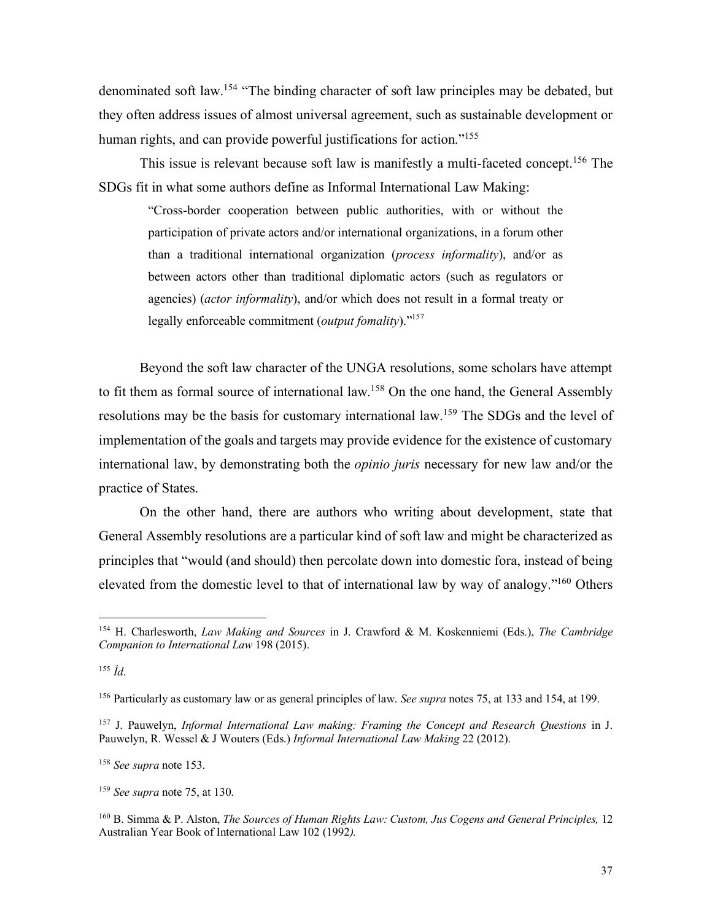denominated soft law.[154] "The binding character of soft law principles may be debated, but they often address issues of almost universal agreement, such as sustainable development or human rights, and can provide powerful justifications for action."[155]

This issue is relevant because soft law is manifestly a multi-faceted concept.[156] The SDGs fit in what some authors define as Informal International Law Making:

> "Cross-border cooperation between public authorities, with or without the participation of private actors and/or international organizations, in a forum other than a traditional international organization (*process informality*), and/or as between actors other than traditional diplomatic actors (such as regulators or agencies) (*actor informality*), and/or which does not result in a formal treaty or legally enforceable commitment (*output fomality*)."[157]

Beyond the soft law character of the UNGA resolutions, some scholars have attempt to fit them as formal source of international law.[158] On the one hand, the General Assembly resolutions may be the basis for customary international law.[159] The SDGs and the level of implementation of the goals and targets may provide evidence for the existence of customary international law, by demonstrating both the *opinio juris* necessary for new law and/or the practice of States.

On the other hand, there are authors who writing about development, state that General Assembly resolutions are a particular kind of soft law and might be characterized as principles that "would (and should) then percolate down into domestic fora, instead of being elevated from the domestic level to that of international law by way of analogy."[160] Others

---

[154] H. Charlesworth, *Law Making and Sources* in J. Crawford & M. Koskenniemi (Eds.), *The Cambridge Companion to International Law* 198 (2015).

[155] *Íd.*

[156] Particularly as customary law or as general principles of law. *See supra* notes 75, at 133 and 154, at 199.

[157] J. Pauwelyn, *Informal International Law making: Framing the Concept and Research Questions* in J. Pauwelyn, R. Wessel & J Wouters (Eds.) *Informal International Law Making* 22 (2012).

[158] *See supra* note 153.

[159] *See supra* note 75, at 130.

[160] B. Simma & P. Alston, *The Sources of Human Rights Law: Custom, Jus Cogens and General Principles,* 12 Australian Year Book of International Law 102 (1992*).*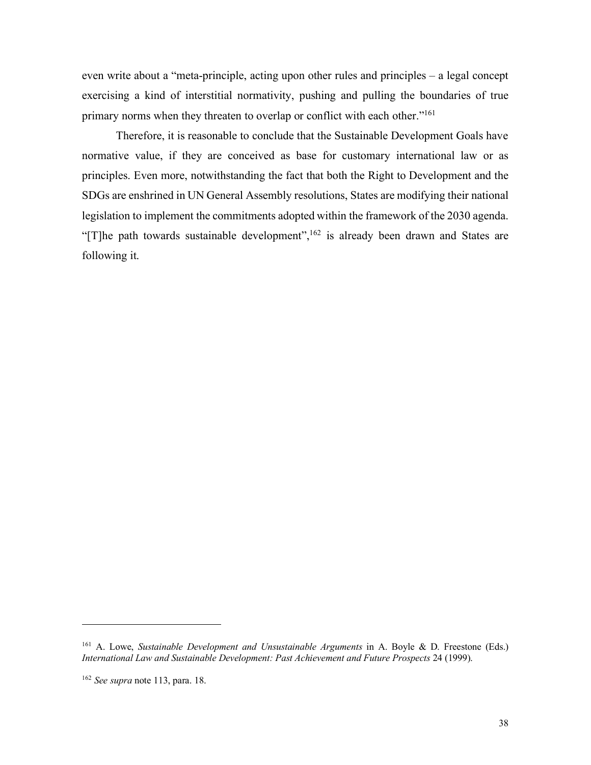even write about a "meta-principle, acting upon other rules and principles – a legal concept exercising a kind of interstitial normativity, pushing and pulling the boundaries of true primary norms when they threaten to overlap or conflict with each other."[161]

Therefore, it is reasonable to conclude that the Sustainable Development Goals have normative value, if they are conceived as base for customary international law or as principles. Even more, notwithstanding the fact that both the Right to Development and the SDGs are enshrined in UN General Assembly resolutions, States are modifying their national legislation to implement the commitments adopted within the framework of the 2030 agenda. "[T]he path towards sustainable development",[162] is already been drawn and States are following it.

---

[161] A. Lowe, *Sustainable Development and Unsustainable Arguments* in A. Boyle & D. Freestone (Eds.) *International Law and Sustainable Development: Past Achievement and Future Prospects* 24 (1999).

[162] *See supra* note 113, para. 18.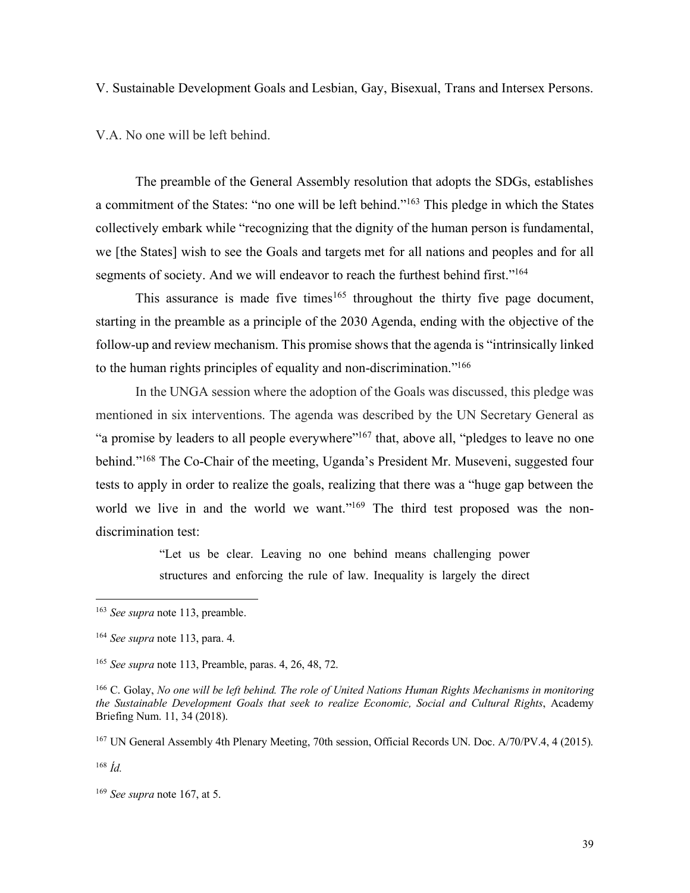## V. Sustainable Development Goals and Lesbian, Gay, Bisexual, Trans and Intersex Persons.

### V.A. No one will be left behind.

The preamble of the General Assembly resolution that adopts the SDGs, establishes a commitment of the States: "no one will be left behind."[163] This pledge in which the States collectively embark while "recognizing that the dignity of the human person is fundamental, we [the States] wish to see the Goals and targets met for all nations and peoples and for all segments of society. And we will endeavor to reach the furthest behind first."[164]

This assurance is made five times[165] throughout the thirty five page document, starting in the preamble as a principle of the 2030 Agenda, ending with the objective of the follow-up and review mechanism. This promise shows that the agenda is "intrinsically linked to the human rights principles of equality and non-discrimination."[166]

In the UNGA session where the adoption of the Goals was discussed, this pledge was mentioned in six interventions. The agenda was described by the UN Secretary General as "a promise by leaders to all people everywhere"[167] that, above all, "pledges to leave no one behind."[168] The Co-Chair of the meeting, Uganda's President Mr. Museveni, suggested four tests to apply in order to realize the goals, realizing that there was a "huge gap between the world we live in and the world we want."[169] The third test proposed was the non-discrimination test:

> "Let us be clear. Leaving no one behind means challenging power structures and enforcing the rule of law. Inequality is largely the direct

---

[163] *See supra* note 113, preamble.

[164] *See supra* note 113, para. 4.

[165] *See supra* note 113, Preamble, paras. 4, 26, 48, 72.

[166] C. Golay, *No one will be left behind. The role of United Nations Human Rights Mechanisms in monitoring the Sustainable Development Goals that seek to realize Economic, Social and Cultural Rights*, Academy Briefing Num. 11, 34 (2018).

[167] UN General Assembly 4th Plenary Meeting, 70th session, Official Records UN. Doc. A/70/PV.4, 4 (2015).

[168] *Íd.*

[169] *See supra* note 167, at 5.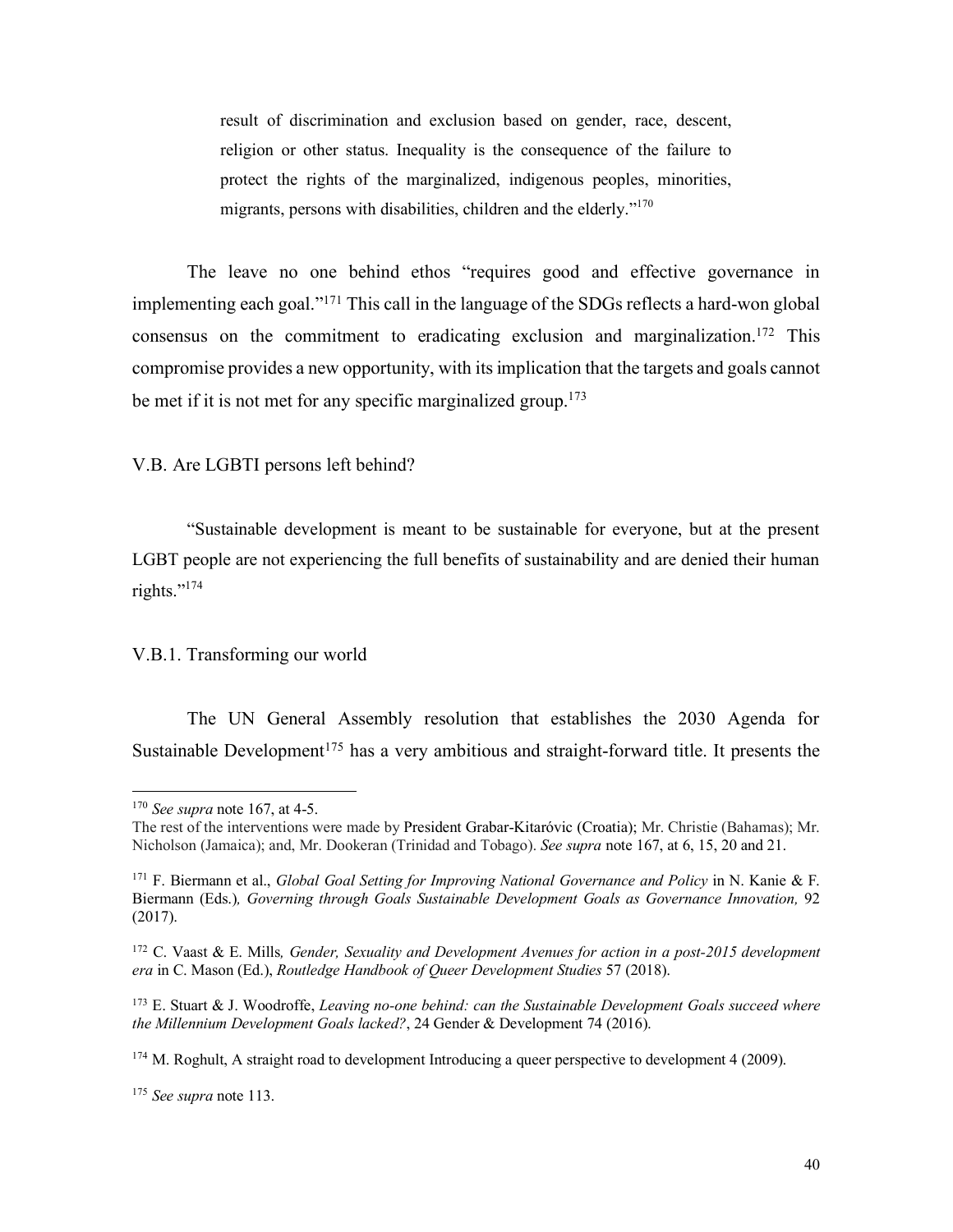> result of discrimination and exclusion based on gender, race, descent, religion or other status. Inequality is the consequence of the failure to protect the rights of the marginalized, indigenous peoples, minorities, migrants, persons with disabilities, children and the elderly."[170]

The leave no one behind ethos "requires good and effective governance in implementing each goal."[171] This call in the language of the SDGs reflects a hard-won global consensus on the commitment to eradicating exclusion and marginalization.[172] This compromise provides a new opportunity, with its implication that the targets and goals cannot be met if it is not met for any specific marginalized group.[173]

### V.B. Are LGBTI persons left behind?

"Sustainable development is meant to be sustainable for everyone, but at the present LGBT people are not experiencing the full benefits of sustainability and are denied their human rights."[174]

#### V.B.1. Transforming our world

The UN General Assembly resolution that establishes the 2030 Agenda for Sustainable Development[175] has a very ambitious and straight-forward title. It presents the

---

[170] *See supra* note 167, at 4-5.
The rest of the interventions were made by President Grabar-Kitaróvic (Croatia); Mr. Christie (Bahamas); Mr. Nicholson (Jamaica); and, Mr. Dookeran (Trinidad and Tobago). *See supra* note 167, at 6, 15, 20 and 21.

[171] F. Biermann et al., *Global Goal Setting for Improving National Governance and Policy* in N. Kanie & F. Biermann (Eds.)*, Governing through Goals Sustainable Development Goals as Governance Innovation,* 92 (2017).

[172] C. Vaast & E. Mills*, Gender, Sexuality and Development Avenues for action in a post-2015 development era* in C. Mason (Ed.), *Routledge Handbook of Queer Development Studies* 57 (2018).

[173] E. Stuart & J. Woodroffe, *Leaving no-one behind: can the Sustainable Development Goals succeed where the Millennium Development Goals lacked?*, 24 Gender & Development 74 (2016).

[174] M. Roghult, A straight road to development Introducing a queer perspective to development 4 (2009).

[175] *See supra* note 113.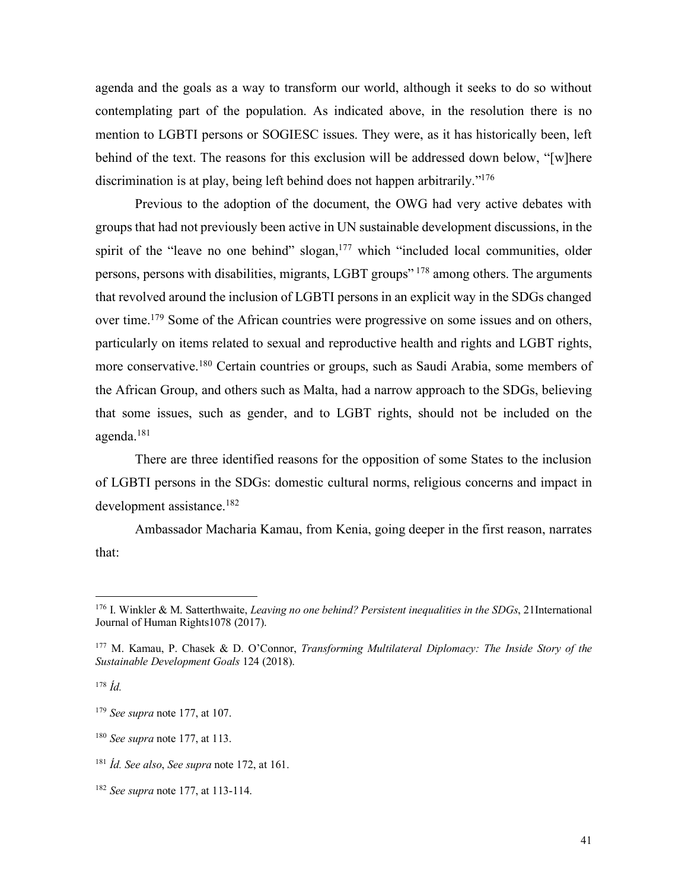agenda and the goals as a way to transform our world, although it seeks to do so without contemplating part of the population. As indicated above, in the resolution there is no mention to LGBTI persons or SOGIESC issues. They were, as it has historically been, left behind of the text. The reasons for this exclusion will be addressed down below, "[w]here discrimination is at play, being left behind does not happen arbitrarily."[176]

Previous to the adoption of the document, the OWG had very active debates with groups that had not previously been active in UN sustainable development discussions, in the spirit of the "leave no one behind" slogan,[177] which "included local communities, older persons, persons with disabilities, migrants, LGBT groups"[178] among others. The arguments that revolved around the inclusion of LGBTI persons in an explicit way in the SDGs changed over time.[179] Some of the African countries were progressive on some issues and on others, particularly on items related to sexual and reproductive health and rights and LGBT rights, more conservative.[180] Certain countries or groups, such as Saudi Arabia, some members of the African Group, and others such as Malta, had a narrow approach to the SDGs, believing that some issues, such as gender, and to LGBT rights, should not be included on the agenda.[181]

There are three identified reasons for the opposition of some States to the inclusion of LGBTI persons in the SDGs: domestic cultural norms, religious concerns and impact in development assistance.[182]

Ambassador Macharia Kamau, from Kenia, going deeper in the first reason, narrates that:

---

[176] I. Winkler & M. Satterthwaite, *Leaving no one behind? Persistent inequalities in the SDGs*, 21International Journal of Human Rights1078 (2017).

[177] M. Kamau, P. Chasek & D. O'Connor, *Transforming Multilateral Diplomacy: The Inside Story of the Sustainable Development Goals* 124 (2018).

[178] *Íd.*

[179] *See supra* note 177, at 107.

[180] *See supra* note 177, at 113.

[181] *Íd. See also*, *See supra* note 172, at 161.

[182] *See supra* note 177, at 113-114.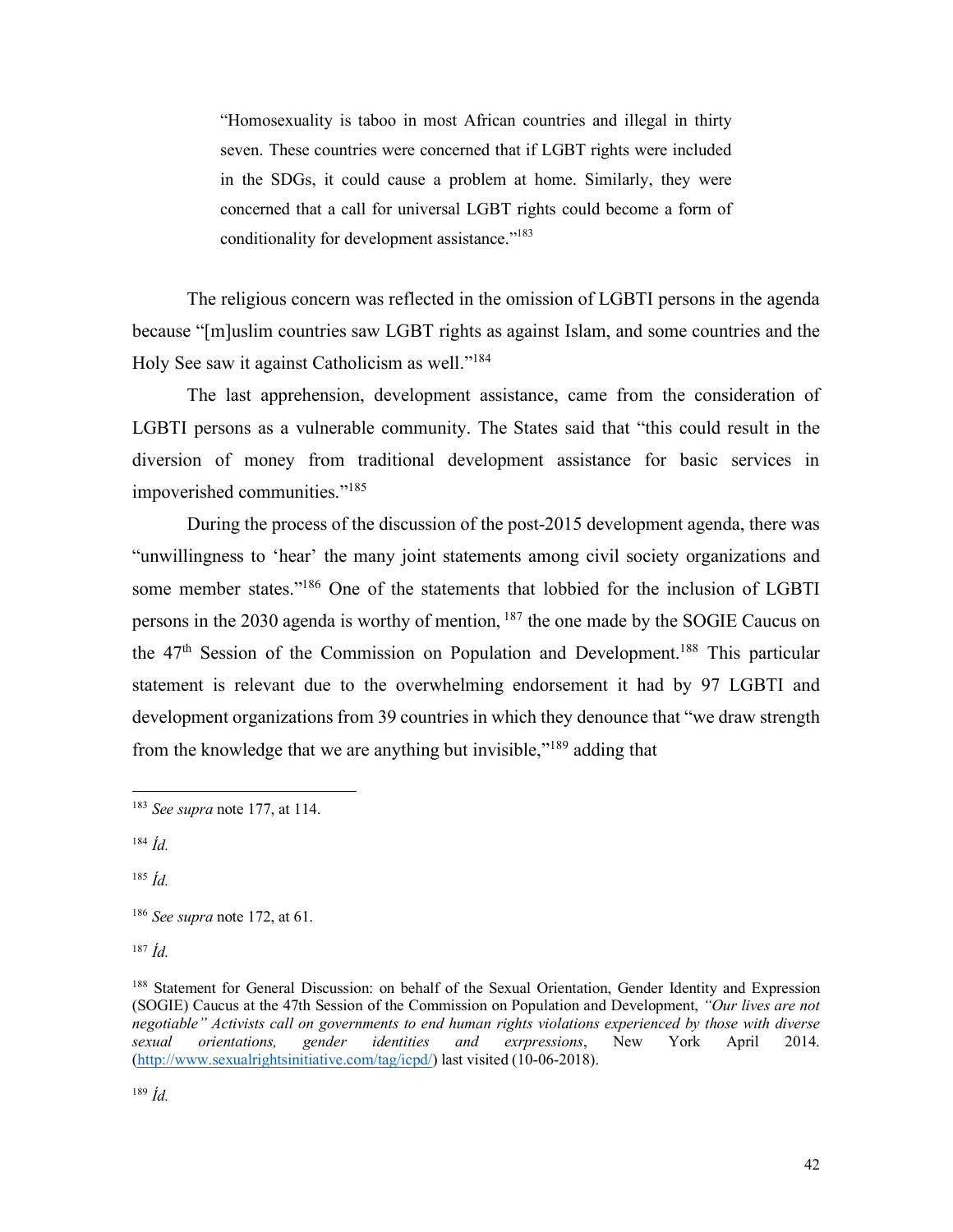> "Homosexuality is taboo in most African countries and illegal in thirty seven. These countries were concerned that if LGBT rights were included in the SDGs, it could cause a problem at home. Similarly, they were concerned that a call for universal LGBT rights could become a form of conditionality for development assistance."[183]

The religious concern was reflected in the omission of LGBTI persons in the agenda because "[m]uslim countries saw LGBT rights as against Islam, and some countries and the Holy See saw it against Catholicism as well."[184]

The last apprehension, development assistance, came from the consideration of LGBTI persons as a vulnerable community. The States said that "this could result in the diversion of money from traditional development assistance for basic services in impoverished communities."[185]

During the process of the discussion of the post-2015 development agenda, there was "unwillingness to 'hear' the many joint statements among civil society organizations and some member states."[186] One of the statements that lobbied for the inclusion of LGBTI persons in the 2030 agenda is worthy of mention,[187] the one made by the SOGIE Caucus on the 47th Session of the Commission on Population and Development.[188] This particular statement is relevant due to the overwhelming endorsement it had by 97 LGBTI and development organizations from 39 countries in which they denounce that "we draw strength from the knowledge that we are anything but invisible,"[189] adding that

---

[183] *See supra* note 177, at 114.

[184] *Íd.*

[185] *Íd.*

[186] *See supra* note 172, at 61.

[187] *Íd.*

[188] Statement for General Discussion: on behalf of the Sexual Orientation, Gender Identity and Expression (SOGIE) Caucus at the 47th Session of the Commission on Population and Development, *"Our lives are not negotiable" Activists call on governments to end human rights violations experienced by those with diverse sexual orientations, gender identities and exrpressions*, New York April 2014. (http://www.sexualrightsinitiative.com/tag/icpd/) last visited (10-06-2018).

[189] *Íd.*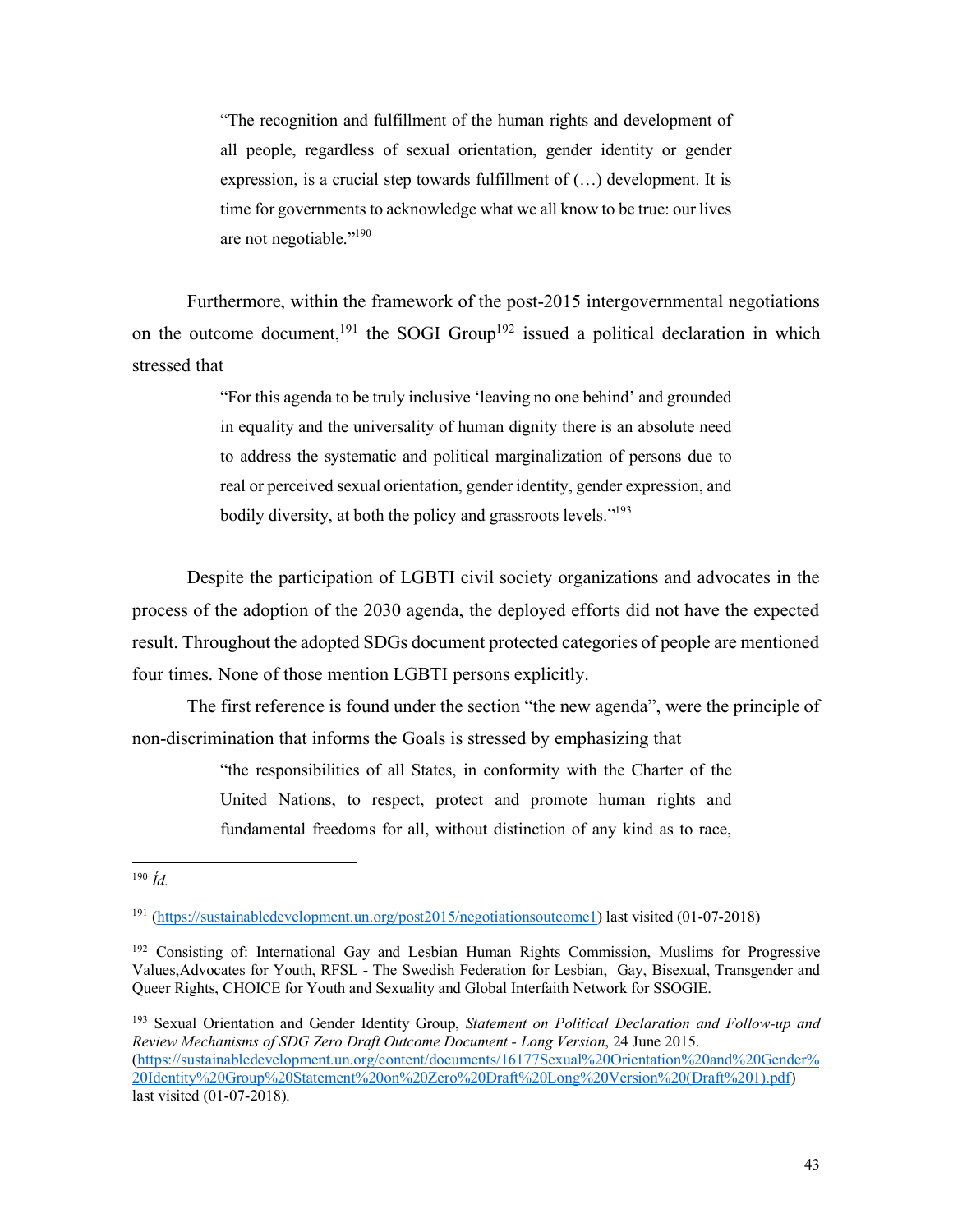> "The recognition and fulfillment of the human rights and development of all people, regardless of sexual orientation, gender identity or gender expression, is a crucial step towards fulfillment of (…) development. It is time for governments to acknowledge what we all know to be true: our lives are not negotiable."[190]

Furthermore, within the framework of the post-2015 intergovernmental negotiations on the outcome document,[191] the SOGI Group[192] issued a political declaration in which stressed that

> "For this agenda to be truly inclusive 'leaving no one behind' and grounded in equality and the universality of human dignity there is an absolute need to address the systematic and political marginalization of persons due to real or perceived sexual orientation, gender identity, gender expression, and bodily diversity, at both the policy and grassroots levels."[193]

Despite the participation of LGBTI civil society organizations and advocates in the process of the adoption of the 2030 agenda, the deployed efforts did not have the expected result. Throughout the adopted SDGs document protected categories of people are mentioned four times. None of those mention LGBTI persons explicitly.

The first reference is found under the section "the new agenda", were the principle of non-discrimination that informs the Goals is stressed by emphasizing that

> "the responsibilities of all States, in conformity with the Charter of the United Nations, to respect, protect and promote human rights and fundamental freedoms for all, without distinction of any kind as to race,

---

[190] *Íd.*

[191] (https://sustainabledevelopment.un.org/post2015/negotiationsoutcome1) last visited (01-07-2018)

[192] Consisting of: International Gay and Lesbian Human Rights Commission, Muslims for Progressive Values,Advocates for Youth, RFSL - The Swedish Federation for Lesbian, Gay, Bisexual, Transgender and Queer Rights, CHOICE for Youth and Sexuality and Global Interfaith Network for SSOGIE.

[193] Sexual Orientation and Gender Identity Group, *Statement on Political Declaration and Follow-up and Review Mechanisms of SDG Zero Draft Outcome Document - Long Version*, 24 June 2015. (https://sustainabledevelopment.un.org/content/documents/16177Sexual%20Orientation%20and%20Gender%20Identity%20Group%20Statement%20on%20Zero%20Draft%20Long%20Version%20(Draft%201).pdf) last visited (01-07-2018).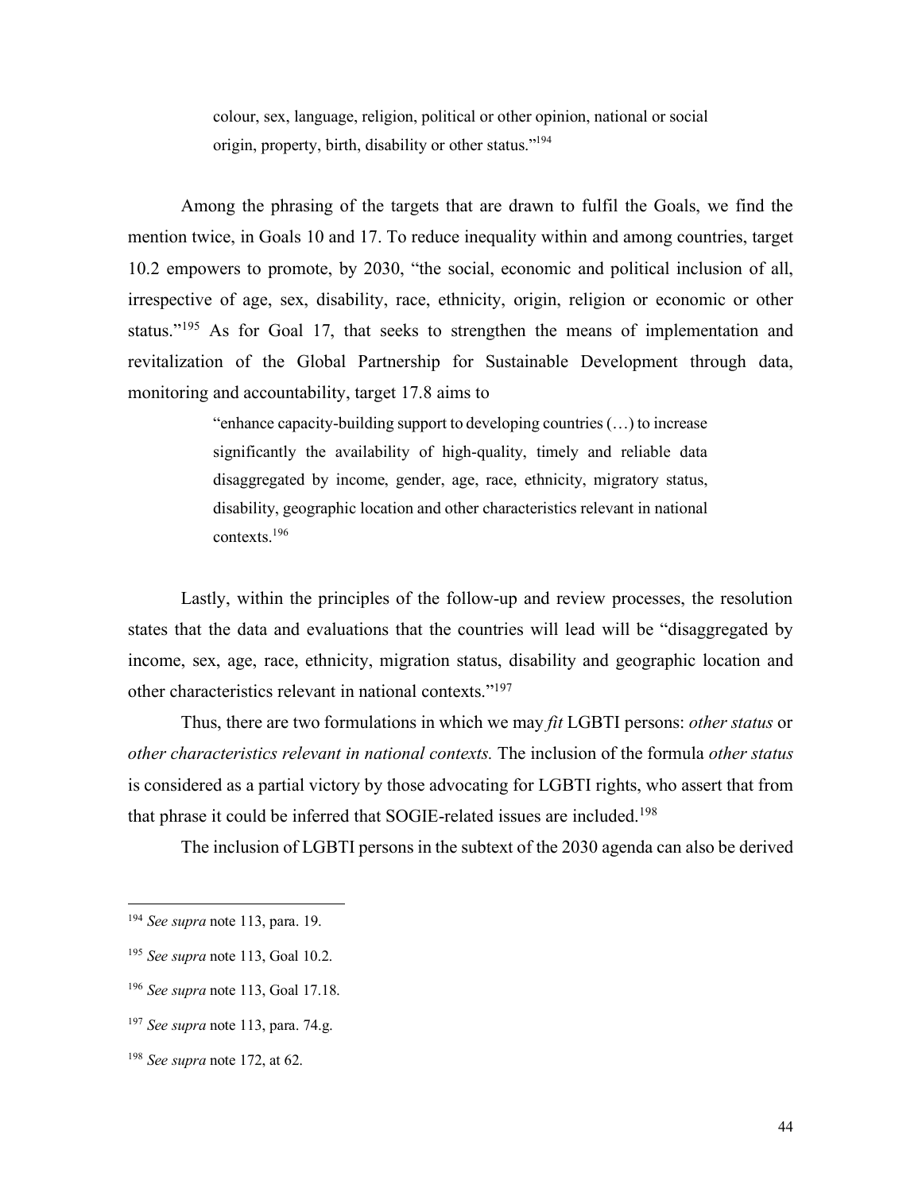> colour, sex, language, religion, political or other opinion, national or social origin, property, birth, disability or other status."[194]

Among the phrasing of the targets that are drawn to fulfil the Goals, we find the mention twice, in Goals 10 and 17. To reduce inequality within and among countries, target 10.2 empowers to promote, by 2030, "the social, economic and political inclusion of all, irrespective of age, sex, disability, race, ethnicity, origin, religion or economic or other status."[195] As for Goal 17, that seeks to strengthen the means of implementation and revitalization of the Global Partnership for Sustainable Development through data, monitoring and accountability, target 17.8 aims to

> "enhance capacity-building support to developing countries (…) to increase significantly the availability of high-quality, timely and reliable data disaggregated by income, gender, age, race, ethnicity, migratory status, disability, geographic location and other characteristics relevant in national contexts.[196]

Lastly, within the principles of the follow-up and review processes, the resolution states that the data and evaluations that the countries will lead will be "disaggregated by income, sex, age, race, ethnicity, migration status, disability and geographic location and other characteristics relevant in national contexts."[197]

Thus, there are two formulations in which we may *fit* LGBTI persons: *other status* or *other characteristics relevant in national contexts.* The inclusion of the formula *other status* is considered as a partial victory by those advocating for LGBTI rights, who assert that from that phrase it could be inferred that SOGIE-related issues are included.[198]

The inclusion of LGBTI persons in the subtext of the 2030 agenda can also be derived

---

[194] *See supra* note 113, para. 19.

[195] *See supra* note 113, Goal 10.2.

[196] *See supra* note 113, Goal 17.18.

[197] *See supra* note 113, para. 74.g.

[198] *See supra* note 172, at 62.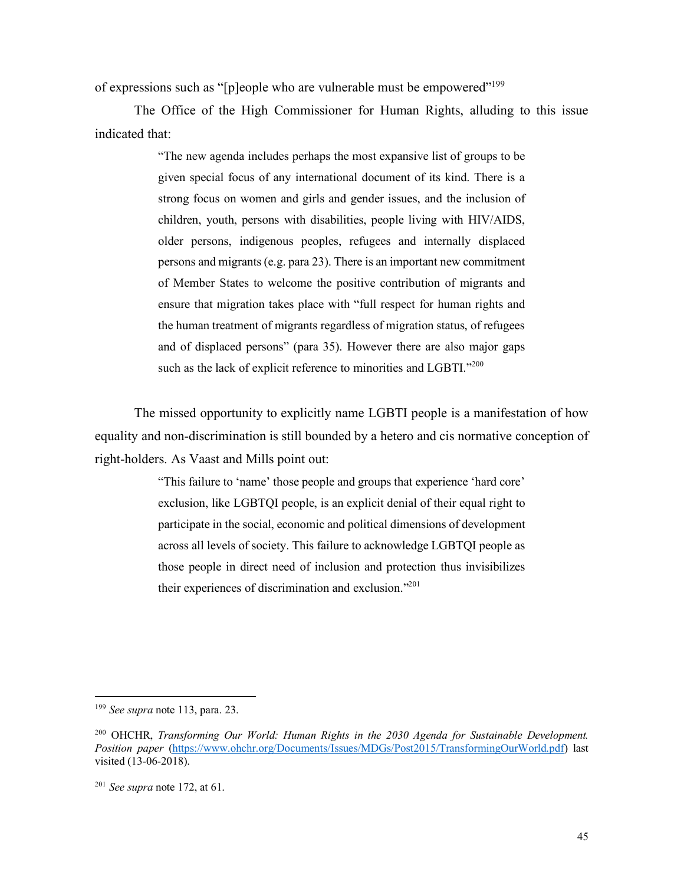of expressions such as "[p]eople who are vulnerable must be empowered"[199]

The Office of the High Commissioner for Human Rights, alluding to this issue indicated that:

> "The new agenda includes perhaps the most expansive list of groups to be given special focus of any international document of its kind. There is a strong focus on women and girls and gender issues, and the inclusion of children, youth, persons with disabilities, people living with HIV/AIDS, older persons, indigenous peoples, refugees and internally displaced persons and migrants (e.g. para 23). There is an important new commitment of Member States to welcome the positive contribution of migrants and ensure that migration takes place with "full respect for human rights and the human treatment of migrants regardless of migration status, of refugees and of displaced persons" (para 35). However there are also major gaps such as the lack of explicit reference to minorities and LGBTI."[200]

The missed opportunity to explicitly name LGBTI people is a manifestation of how equality and non-discrimination is still bounded by a hetero and cis normative conception of right-holders. As Vaast and Mills point out:

> "This failure to 'name' those people and groups that experience 'hard core' exclusion, like LGBTQI people, is an explicit denial of their equal right to participate in the social, economic and political dimensions of development across all levels of society. This failure to acknowledge LGBTQI people as those people in direct need of inclusion and protection thus invisibilizes their experiences of discrimination and exclusion."[201]

---

[199] *See supra* note 113, para. 23.

[200] OHCHR, *Transforming Our World: Human Rights in the 2030 Agenda for Sustainable Development. Position paper* (https://www.ohchr.org/Documents/Issues/MDGs/Post2015/TransformingOurWorld.pdf) last visited (13-06-2018).

[201] *See supra* note 172, at 61.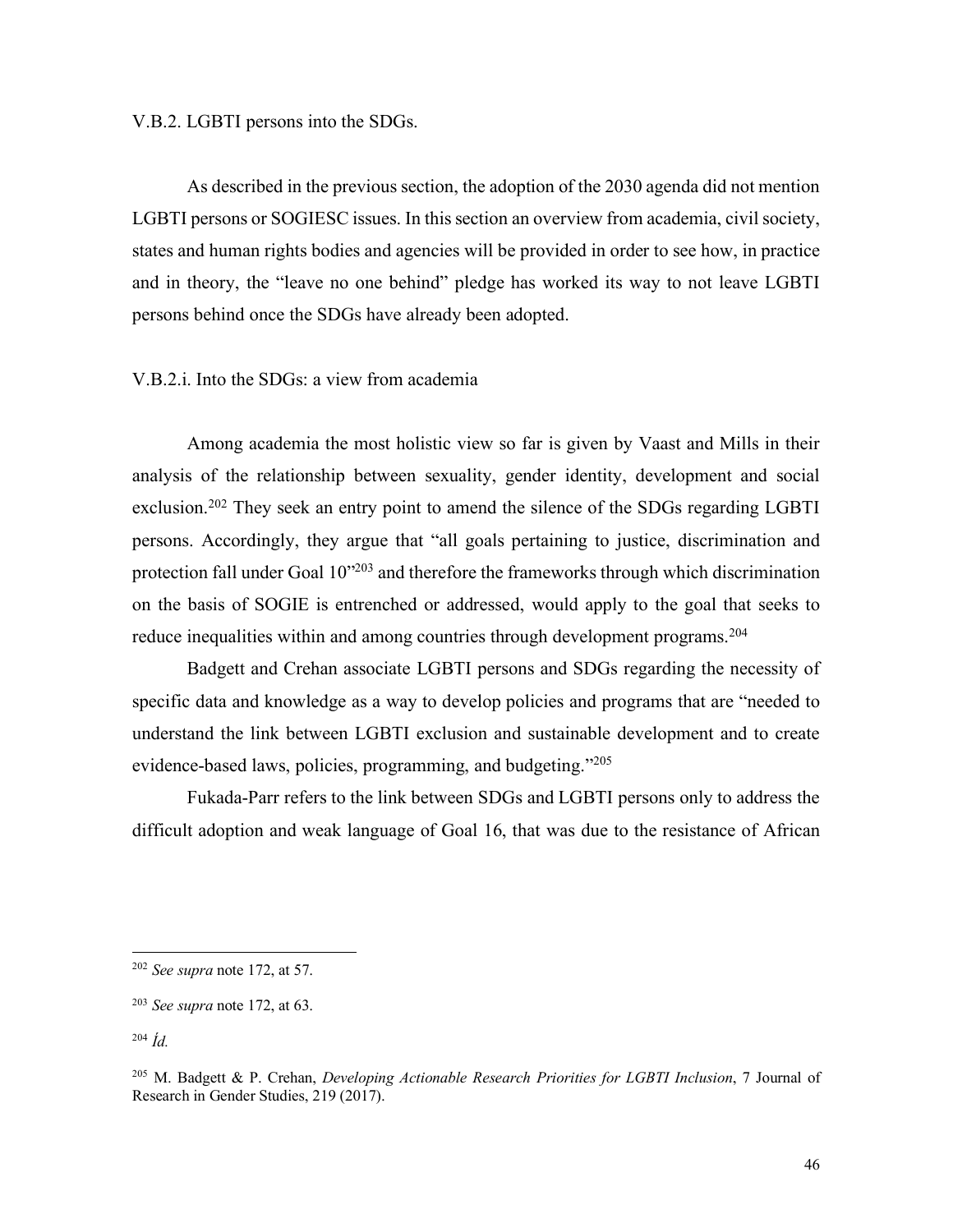### V.B.2. LGBTI persons into the SDGs.

As described in the previous section, the adoption of the 2030 agenda did not mention LGBTI persons or SOGIESC issues. In this section an overview from academia, civil society, states and human rights bodies and agencies will be provided in order to see how, in practice and in theory, the "leave no one behind" pledge has worked its way to not leave LGBTI persons behind once the SDGs have already been adopted.

#### V.B.2.i. Into the SDGs: a view from academia

Among academia the most holistic view so far is given by Vaast and Mills in their analysis of the relationship between sexuality, gender identity, development and social exclusion.[202] They seek an entry point to amend the silence of the SDGs regarding LGBTI persons. Accordingly, they argue that "all goals pertaining to justice, discrimination and protection fall under Goal 10"[203] and therefore the frameworks through which discrimination on the basis of SOGIE is entrenched or addressed, would apply to the goal that seeks to reduce inequalities within and among countries through development programs.[204]

Badgett and Crehan associate LGBTI persons and SDGs regarding the necessity of specific data and knowledge as a way to develop policies and programs that are "needed to understand the link between LGBTI exclusion and sustainable development and to create evidence-based laws, policies, programming, and budgeting."[205]

Fukada-Parr refers to the link between SDGs and LGBTI persons only to address the difficult adoption and weak language of Goal 16, that was due to the resistance of African

---

[202] *See supra* note 172, at 57.

[203] *See supra* note 172, at 63.

[204] *Íd.*

[205] M. Badgett & P. Crehan, *Developing Actionable Research Priorities for LGBTI Inclusion*, 7 Journal of Research in Gender Studies, 219 (2017).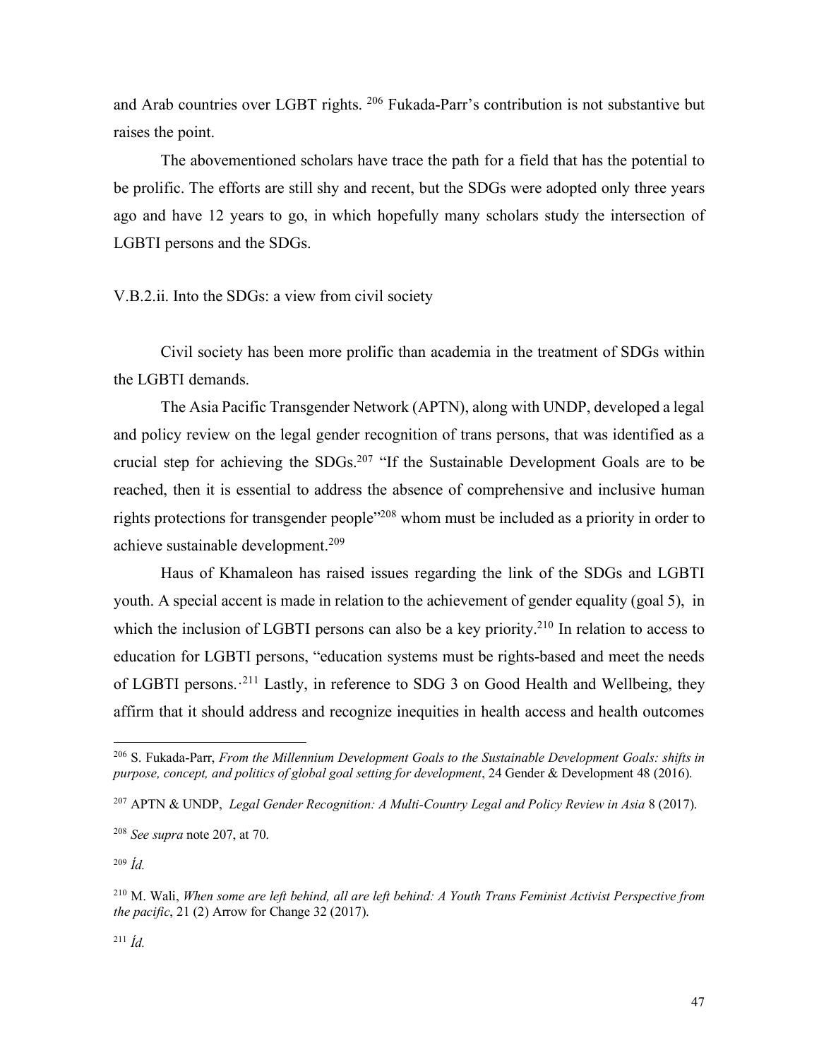and Arab countries over LGBT rights. [206] Fukada-Parr's contribution is not substantive but raises the point.

The abovementioned scholars have trace the path for a field that has the potential to be prolific. The efforts are still shy and recent, but the SDGs were adopted only three years ago and have 12 years to go, in which hopefully many scholars study the intersection of LGBTI persons and the SDGs.

V.B.2.ii. Into the SDGs: a view from civil society

Civil society has been more prolific than academia in the treatment of SDGs within the LGBTI demands.

The Asia Pacific Transgender Network (APTN), along with UNDP, developed a legal and policy review on the legal gender recognition of trans persons, that was identified as a crucial step for achieving the SDGs.[207] "If the Sustainable Development Goals are to be reached, then it is essential to address the absence of comprehensive and inclusive human rights protections for transgender people"[208] whom must be included as a priority in order to achieve sustainable development.[209]

Haus of Khamaleon has raised issues regarding the link of the SDGs and LGBTI youth. A special accent is made in relation to the achievement of gender equality (goal 5), in which the inclusion of LGBTI persons can also be a key priority.[210] In relation to access to education for LGBTI persons, "education systems must be rights-based and meet the needs of LGBTI persons.·[211] Lastly, in reference to SDG 3 on Good Health and Wellbeing, they affirm that it should address and recognize inequities in health access and health outcomes

---

[206] S. Fukada-Parr, *From the Millennium Development Goals to the Sustainable Development Goals: shifts in purpose, concept, and politics of global goal setting for development*, 24 Gender & Development 48 (2016).

[207] APTN & UNDP, *Legal Gender Recognition: A Multi-Country Legal and Policy Review in Asia* 8 (2017).

[208] *See supra* note 207, at 70.

[209] *Íd.*

[210] M. Wali, *When some are left behind, all are left behind: A Youth Trans Feminist Activist Perspective from the pacific*, 21 (2) Arrow for Change 32 (2017).

[211] *Íd.*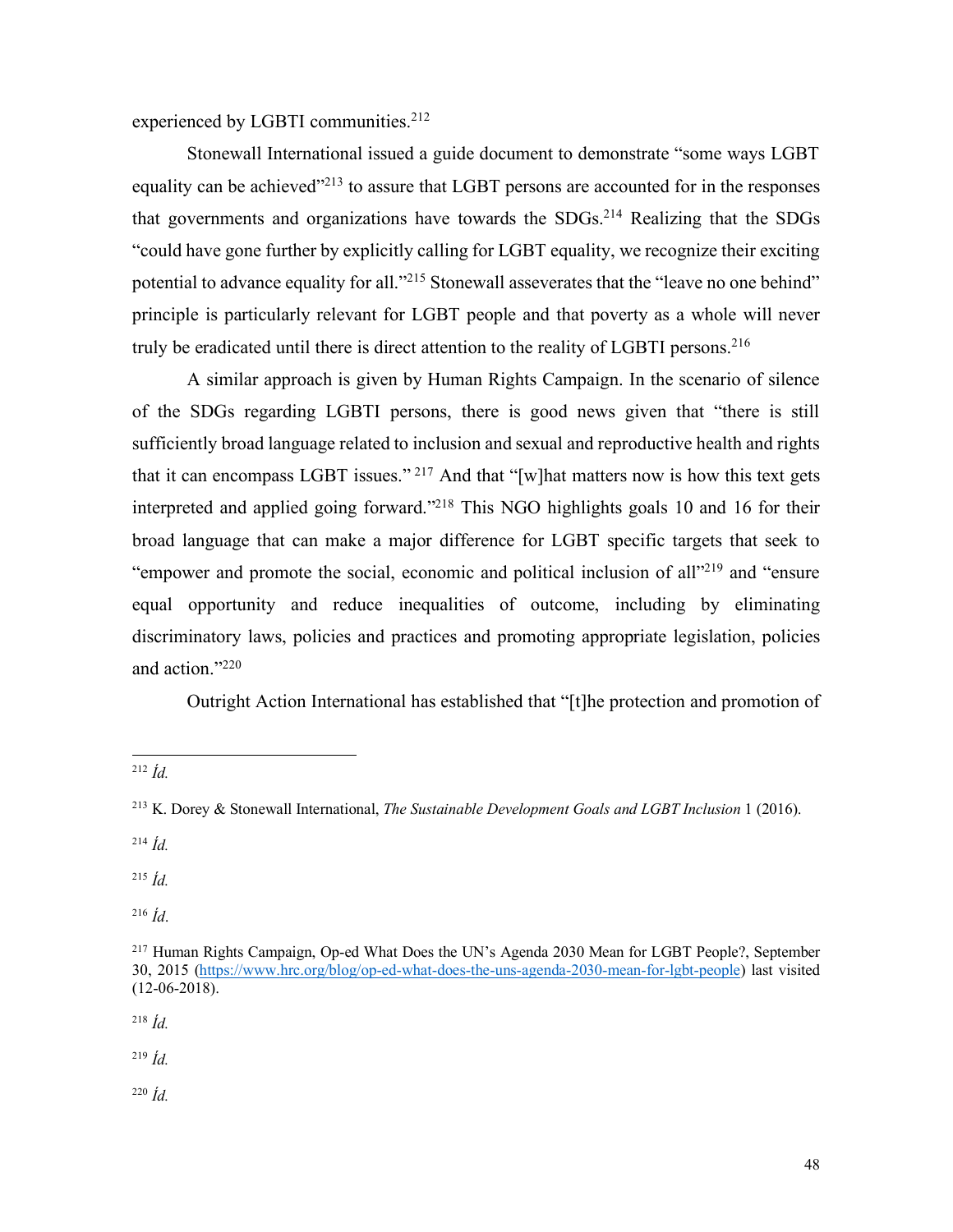experienced by LGBTI communities.[212]

Stonewall International issued a guide document to demonstrate "some ways LGBT equality can be achieved"[213] to assure that LGBT persons are accounted for in the responses that governments and organizations have towards the SDGs.[214] Realizing that the SDGs "could have gone further by explicitly calling for LGBT equality, we recognize their exciting potential to advance equality for all."[215] Stonewall asseverates that the "leave no one behind" principle is particularly relevant for LGBT people and that poverty as a whole will never truly be eradicated until there is direct attention to the reality of LGBTI persons.[216]

A similar approach is given by Human Rights Campaign. In the scenario of silence of the SDGs regarding LGBTI persons, there is good news given that "there is still sufficiently broad language related to inclusion and sexual and reproductive health and rights that it can encompass LGBT issues." [217] And that "[w]hat matters now is how this text gets interpreted and applied going forward."[218] This NGO highlights goals 10 and 16 for their broad language that can make a major difference for LGBT specific targets that seek to "empower and promote the social, economic and political inclusion of all"[219] and "ensure equal opportunity and reduce inequalities of outcome, including by eliminating discriminatory laws, policies and practices and promoting appropriate legislation, policies and action."[220]

Outright Action International has established that "[t]he protection and promotion of

---

[212] *Íd.*

[213] K. Dorey & Stonewall International, *The Sustainable Development Goals and LGBT Inclusion* 1 (2016).

[214] *Íd.*

[215] *Íd.*

[216] *Íd*.

[217] Human Rights Campaign, Op-ed What Does the UN's Agenda 2030 Mean for LGBT People?, September 30, 2015 (https://www.hrc.org/blog/op-ed-what-does-the-uns-agenda-2030-mean-for-lgbt-people) last visited (12-06-2018).

[218] *Íd.*

[219] *Íd.*

[220] *Íd.*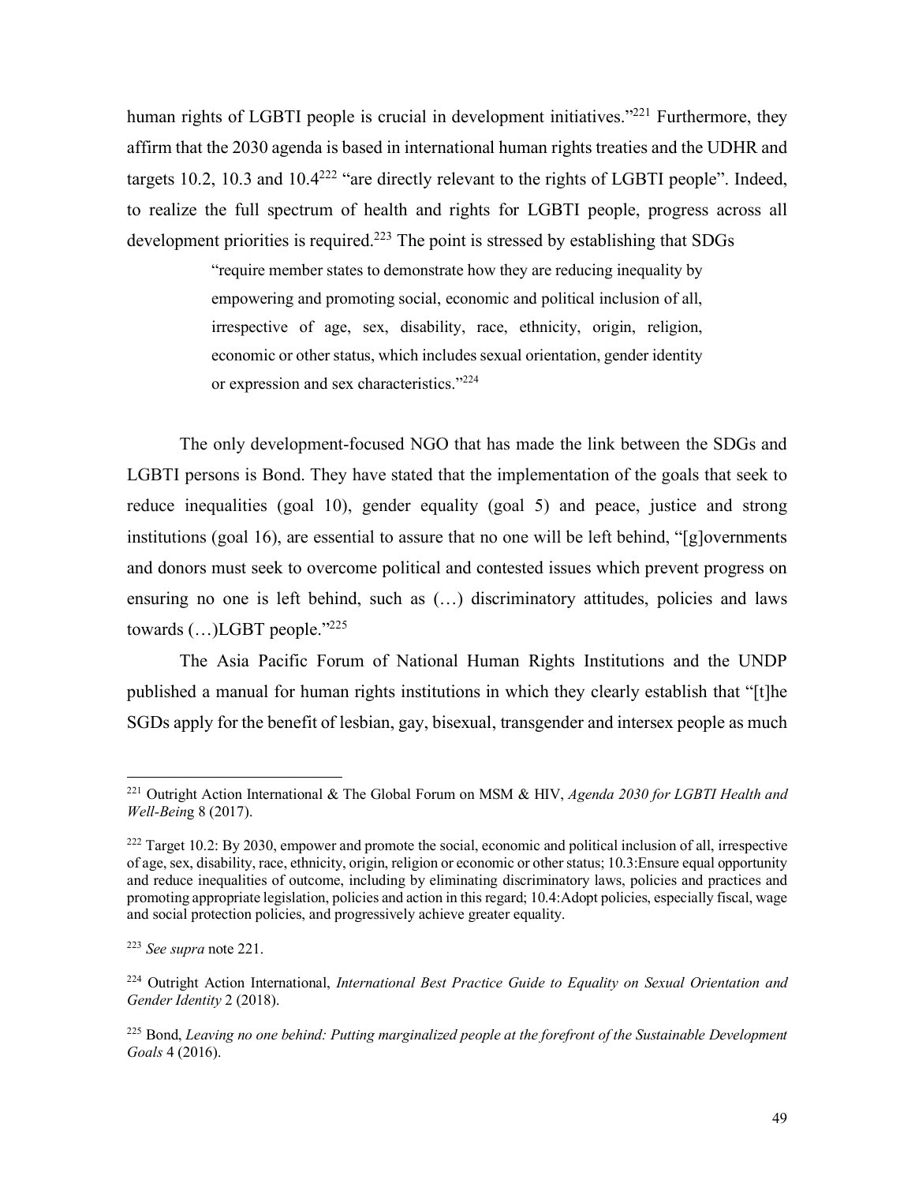human rights of LGBTI people is crucial in development initiatives."[221] Furthermore, they affirm that the 2030 agenda is based in international human rights treaties and the UDHR and targets 10.2, 10.3 and 10.4[222] "are directly relevant to the rights of LGBTI people". Indeed, to realize the full spectrum of health and rights for LGBTI people, progress across all development priorities is required.[223] The point is stressed by establishing that SDGs

> "require member states to demonstrate how they are reducing inequality by empowering and promoting social, economic and political inclusion of all, irrespective of age, sex, disability, race, ethnicity, origin, religion, economic or other status, which includes sexual orientation, gender identity or expression and sex characteristics."[224]

The only development-focused NGO that has made the link between the SDGs and LGBTI persons is Bond. They have stated that the implementation of the goals that seek to reduce inequalities (goal 10), gender equality (goal 5) and peace, justice and strong institutions (goal 16), are essential to assure that no one will be left behind, "[g]overnments and donors must seek to overcome political and contested issues which prevent progress on ensuring no one is left behind, such as (…) discriminatory attitudes, policies and laws towards (…)LGBT people."[225]

The Asia Pacific Forum of National Human Rights Institutions and the UNDP published a manual for human rights institutions in which they clearly establish that "[t]he SGDs apply for the benefit of lesbian, gay, bisexual, transgender and intersex people as much

---

[221] Outright Action International & The Global Forum on MSM & HIV, *Agenda 2030 for LGBTI Health and Well-Being* 8 (2017).

[222] Target 10.2: By 2030, empower and promote the social, economic and political inclusion of all, irrespective of age, sex, disability, race, ethnicity, origin, religion or economic or other status; 10.3:Ensure equal opportunity and reduce inequalities of outcome, including by eliminating discriminatory laws, policies and practices and promoting appropriate legislation, policies and action in this regard; 10.4:Adopt policies, especially fiscal, wage and social protection policies, and progressively achieve greater equality.

[223] *See supra* note 221.

[224] Outright Action International, *International Best Practice Guide to Equality on Sexual Orientation and Gender Identity* 2 (2018).

[225] Bond, *Leaving no one behind: Putting marginalized people at the forefront of the Sustainable Development Goals* 4 (2016).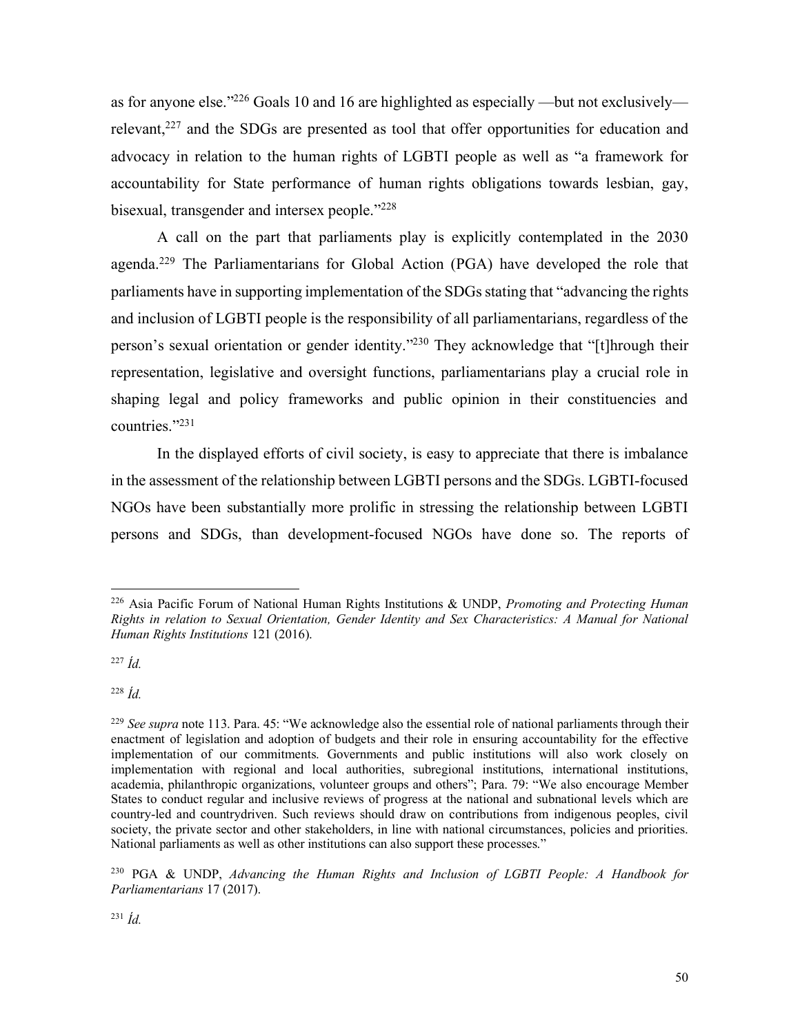as for anyone else."[226] Goals 10 and 16 are highlighted as especially —but not exclusively— relevant,[227] and the SDGs are presented as tool that offer opportunities for education and advocacy in relation to the human rights of LGBTI people as well as "a framework for accountability for State performance of human rights obligations towards lesbian, gay, bisexual, transgender and intersex people."[228]

A call on the part that parliaments play is explicitly contemplated in the 2030 agenda.[229] The Parliamentarians for Global Action (PGA) have developed the role that parliaments have in supporting implementation of the SDGs stating that "advancing the rights and inclusion of LGBTI people is the responsibility of all parliamentarians, regardless of the person's sexual orientation or gender identity."[230] They acknowledge that "[t]hrough their representation, legislative and oversight functions, parliamentarians play a crucial role in shaping legal and policy frameworks and public opinion in their constituencies and countries."[231]

In the displayed efforts of civil society, is easy to appreciate that there is imbalance in the assessment of the relationship between LGBTI persons and the SDGs. LGBTI-focused NGOs have been substantially more prolific in stressing the relationship between LGBTI persons and SDGs, than development-focused NGOs have done so. The reports of

---

[226] Asia Pacific Forum of National Human Rights Institutions & UNDP, *Promoting and Protecting Human Rights in relation to Sexual Orientation, Gender Identity and Sex Characteristics: A Manual for National Human Rights Institutions* 121 (2016).

[227] *Íd.*

[228] *Íd.*

[229] *See supra* note 113. Para. 45: "We acknowledge also the essential role of national parliaments through their enactment of legislation and adoption of budgets and their role in ensuring accountability for the effective implementation of our commitments. Governments and public institutions will also work closely on implementation with regional and local authorities, subregional institutions, international institutions, academia, philanthropic organizations, volunteer groups and others"; Para. 79: "We also encourage Member States to conduct regular and inclusive reviews of progress at the national and subnational levels which are country-led and countrydriven. Such reviews should draw on contributions from indigenous peoples, civil society, the private sector and other stakeholders, in line with national circumstances, policies and priorities. National parliaments as well as other institutions can also support these processes."

[230] PGA & UNDP, *Advancing the Human Rights and Inclusion of LGBTI People: A Handbook for Parliamentarians* 17 (2017).

[231] *Íd.*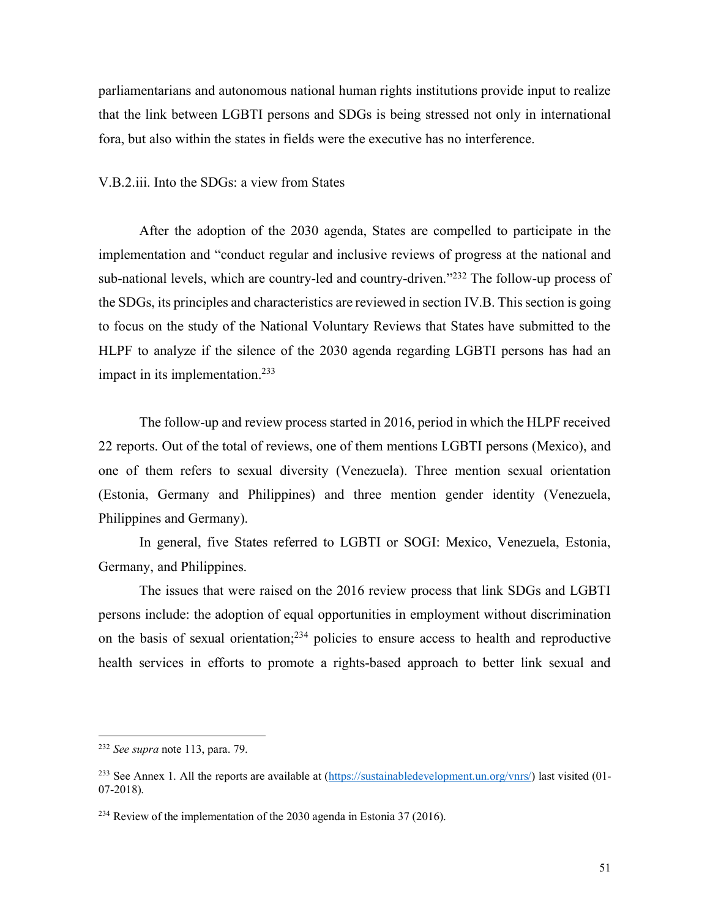parliamentarians and autonomous national human rights institutions provide input to realize that the link between LGBTI persons and SDGs is being stressed not only in international fora, but also within the states in fields were the executive has no interference.

V.B.2.iii. Into the SDGs: a view from States

After the adoption of the 2030 agenda, States are compelled to participate in the implementation and "conduct regular and inclusive reviews of progress at the national and sub-national levels, which are country-led and country-driven."[232] The follow-up process of the SDGs, its principles and characteristics are reviewed in section IV.B. This section is going to focus on the study of the National Voluntary Reviews that States have submitted to the HLPF to analyze if the silence of the 2030 agenda regarding LGBTI persons has had an impact in its implementation.[233]

The follow-up and review process started in 2016, period in which the HLPF received 22 reports. Out of the total of reviews, one of them mentions LGBTI persons (Mexico), and one of them refers to sexual diversity (Venezuela). Three mention sexual orientation (Estonia, Germany and Philippines) and three mention gender identity (Venezuela, Philippines and Germany).

In general, five States referred to LGBTI or SOGI: Mexico, Venezuela, Estonia, Germany, and Philippines.

The issues that were raised on the 2016 review process that link SDGs and LGBTI persons include: the adoption of equal opportunities in employment without discrimination on the basis of sexual orientation;[234] policies to ensure access to health and reproductive health services in efforts to promote a rights-based approach to better link sexual and

---

[232] *See supra* note 113, para. 79.

[233] See Annex 1. All the reports are available at (https://sustainabledevelopment.un.org/vnrs/) last visited (01-07-2018).

[234] Review of the implementation of the 2030 agenda in Estonia 37 (2016).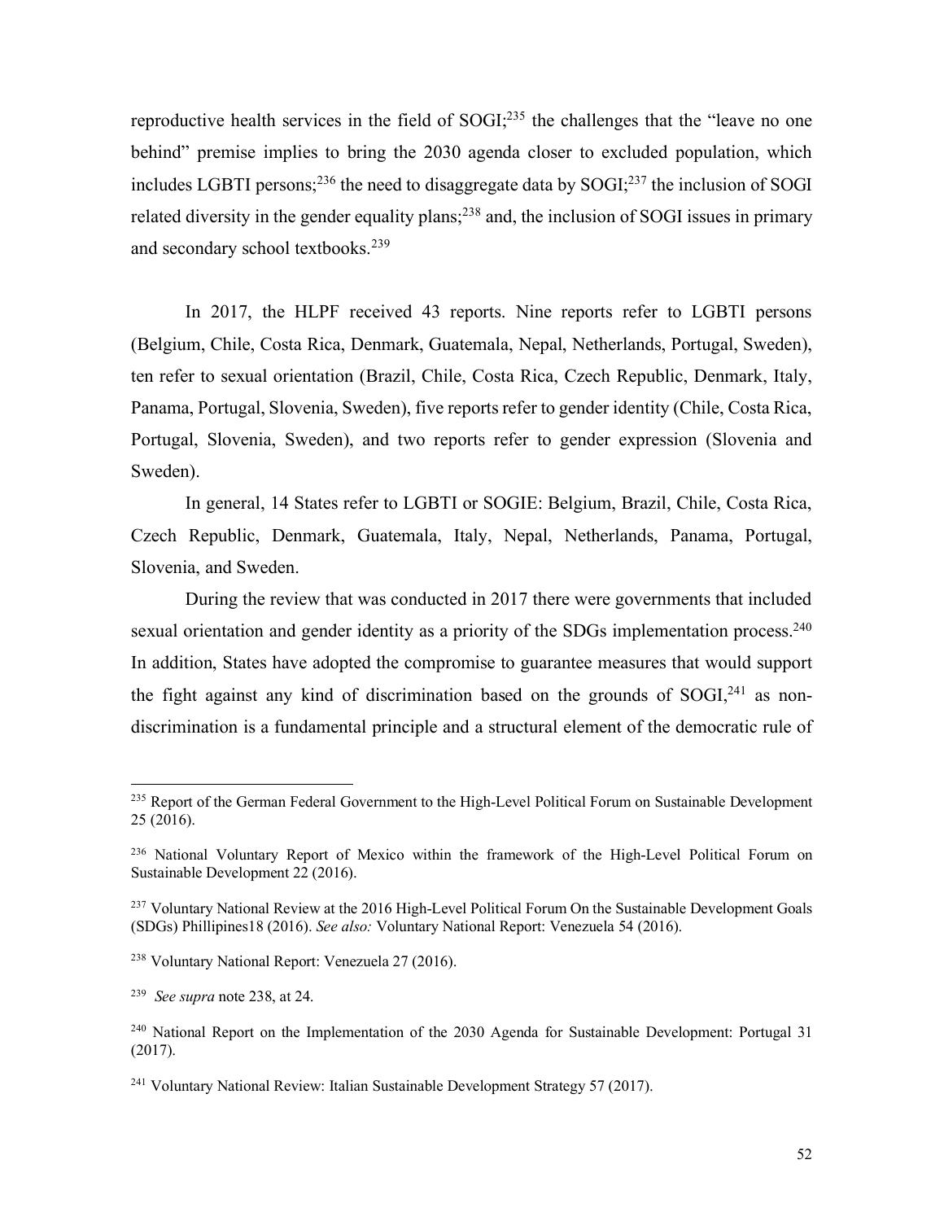reproductive health services in the field of SOGI;[235] the challenges that the "leave no one behind" premise implies to bring the 2030 agenda closer to excluded population, which includes LGBTI persons;[236] the need to disaggregate data by SOGI;[237] the inclusion of SOGI related diversity in the gender equality plans;[238] and, the inclusion of SOGI issues in primary and secondary school textbooks.[239]

In 2017, the HLPF received 43 reports. Nine reports refer to LGBTI persons (Belgium, Chile, Costa Rica, Denmark, Guatemala, Nepal, Netherlands, Portugal, Sweden), ten refer to sexual orientation (Brazil, Chile, Costa Rica, Czech Republic, Denmark, Italy, Panama, Portugal, Slovenia, Sweden), five reports refer to gender identity (Chile, Costa Rica, Portugal, Slovenia, Sweden), and two reports refer to gender expression (Slovenia and Sweden).

In general, 14 States refer to LGBTI or SOGIE: Belgium, Brazil, Chile, Costa Rica, Czech Republic, Denmark, Guatemala, Italy, Nepal, Netherlands, Panama, Portugal, Slovenia, and Sweden.

During the review that was conducted in 2017 there were governments that included sexual orientation and gender identity as a priority of the SDGs implementation process.[240] In addition, States have adopted the compromise to guarantee measures that would support the fight against any kind of discrimination based on the grounds of SOGI,[241] as non-discrimination is a fundamental principle and a structural element of the democratic rule of

---

[235] Report of the German Federal Government to the High-Level Political Forum on Sustainable Development 25 (2016).

[236] National Voluntary Report of Mexico within the framework of the High-Level Political Forum on Sustainable Development 22 (2016).

[237] Voluntary National Review at the 2016 High-Level Political Forum On the Sustainable Development Goals (SDGs) Phillipines18 (2016). *See also:* Voluntary National Report: Venezuela 54 (2016).

[238] Voluntary National Report: Venezuela 27 (2016).

[239] *See supra* note 238, at 24.

[240] National Report on the Implementation of the 2030 Agenda for Sustainable Development: Portugal 31 (2017).

[241] Voluntary National Review: Italian Sustainable Development Strategy 57 (2017).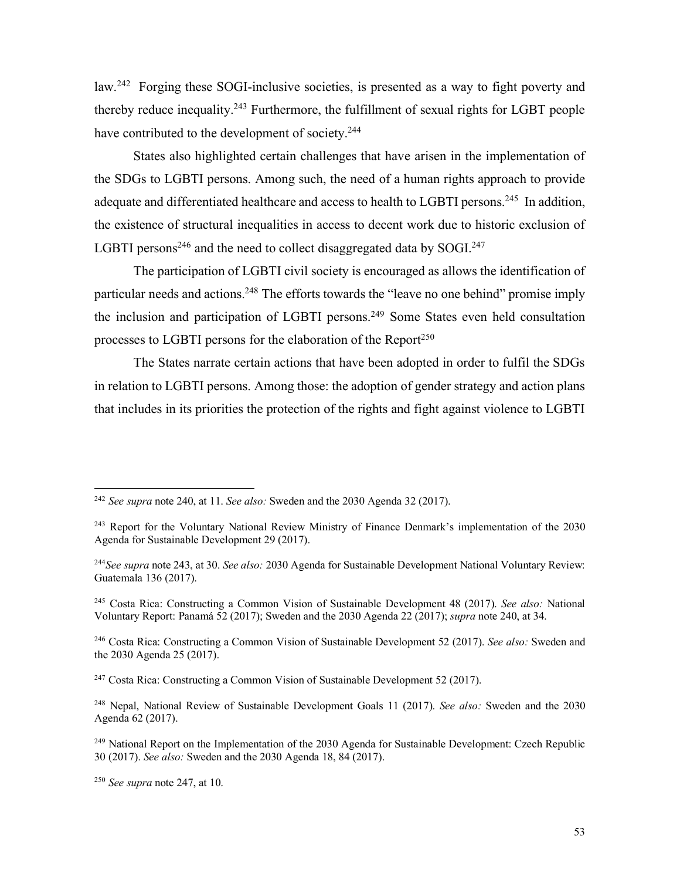law.[242] Forging these SOGI-inclusive societies, is presented as a way to fight poverty and thereby reduce inequality.[243] Furthermore, the fulfillment of sexual rights for LGBT people have contributed to the development of society.[244]

States also highlighted certain challenges that have arisen in the implementation of the SDGs to LGBTI persons. Among such, the need of a human rights approach to provide adequate and differentiated healthcare and access to health to LGBTI persons.[245] In addition, the existence of structural inequalities in access to decent work due to historic exclusion of LGBTI persons[246] and the need to collect disaggregated data by SOGI.[247]

The participation of LGBTI civil society is encouraged as allows the identification of particular needs and actions.[248] The efforts towards the "leave no one behind" promise imply the inclusion and participation of LGBTI persons.[249] Some States even held consultation processes to LGBTI persons for the elaboration of the Report[250]

The States narrate certain actions that have been adopted in order to fulfil the SDGs in relation to LGBTI persons. Among those: the adoption of gender strategy and action plans that includes in its priorities the protection of the rights and fight against violence to LGBTI

---

[242] *See supra* note 240, at 11. *See also:* Sweden and the 2030 Agenda 32 (2017).

[243] Report for the Voluntary National Review Ministry of Finance Denmark's implementation of the 2030 Agenda for Sustainable Development 29 (2017).

[244] *See supra* note 243, at 30. *See also:* 2030 Agenda for Sustainable Development National Voluntary Review: Guatemala 136 (2017).

[245] Costa Rica: Constructing a Common Vision of Sustainable Development 48 (2017). *See also:* National Voluntary Report: Panamá 52 (2017); Sweden and the 2030 Agenda 22 (2017); *supra* note 240, at 34.

[246] Costa Rica: Constructing a Common Vision of Sustainable Development 52 (2017). *See also:* Sweden and the 2030 Agenda 25 (2017).

[247] Costa Rica: Constructing a Common Vision of Sustainable Development 52 (2017).

[248] Nepal, National Review of Sustainable Development Goals 11 (2017). *See also:* Sweden and the 2030 Agenda 62 (2017).

[249] National Report on the Implementation of the 2030 Agenda for Sustainable Development: Czech Republic 30 (2017). *See also:* Sweden and the 2030 Agenda 18, 84 (2017).

[250] *See supra* note 247, at 10.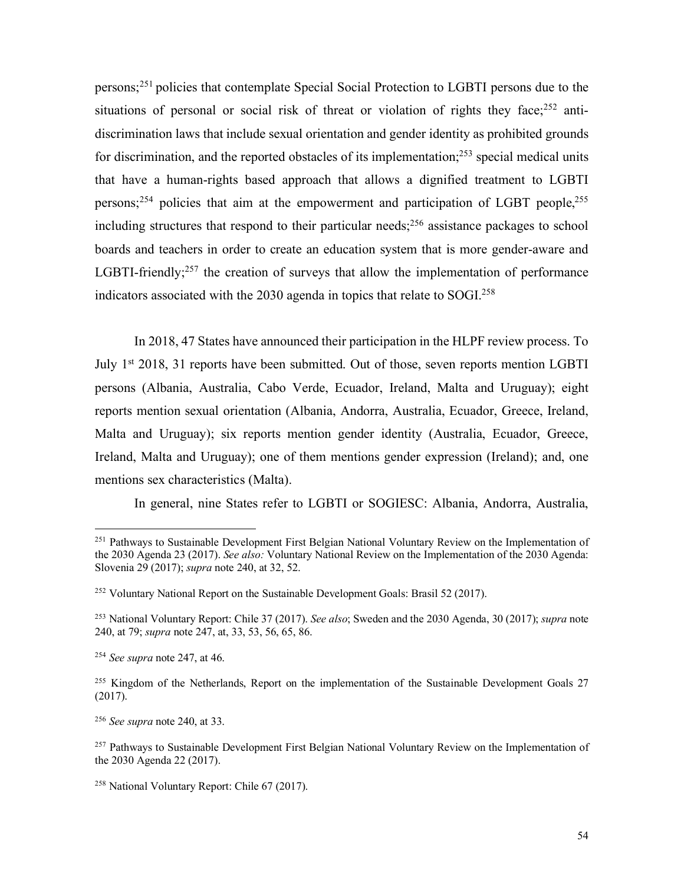persons;[251] policies that contemplate Special Social Protection to LGBTI persons due to the situations of personal or social risk of threat or violation of rights they face;[252] anti-discrimination laws that include sexual orientation and gender identity as prohibited grounds for discrimination, and the reported obstacles of its implementation;[253] special medical units that have a human-rights based approach that allows a dignified treatment to LGBTI persons;[254] policies that aim at the empowerment and participation of LGBT people,[255] including structures that respond to their particular needs;[256] assistance packages to school boards and teachers in order to create an education system that is more gender-aware and LGBTI-friendly;[257] the creation of surveys that allow the implementation of performance indicators associated with the 2030 agenda in topics that relate to SOGI.[258]

In 2018, 47 States have announced their participation in the HLPF review process. To July 1st 2018, 31 reports have been submitted. Out of those, seven reports mention LGBTI persons (Albania, Australia, Cabo Verde, Ecuador, Ireland, Malta and Uruguay); eight reports mention sexual orientation (Albania, Andorra, Australia, Ecuador, Greece, Ireland, Malta and Uruguay); six reports mention gender identity (Australia, Ecuador, Greece, Ireland, Malta and Uruguay); one of them mentions gender expression (Ireland); and, one mentions sex characteristics (Malta).

In general, nine States refer to LGBTI or SOGIESC: Albania, Andorra, Australia,

---

[251] Pathways to Sustainable Development First Belgian National Voluntary Review on the Implementation of the 2030 Agenda 23 (2017). *See also:* Voluntary National Review on the Implementation of the 2030 Agenda: Slovenia 29 (2017); *supra* note 240, at 32, 52.

[252] Voluntary National Report on the Sustainable Development Goals: Brasil 52 (2017).

[253] National Voluntary Report: Chile 37 (2017). *See also*; Sweden and the 2030 Agenda, 30 (2017); *supra* note 240, at 79; *supra* note 247, at, 33, 53, 56, 65, 86.

[254] *See supra* note 247, at 46.

[255] Kingdom of the Netherlands, Report on the implementation of the Sustainable Development Goals 27 (2017).

[256] *See supra* note 240, at 33.

[257] Pathways to Sustainable Development First Belgian National Voluntary Review on the Implementation of the 2030 Agenda 22 (2017).

[258] National Voluntary Report: Chile 67 (2017).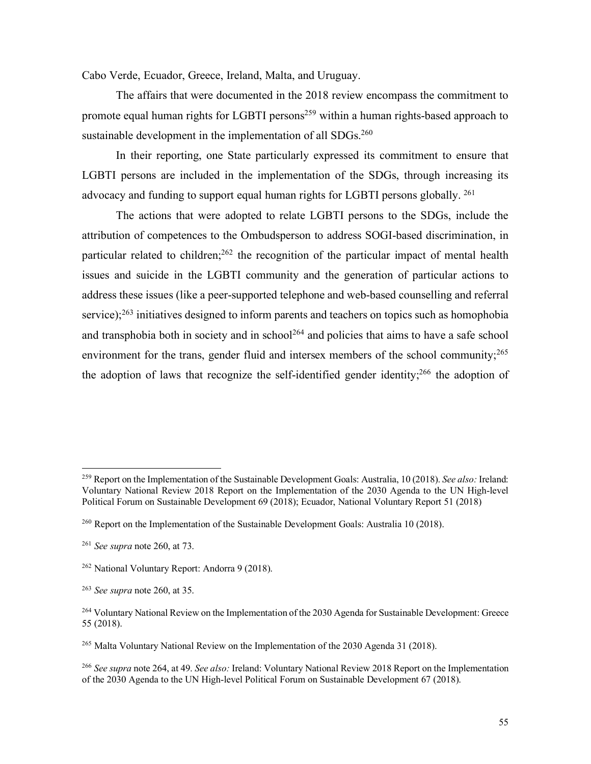Cabo Verde, Ecuador, Greece, Ireland, Malta, and Uruguay.

The affairs that were documented in the 2018 review encompass the commitment to promote equal human rights for LGBTI persons[259] within a human rights-based approach to sustainable development in the implementation of all SDGs.[260]

In their reporting, one State particularly expressed its commitment to ensure that LGBTI persons are included in the implementation of the SDGs, through increasing its advocacy and funding to support equal human rights for LGBTI persons globally. [261]

The actions that were adopted to relate LGBTI persons to the SDGs, include the attribution of competences to the Ombudsperson to address SOGI-based discrimination, in particular related to children;[262] the recognition of the particular impact of mental health issues and suicide in the LGBTI community and the generation of particular actions to address these issues (like a peer-supported telephone and web-based counselling and referral service);[263] initiatives designed to inform parents and teachers on topics such as homophobia and transphobia both in society and in school[264] and policies that aims to have a safe school environment for the trans, gender fluid and intersex members of the school community;[265] the adoption of laws that recognize the self-identified gender identity;[266] the adoption of

---

[259] Report on the Implementation of the Sustainable Development Goals: Australia, 10 (2018). *See also:* Ireland: Voluntary National Review 2018 Report on the Implementation of the 2030 Agenda to the UN High-level Political Forum on Sustainable Development 69 (2018); Ecuador, National Voluntary Report 51 (2018)

[260] Report on the Implementation of the Sustainable Development Goals: Australia 10 (2018).

[261] *See supra* note 260, at 73.

[262] National Voluntary Report: Andorra 9 (2018).

[263] *See supra* note 260, at 35.

[264] Voluntary National Review on the Implementation of the 2030 Agenda for Sustainable Development: Greece 55 (2018).

[265] Malta Voluntary National Review on the Implementation of the 2030 Agenda 31 (2018).

[266] *See supra* note 264, at 49. *See also:* Ireland: Voluntary National Review 2018 Report on the Implementation of the 2030 Agenda to the UN High-level Political Forum on Sustainable Development 67 (2018).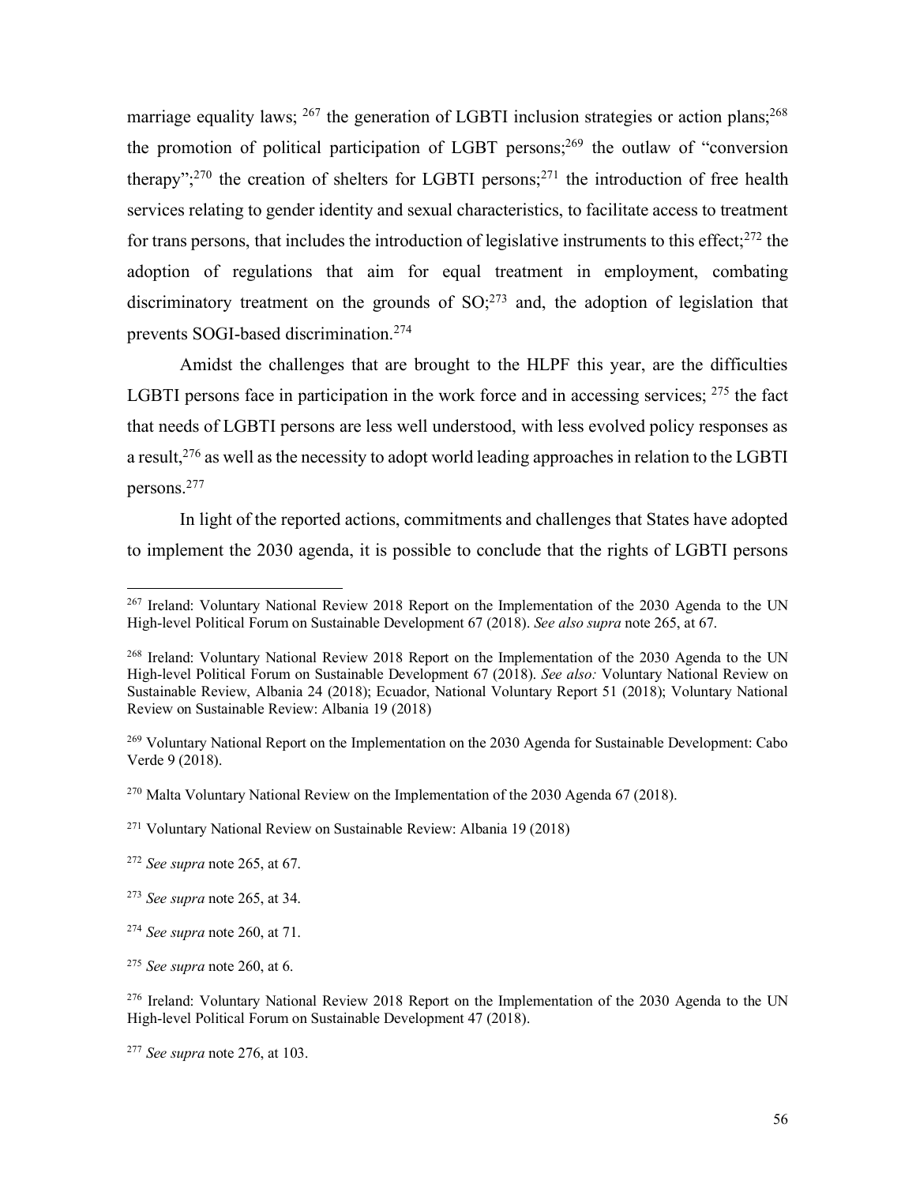marriage equality laws; [267] the generation of LGBTI inclusion strategies or action plans;[268] the promotion of political participation of LGBT persons;[269] the outlaw of "conversion therapy";[270] the creation of shelters for LGBTI persons;[271] the introduction of free health services relating to gender identity and sexual characteristics, to facilitate access to treatment for trans persons, that includes the introduction of legislative instruments to this effect;[272] the adoption of regulations that aim for equal treatment in employment, combating discriminatory treatment on the grounds of SO;[273] and, the adoption of legislation that prevents SOGI-based discrimination.[274]

Amidst the challenges that are brought to the HLPF this year, are the difficulties LGBTI persons face in participation in the work force and in accessing services; [275] the fact that needs of LGBTI persons are less well understood, with less evolved policy responses as a result,[276] as well as the necessity to adopt world leading approaches in relation to the LGBTI persons.[277]

In light of the reported actions, commitments and challenges that States have adopted to implement the 2030 agenda, it is possible to conclude that the rights of LGBTI persons

---

[267] Ireland: Voluntary National Review 2018 Report on the Implementation of the 2030 Agenda to the UN High-level Political Forum on Sustainable Development 67 (2018). *See also supra* note 265, at 67.

[268] Ireland: Voluntary National Review 2018 Report on the Implementation of the 2030 Agenda to the UN High-level Political Forum on Sustainable Development 67 (2018). *See also:* Voluntary National Review on Sustainable Review, Albania 24 (2018); Ecuador, National Voluntary Report 51 (2018); Voluntary National Review on Sustainable Review: Albania 19 (2018)

[269] Voluntary National Report on the Implementation on the 2030 Agenda for Sustainable Development: Cabo Verde 9 (2018).

[270] Malta Voluntary National Review on the Implementation of the 2030 Agenda 67 (2018).

[271] Voluntary National Review on Sustainable Review: Albania 19 (2018)

[272] *See supra* note 265, at 67.

[273] *See supra* note 265, at 34.

[274] *See supra* note 260, at 71.

[275] *See supra* note 260, at 6.

[276] Ireland: Voluntary National Review 2018 Report on the Implementation of the 2030 Agenda to the UN High-level Political Forum on Sustainable Development 47 (2018).

[277] *See supra* note 276, at 103.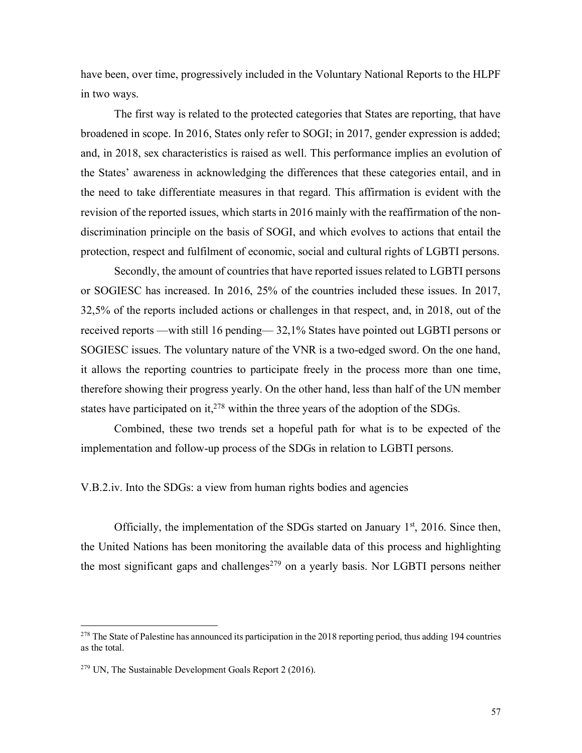have been, over time, progressively included in the Voluntary National Reports to the HLPF in two ways.

The first way is related to the protected categories that States are reporting, that have broadened in scope. In 2016, States only refer to SOGI; in 2017, gender expression is added; and, in 2018, sex characteristics is raised as well. This performance implies an evolution of the States' awareness in acknowledging the differences that these categories entail, and in the need to take differentiate measures in that regard. This affirmation is evident with the revision of the reported issues, which starts in 2016 mainly with the reaffirmation of the non-discrimination principle on the basis of SOGI, and which evolves to actions that entail the protection, respect and fulfilment of economic, social and cultural rights of LGBTI persons.

Secondly, the amount of countries that have reported issues related to LGBTI persons or SOGIESC has increased. In 2016, 25% of the countries included these issues. In 2017, 32,5% of the reports included actions or challenges in that respect, and, in 2018, out of the received reports —with still 16 pending— 32,1% States have pointed out LGBTI persons or SOGIESC issues. The voluntary nature of the VNR is a two-edged sword. On the one hand, it allows the reporting countries to participate freely in the process more than one time, therefore showing their progress yearly. On the other hand, less than half of the UN member states have participated on it,[278] within the three years of the adoption of the SDGs.

Combined, these two trends set a hopeful path for what is to be expected of the implementation and follow-up process of the SDGs in relation to LGBTI persons.

### V.B.2.iv. Into the SDGs: a view from human rights bodies and agencies

Officially, the implementation of the SDGs started on January 1st, 2016. Since then, the United Nations has been monitoring the available data of this process and highlighting the most significant gaps and challenges[279] on a yearly basis. Nor LGBTI persons neither

---

[278] The State of Palestine has announced its participation in the 2018 reporting period, thus adding 194 countries as the total.

[279] UN, The Sustainable Development Goals Report 2 (2016).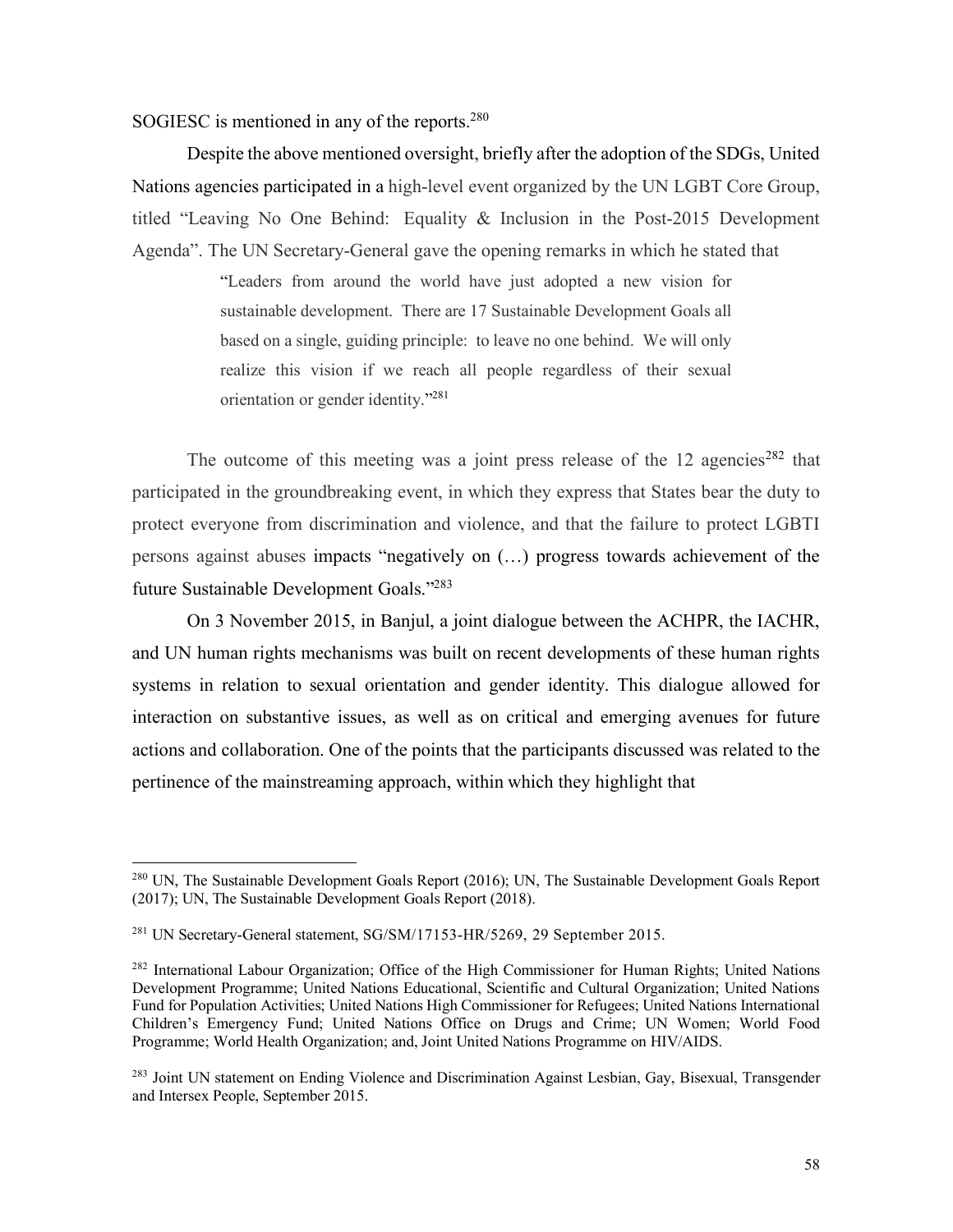SOGIESC is mentioned in any of the reports.[280]

Despite the above mentioned oversight, briefly after the adoption of the SDGs, United Nations agencies participated in a high-level event organized by the UN LGBT Core Group, titled "Leaving No One Behind: Equality & Inclusion in the Post-2015 Development Agenda". The UN Secretary-General gave the opening remarks in which he stated that

> "Leaders from around the world have just adopted a new vision for sustainable development. There are 17 Sustainable Development Goals all based on a single, guiding principle: to leave no one behind. We will only realize this vision if we reach all people regardless of their sexual orientation or gender identity."[281]

The outcome of this meeting was a joint press release of the 12 agencies[282] that participated in the groundbreaking event, in which they express that States bear the duty to protect everyone from discrimination and violence, and that the failure to protect LGBTI persons against abuses impacts "negatively on (…) progress towards achievement of the future Sustainable Development Goals."[283]

On 3 November 2015, in Banjul, a joint dialogue between the ACHPR, the IACHR, and UN human rights mechanisms was built on recent developments of these human rights systems in relation to sexual orientation and gender identity. This dialogue allowed for interaction on substantive issues, as well as on critical and emerging avenues for future actions and collaboration. One of the points that the participants discussed was related to the pertinence of the mainstreaming approach, within which they highlight that

---

[280] UN, The Sustainable Development Goals Report (2016); UN, The Sustainable Development Goals Report (2017); UN, The Sustainable Development Goals Report (2018).

[281] UN Secretary-General statement, SG/SM/17153-HR/5269, 29 September 2015.

[282] International Labour Organization; Office of the High Commissioner for Human Rights; United Nations Development Programme; United Nations Educational, Scientific and Cultural Organization; United Nations Fund for Population Activities; United Nations High Commissioner for Refugees; United Nations International Children's Emergency Fund; United Nations Office on Drugs and Crime; UN Women; World Food Programme; World Health Organization; and, Joint United Nations Programme on HIV/AIDS.

[283] Joint UN statement on Ending Violence and Discrimination Against Lesbian, Gay, Bisexual, Transgender and Intersex People, September 2015.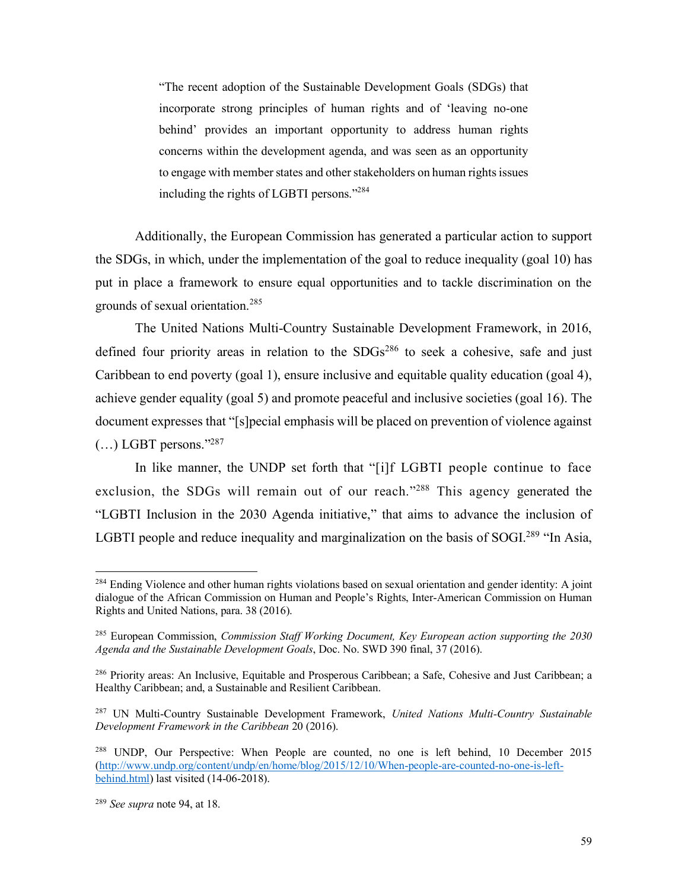> "The recent adoption of the Sustainable Development Goals (SDGs) that incorporate strong principles of human rights and of 'leaving no-one behind' provides an important opportunity to address human rights concerns within the development agenda, and was seen as an opportunity to engage with member states and other stakeholders on human rights issues including the rights of LGBTI persons."[284]

Additionally, the European Commission has generated a particular action to support the SDGs, in which, under the implementation of the goal to reduce inequality (goal 10) has put in place a framework to ensure equal opportunities and to tackle discrimination on the grounds of sexual orientation.[285]

The United Nations Multi-Country Sustainable Development Framework, in 2016, defined four priority areas in relation to the SDGs[286] to seek a cohesive, safe and just Caribbean to end poverty (goal 1), ensure inclusive and equitable quality education (goal 4), achieve gender equality (goal 5) and promote peaceful and inclusive societies (goal 16). The document expresses that "[s]pecial emphasis will be placed on prevention of violence against (…) LGBT persons."[287]

In like manner, the UNDP set forth that "[i]f LGBTI people continue to face exclusion, the SDGs will remain out of our reach."[288] This agency generated the "LGBTI Inclusion in the 2030 Agenda initiative," that aims to advance the inclusion of LGBTI people and reduce inequality and marginalization on the basis of SOGI.[289] "In Asia,

---

[284] Ending Violence and other human rights violations based on sexual orientation and gender identity: A joint dialogue of the African Commission on Human and People's Rights, Inter-American Commission on Human Rights and United Nations, para. 38 (2016).

[285] European Commission, *Commission Staff Working Document, Key European action supporting the 2030 Agenda and the Sustainable Development Goals*, Doc. No. SWD 390 final, 37 (2016).

[286] Priority areas: An Inclusive, Equitable and Prosperous Caribbean; a Safe, Cohesive and Just Caribbean; a Healthy Caribbean; and, a Sustainable and Resilient Caribbean.

[287] UN Multi-Country Sustainable Development Framework, *United Nations Multi-Country Sustainable Development Framework in the Caribbean* 20 (2016).

[288] UNDP, Our Perspective: When People are counted, no one is left behind, 10 December 2015 (http://www.undp.org/content/undp/en/home/blog/2015/12/10/When-people-are-counted-no-one-is-left-behind.html) last visited (14-06-2018).

[289] *See supra* note 94, at 18.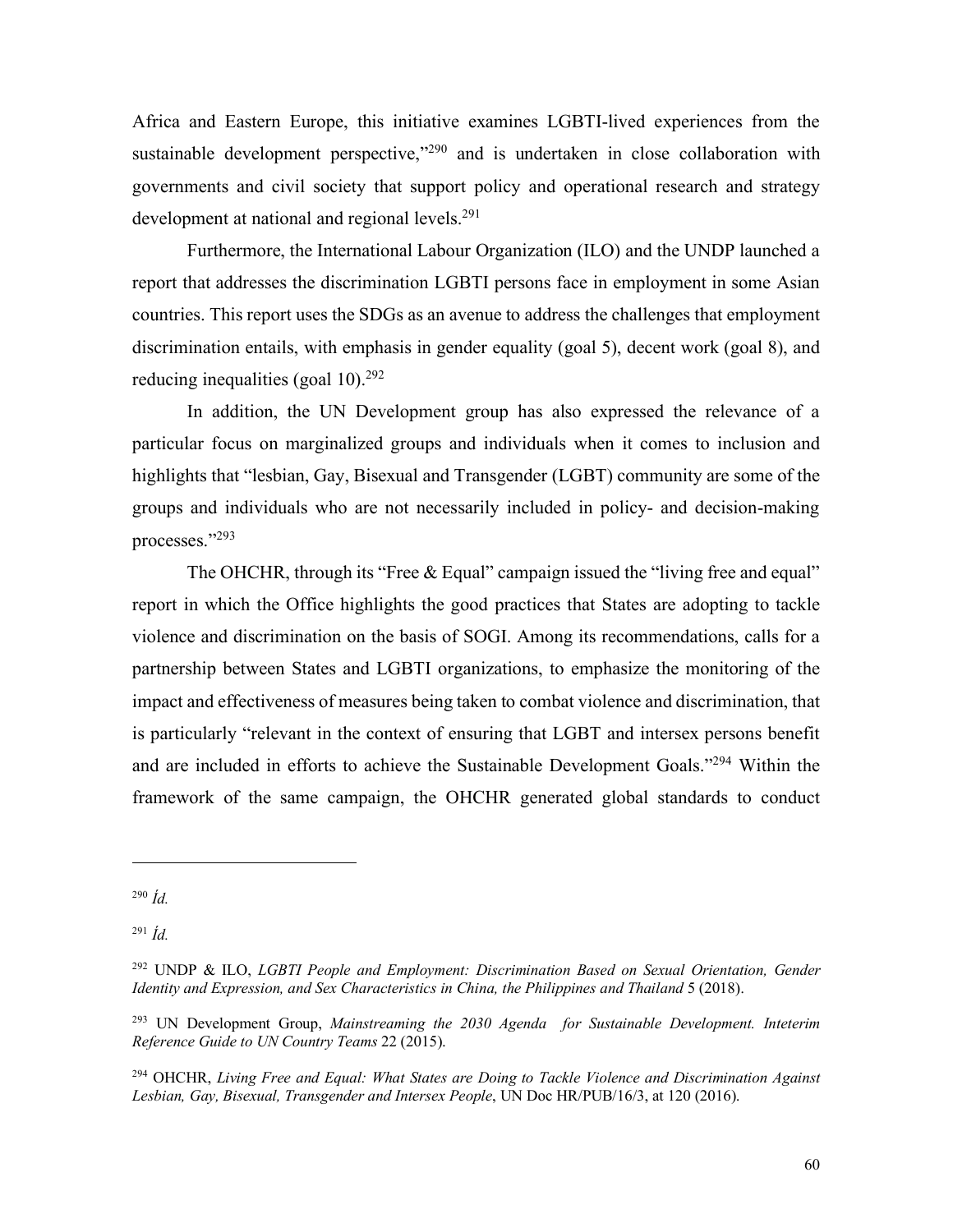Africa and Eastern Europe, this initiative examines LGBTI-lived experiences from the sustainable development perspective,"[290] and is undertaken in close collaboration with governments and civil society that support policy and operational research and strategy development at national and regional levels.[291]

Furthermore, the International Labour Organization (ILO) and the UNDP launched a report that addresses the discrimination LGBTI persons face in employment in some Asian countries. This report uses the SDGs as an avenue to address the challenges that employment discrimination entails, with emphasis in gender equality (goal 5), decent work (goal 8), and reducing inequalities (goal 10).[292]

In addition, the UN Development group has also expressed the relevance of a particular focus on marginalized groups and individuals when it comes to inclusion and highlights that "lesbian, Gay, Bisexual and Transgender (LGBT) community are some of the groups and individuals who are not necessarily included in policy- and decision-making processes."[293]

The OHCHR, through its "Free & Equal" campaign issued the "living free and equal" report in which the Office highlights the good practices that States are adopting to tackle violence and discrimination on the basis of SOGI. Among its recommendations, calls for a partnership between States and LGBTI organizations, to emphasize the monitoring of the impact and effectiveness of measures being taken to combat violence and discrimination, that is particularly "relevant in the context of ensuring that LGBT and intersex persons benefit and are included in efforts to achieve the Sustainable Development Goals."[294] Within the framework of the same campaign, the OHCHR generated global standards to conduct

---

[290] *Íd.*

[291] *Íd.*

[292] UNDP & ILO, *LGBTI People and Employment: Discrimination Based on Sexual Orientation, Gender Identity and Expression, and Sex Characteristics in China, the Philippines and Thailand* 5 (2018).

[293] UN Development Group, *Mainstreaming the 2030 Agenda for Sustainable Development. Inteterim Reference Guide to UN Country Teams* 22 (2015).

[294] OHCHR, *Living Free and Equal: What States are Doing to Tackle Violence and Discrimination Against Lesbian, Gay, Bisexual, Transgender and Intersex People*, UN Doc HR/PUB/16/3, at 120 (2016).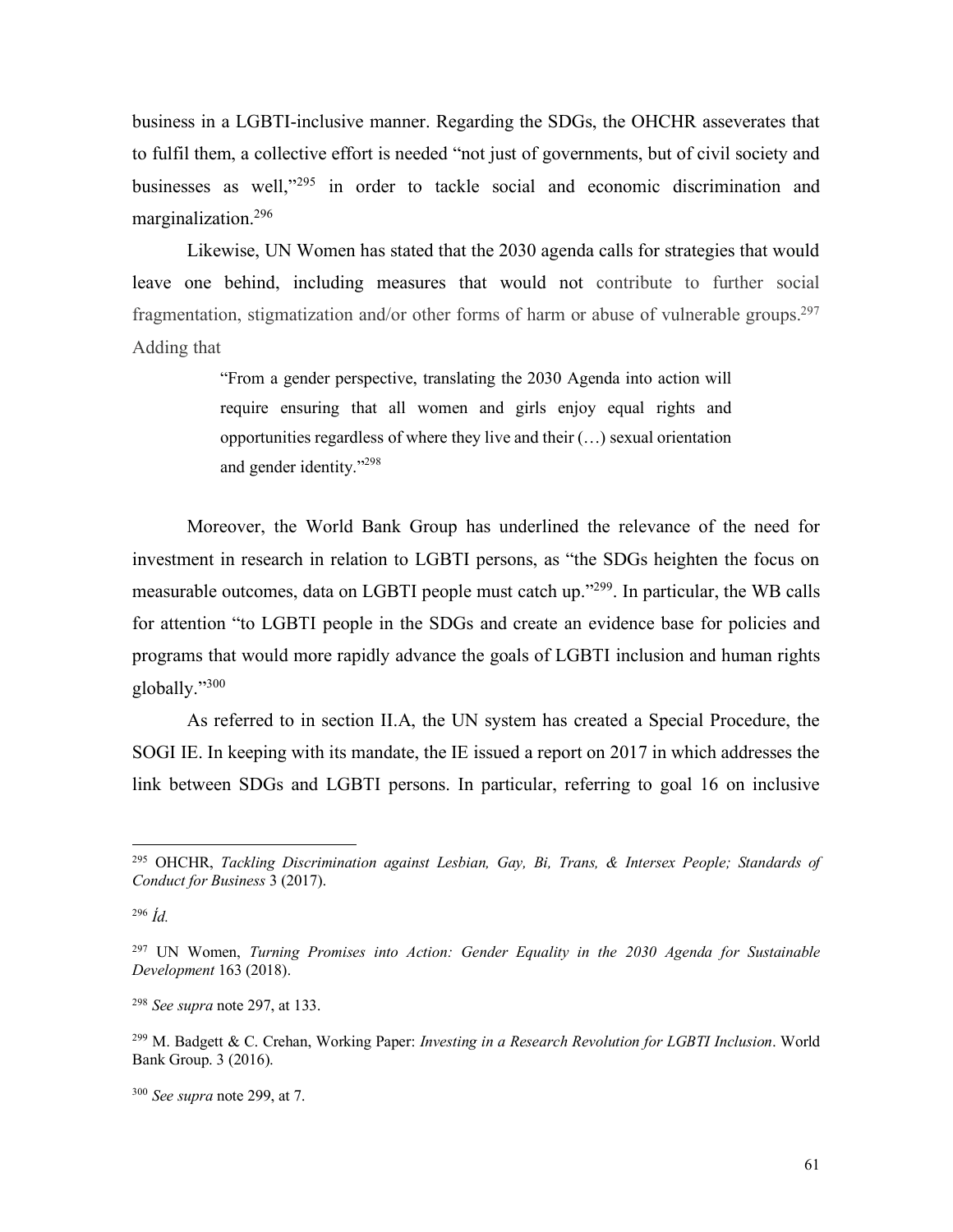business in a LGBTI-inclusive manner. Regarding the SDGs, the OHCHR asseverates that to fulfil them, a collective effort is needed "not just of governments, but of civil society and businesses as well,"[295] in order to tackle social and economic discrimination and marginalization.[296]

Likewise, UN Women has stated that the 2030 agenda calls for strategies that would leave one behind, including measures that would not contribute to further social fragmentation, stigmatization and/or other forms of harm or abuse of vulnerable groups.[297] Adding that

> "From a gender perspective, translating the 2030 Agenda into action will require ensuring that all women and girls enjoy equal rights and opportunities regardless of where they live and their (…) sexual orientation and gender identity."[298]

Moreover, the World Bank Group has underlined the relevance of the need for investment in research in relation to LGBTI persons, as "the SDGs heighten the focus on measurable outcomes, data on LGBTI people must catch up."[299]. In particular, the WB calls for attention "to LGBTI people in the SDGs and create an evidence base for policies and programs that would more rapidly advance the goals of LGBTI inclusion and human rights globally."[300]

As referred to in section II.A, the UN system has created a Special Procedure, the SOGI IE. In keeping with its mandate, the IE issued a report on 2017 in which addresses the link between SDGs and LGBTI persons. In particular, referring to goal 16 on inclusive

---

[295] OHCHR, *Tackling Discrimination against Lesbian, Gay, Bi, Trans, & Intersex People; Standards of Conduct for Business* 3 (2017).

[296] *Íd.*

[297] UN Women, *Turning Promises into Action: Gender Equality in the 2030 Agenda for Sustainable Development* 163 (2018).

[298] *See supra* note 297, at 133.

[299] M. Badgett & C. Crehan, Working Paper: *Investing in a Research Revolution for LGBTI Inclusion*. World Bank Group. 3 (2016).

[300] *See supra* note 299, at 7.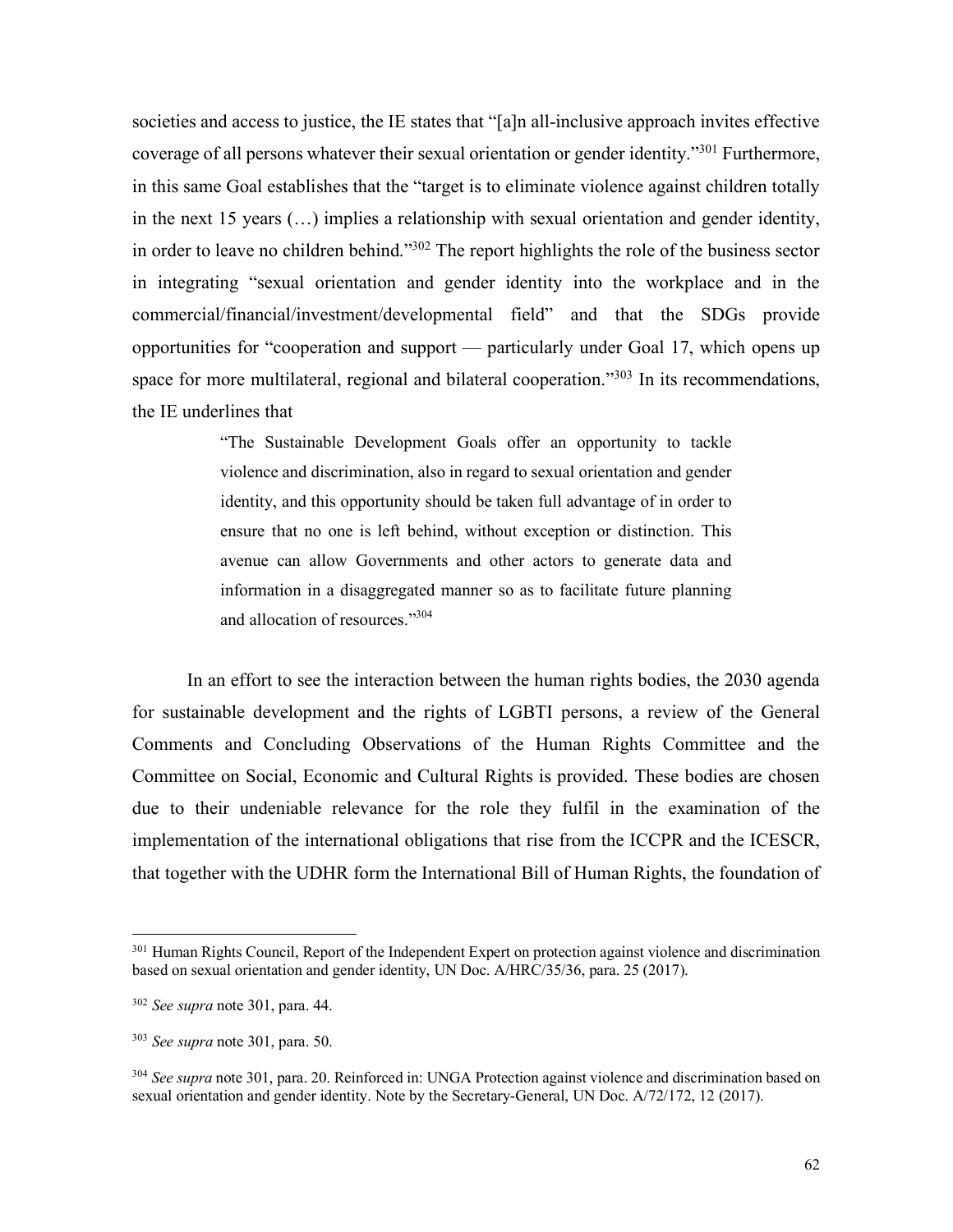societies and access to justice, the IE states that "[a]n all-inclusive approach invites effective coverage of all persons whatever their sexual orientation or gender identity."[301] Furthermore, in this same Goal establishes that the "target is to eliminate violence against children totally in the next 15 years (…) implies a relationship with sexual orientation and gender identity, in order to leave no children behind."[302] The report highlights the role of the business sector in integrating "sexual orientation and gender identity into the workplace and in the commercial/financial/investment/developmental field" and that the SDGs provide opportunities for "cooperation and support — particularly under Goal 17, which opens up space for more multilateral, regional and bilateral cooperation."[303] In its recommendations, the IE underlines that

> "The Sustainable Development Goals offer an opportunity to tackle violence and discrimination, also in regard to sexual orientation and gender identity, and this opportunity should be taken full advantage of in order to ensure that no one is left behind, without exception or distinction. This avenue can allow Governments and other actors to generate data and information in a disaggregated manner so as to facilitate future planning and allocation of resources."[304]

In an effort to see the interaction between the human rights bodies, the 2030 agenda for sustainable development and the rights of LGBTI persons, a review of the General Comments and Concluding Observations of the Human Rights Committee and the Committee on Social, Economic and Cultural Rights is provided. These bodies are chosen due to their undeniable relevance for the role they fulfil in the examination of the implementation of the international obligations that rise from the ICCPR and the ICESCR, that together with the UDHR form the International Bill of Human Rights, the foundation of

---

[301] Human Rights Council, Report of the Independent Expert on protection against violence and discrimination based on sexual orientation and gender identity, UN Doc. A/HRC/35/36, para. 25 (2017).

[302] *See supra* note 301, para. 44.

[303] *See supra* note 301, para. 50.

[304] *See supra* note 301, para. 20. Reinforced in: UNGA Protection against violence and discrimination based on sexual orientation and gender identity. Note by the Secretary-General, UN Doc. A/72/172, 12 (2017).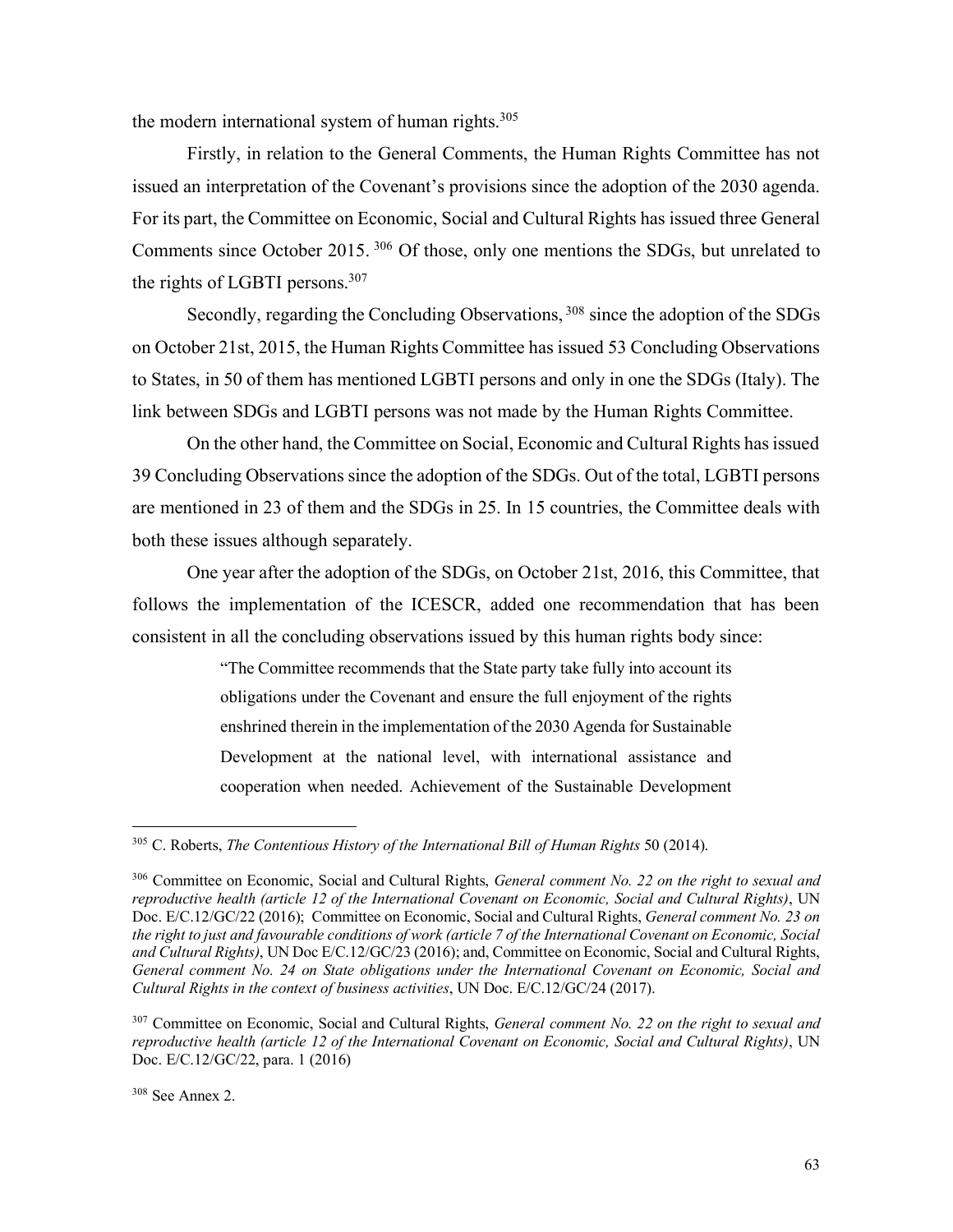the modern international system of human rights.[305]

Firstly, in relation to the General Comments, the Human Rights Committee has not issued an interpretation of the Covenant's provisions since the adoption of the 2030 agenda. For its part, the Committee on Economic, Social and Cultural Rights has issued three General Comments since October 2015.[306] Of those, only one mentions the SDGs, but unrelated to the rights of LGBTI persons.[307]

Secondly, regarding the Concluding Observations,[308] since the adoption of the SDGs on October 21st, 2015, the Human Rights Committee has issued 53 Concluding Observations to States, in 50 of them has mentioned LGBTI persons and only in one the SDGs (Italy). The link between SDGs and LGBTI persons was not made by the Human Rights Committee.

On the other hand, the Committee on Social, Economic and Cultural Rights has issued 39 Concluding Observations since the adoption of the SDGs. Out of the total, LGBTI persons are mentioned in 23 of them and the SDGs in 25. In 15 countries, the Committee deals with both these issues although separately.

One year after the adoption of the SDGs, on October 21st, 2016, this Committee, that follows the implementation of the ICESCR, added one recommendation that has been consistent in all the concluding observations issued by this human rights body since:

> "The Committee recommends that the State party take fully into account its obligations under the Covenant and ensure the full enjoyment of the rights enshrined therein in the implementation of the 2030 Agenda for Sustainable Development at the national level, with international assistance and cooperation when needed. Achievement of the Sustainable Development

---

[305] C. Roberts, *The Contentious History of the International Bill of Human Rights* 50 (2014).

[306] Committee on Economic, Social and Cultural Rights, *General comment No. 22 on the right to sexual and reproductive health (article 12 of the International Covenant on Economic, Social and Cultural Rights)*, UN Doc. E/C.12/GC/22 (2016); Committee on Economic, Social and Cultural Rights, *General comment No. 23 on the right to just and favourable conditions of work (article 7 of the International Covenant on Economic, Social and Cultural Rights)*, UN Doc E/C.12/GC/23 (2016); and, Committee on Economic, Social and Cultural Rights, *General comment No. 24 on State obligations under the International Covenant on Economic, Social and Cultural Rights in the context of business activities*, UN Doc. E/C.12/GC/24 (2017).

[307] Committee on Economic, Social and Cultural Rights, *General comment No. 22 on the right to sexual and reproductive health (article 12 of the International Covenant on Economic, Social and Cultural Rights)*, UN Doc. E/C.12/GC/22, para. 1 (2016)

[308] See Annex 2.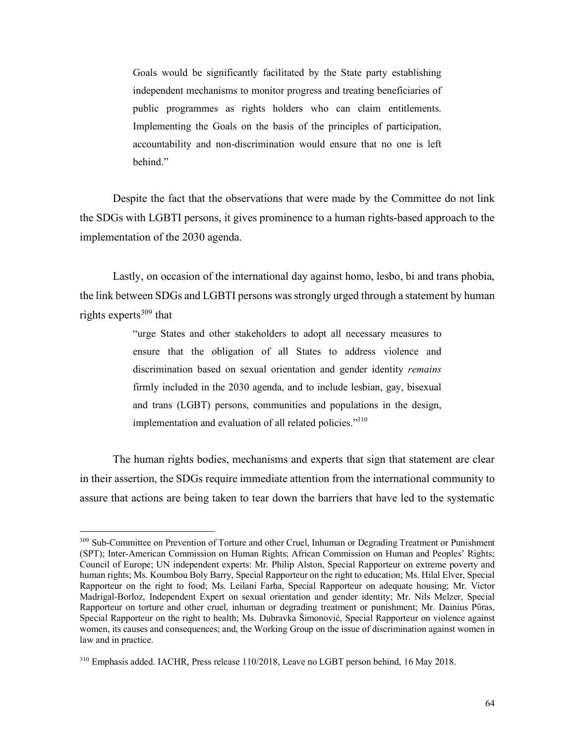> Goals would be significantly facilitated by the State party establishing independent mechanisms to monitor progress and treating beneficiaries of public programmes as rights holders who can claim entitlements. Implementing the Goals on the basis of the principles of participation, accountability and non-discrimination would ensure that no one is left behind."

Despite the fact that the observations that were made by the Committee do not link the SDGs with LGBTI persons, it gives prominence to a human rights-based approach to the implementation of the 2030 agenda.

Lastly, on occasion of the international day against homo, lesbo, bi and trans phobia, the link between SDGs and LGBTI persons was strongly urged through a statement by human rights experts[309] that

> "urge States and other stakeholders to adopt all necessary measures to ensure that the obligation of all States to address violence and discrimination based on sexual orientation and gender identity *remains* firmly included in the 2030 agenda, and to include lesbian, gay, bisexual and trans (LGBT) persons, communities and populations in the design, implementation and evaluation of all related policies."[310]

The human rights bodies, mechanisms and experts that sign that statement are clear in their assertion, the SDGs require immediate attention from the international community to assure that actions are being taken to tear down the barriers that have led to the systematic

---

[309] Sub-Committee on Prevention of Torture and other Cruel, Inhuman or Degrading Treatment or Punishment (SPT); Inter-American Commission on Human Rights; African Commission on Human and Peoples' Rights; Council of Europe; UN independent experts: Mr. Philip Alston, Special Rapporteur on extreme poverty and human rights; Ms. Koumbou Boly Barry, Special Rapporteur on the right to education; Ms. Hilal Elver, Special Rapporteur on the right to food; Ms. Leilani Farha, Special Rapporteur on adequate housing; Mr. Victor Madrigal-Borloz, Independent Expert on sexual orientation and gender identity; Mr. Nils Melzer, Special Rapporteur on torture and other cruel, inhuman or degrading treatment or punishment; Mr. Dainius Pūras, Special Rapporteur on the right to health; Ms. Dubravka Šimonović, Special Rapporteur on violence against women, its causes and consequences; and, the Working Group on the issue of discrimination against women in law and in practice.

[310] Emphasis added. IACHR, Press release 110/2018, Leave no LGBT person behind, 16 May 2018.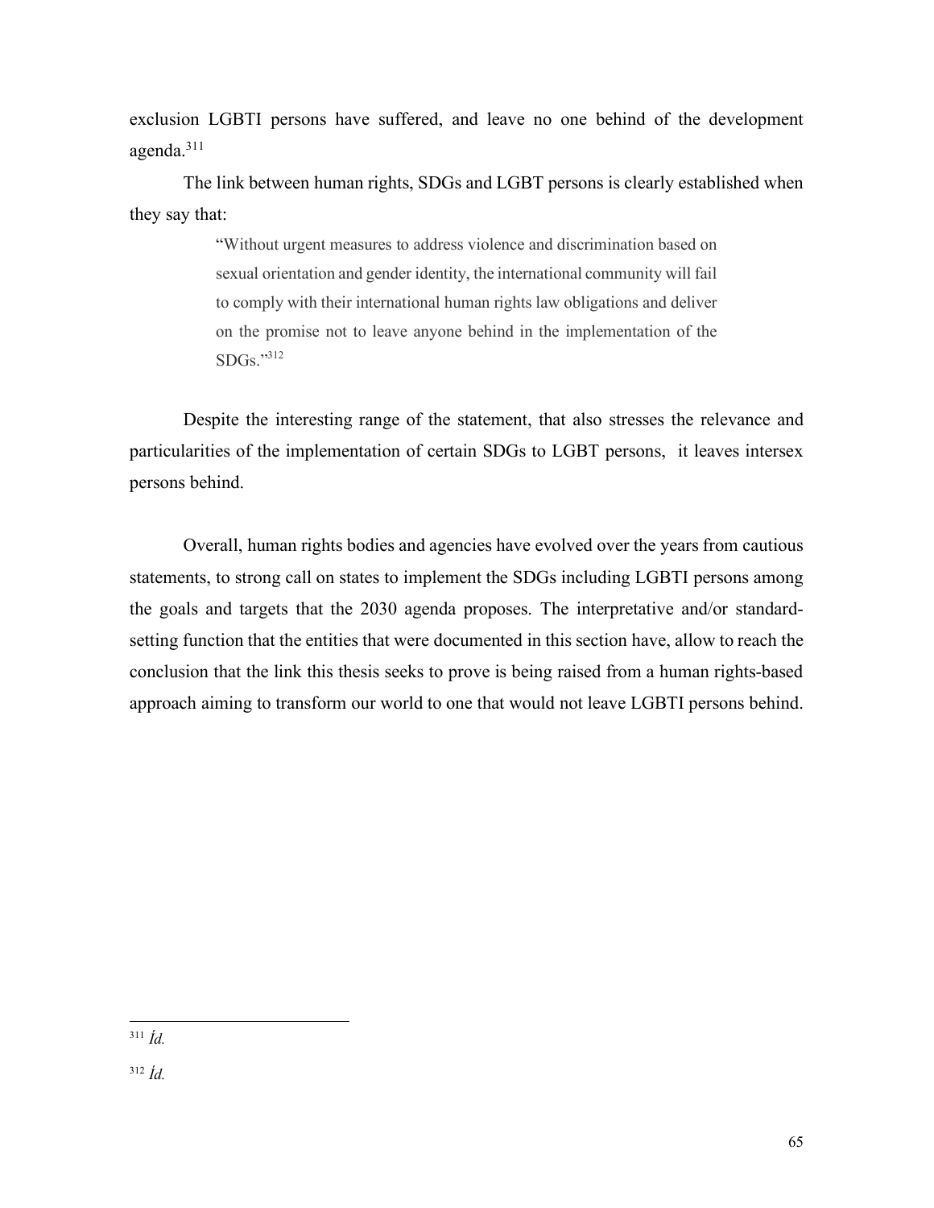exclusion LGBTI persons have suffered, and leave no one behind of the development agenda.[311]

The link between human rights, SDGs and LGBT persons is clearly established when they say that:

> "Without urgent measures to address violence and discrimination based on sexual orientation and gender identity, the international community will fail to comply with their international human rights law obligations and deliver on the promise not to leave anyone behind in the implementation of the SDGs."[312]

Despite the interesting range of the statement, that also stresses the relevance and particularities of the implementation of certain SDGs to LGBT persons, it leaves intersex persons behind.

Overall, human rights bodies and agencies have evolved over the years from cautious statements, to strong call on states to implement the SDGs including LGBTI persons among the goals and targets that the 2030 agenda proposes. The interpretative and/or standard-setting function that the entities that were documented in this section have, allow to reach the conclusion that the link this thesis seeks to prove is being raised from a human rights-based approach aiming to transform our world to one that would not leave LGBTI persons behind.

---

[311] *Íd.*

[312] *Íd.*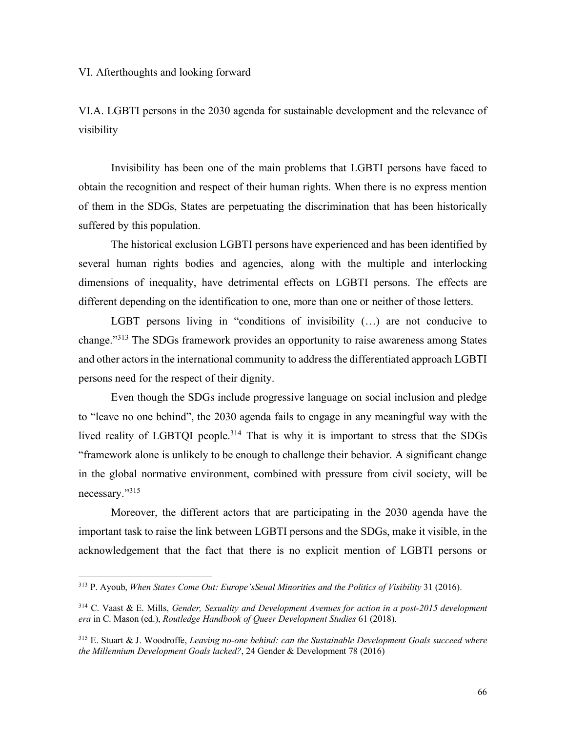## VI. Afterthoughts and looking forward

### VI.A. LGBTI persons in the 2030 agenda for sustainable development and the relevance of visibility

Invisibility has been one of the main problems that LGBTI persons have faced to obtain the recognition and respect of their human rights. When there is no express mention of them in the SDGs, States are perpetuating the discrimination that has been historically suffered by this population.

The historical exclusion LGBTI persons have experienced and has been identified by several human rights bodies and agencies, along with the multiple and interlocking dimensions of inequality, have detrimental effects on LGBTI persons. The effects are different depending on the identification to one, more than one or neither of those letters.

LGBT persons living in "conditions of invisibility (…) are not conducive to change."[313] The SDGs framework provides an opportunity to raise awareness among States and other actors in the international community to address the differentiated approach LGBTI persons need for the respect of their dignity.

Even though the SDGs include progressive language on social inclusion and pledge to "leave no one behind", the 2030 agenda fails to engage in any meaningful way with the lived reality of LGBTQI people.[314] That is why it is important to stress that the SDGs "framework alone is unlikely to be enough to challenge their behavior. A significant change in the global normative environment, combined with pressure from civil society, will be necessary."[315]

Moreover, the different actors that are participating in the 2030 agenda have the important task to raise the link between LGBTI persons and the SDGs, make it visible, in the acknowledgement that the fact that there is no explicit mention of LGBTI persons or

---

[313] P. Ayoub, *When States Come Out: Europe'sSeual Minorities and the Politics of Visibility* 31 (2016).

[314] C. Vaast & E. Mills, *Gender, Sexuality and Development Avenues for action in a post-2015 development era* in C. Mason (ed.), *Routledge Handbook of Queer Development Studies* 61 (2018).

[315] E. Stuart & J. Woodroffe, *Leaving no-one behind: can the Sustainable Development Goals succeed where the Millennium Development Goals lacked?*, 24 Gender & Development 78 (2016)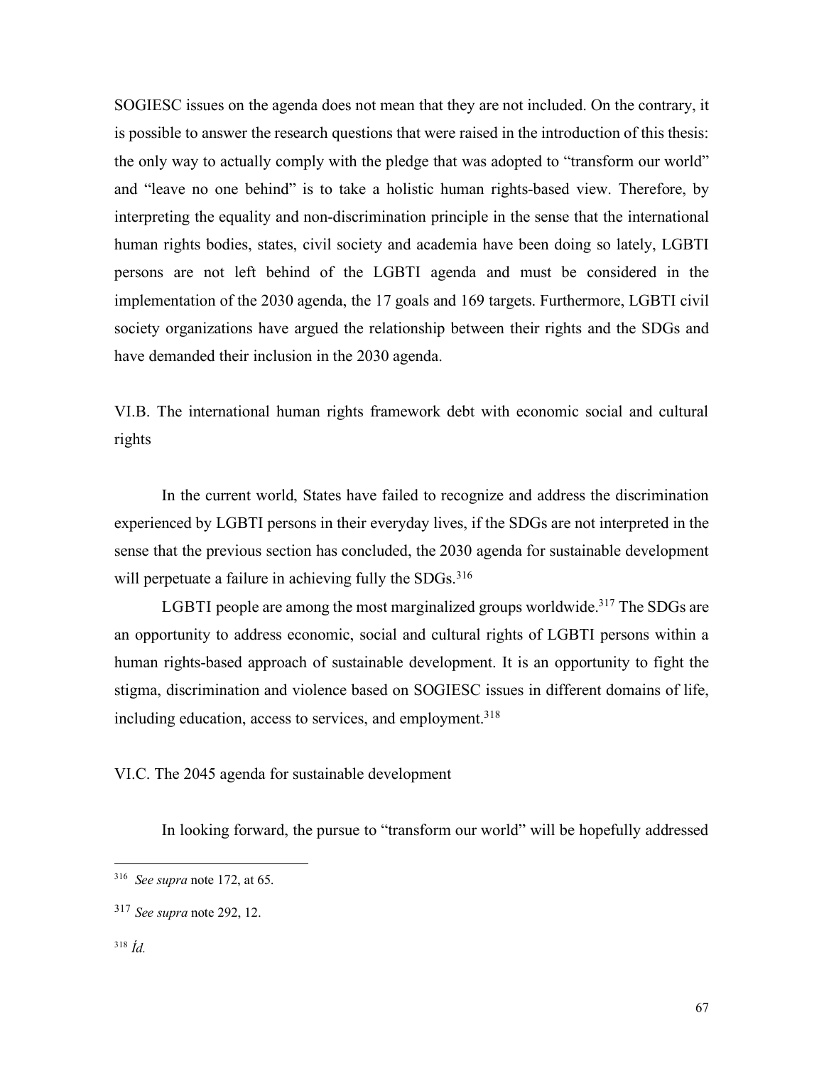SOGIESC issues on the agenda does not mean that they are not included. On the contrary, it is possible to answer the research questions that were raised in the introduction of this thesis: the only way to actually comply with the pledge that was adopted to "transform our world" and "leave no one behind" is to take a holistic human rights-based view. Therefore, by interpreting the equality and non-discrimination principle in the sense that the international human rights bodies, states, civil society and academia have been doing so lately, LGBTI persons are not left behind of the LGBTI agenda and must be considered in the implementation of the 2030 agenda, the 17 goals and 169 targets. Furthermore, LGBTI civil society organizations have argued the relationship between their rights and the SDGs and have demanded their inclusion in the 2030 agenda.

## VI.B. The international human rights framework debt with economic social and cultural rights

In the current world, States have failed to recognize and address the discrimination experienced by LGBTI persons in their everyday lives, if the SDGs are not interpreted in the sense that the previous section has concluded, the 2030 agenda for sustainable development will perpetuate a failure in achieving fully the SDGs.[316]

LGBTI people are among the most marginalized groups worldwide.[317] The SDGs are an opportunity to address economic, social and cultural rights of LGBTI persons within a human rights-based approach of sustainable development. It is an opportunity to fight the stigma, discrimination and violence based on SOGIESC issues in different domains of life, including education, access to services, and employment.[318]

## VI.C. The 2045 agenda for sustainable development

In looking forward, the pursue to "transform our world" will be hopefully addressed

---

[316] *See supra* note 172, at 65.

[317] *See supra* note 292, 12.

[318] *Íd.*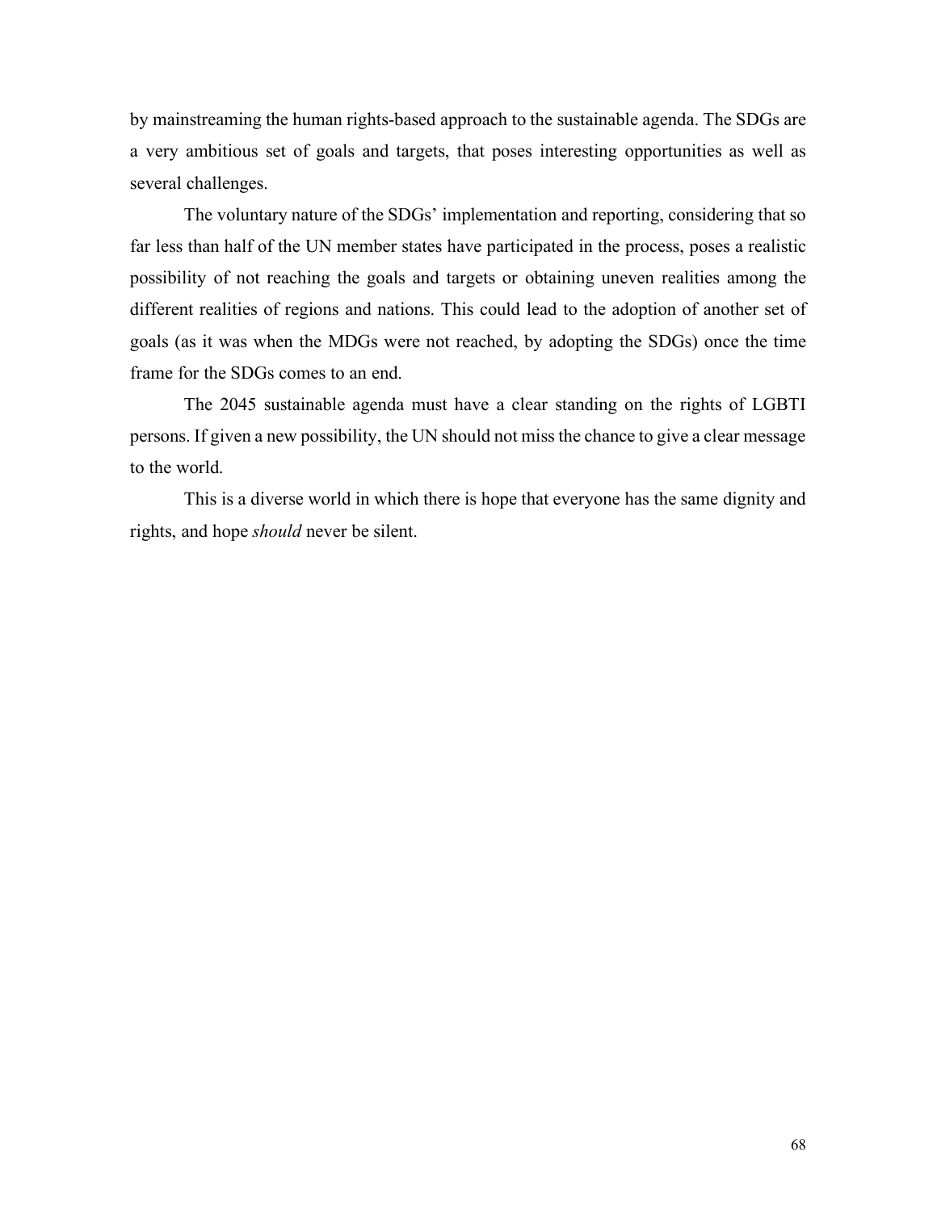by mainstreaming the human rights-based approach to the sustainable agenda. The SDGs are a very ambitious set of goals and targets, that poses interesting opportunities as well as several challenges.

The voluntary nature of the SDGs' implementation and reporting, considering that so far less than half of the UN member states have participated in the process, poses a realistic possibility of not reaching the goals and targets or obtaining uneven realities among the different realities of regions and nations. This could lead to the adoption of another set of goals (as it was when the MDGs were not reached, by adopting the SDGs) once the time frame for the SDGs comes to an end.

The 2045 sustainable agenda must have a clear standing on the rights of LGBTI persons. If given a new possibility, the UN should not miss the chance to give a clear message to the world.

This is a diverse world in which there is hope that everyone has the same dignity and rights, and hope *should* never be silent.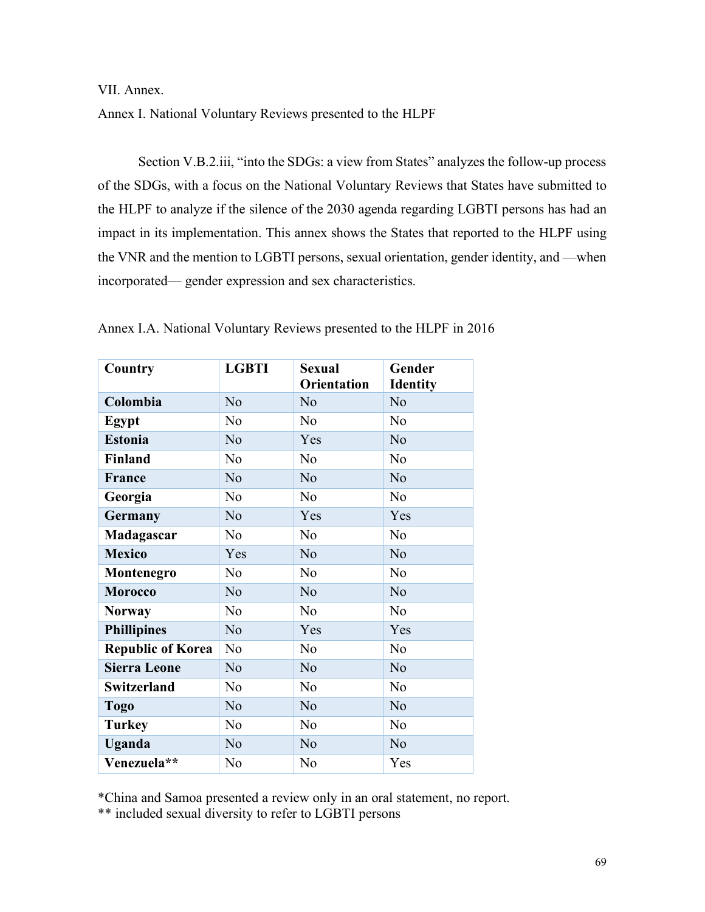VII. Annex.

Annex I. National Voluntary Reviews presented to the HLPF

Section V.B.2.iii, "into the SDGs: a view from States" analyzes the follow-up process of the SDGs, with a focus on the National Voluntary Reviews that States have submitted to the HLPF to analyze if the silence of the 2030 agenda regarding LGBTI persons has had an impact in its implementation. This annex shows the States that reported to the HLPF using the VNR and the mention to LGBTI persons, sexual orientation, gender identity, and —when incorporated— gender expression and sex characteristics.

Annex I.A. National Voluntary Reviews presented to the HLPF in 2016

| Country | LGBTI | Sexual Orientation | Gender Identity |
|---|---|---|---|
| **Colombia** | No | No | No |
| **Egypt** | No | No | No |
| **Estonia** | No | Yes | No |
| **Finland** | No | No | No |
| **France** | No | No | No |
| **Georgia** | No | No | No |
| **Germany** | No | Yes | Yes |
| **Madagascar** | No | No | No |
| **Mexico** | Yes | No | No |
| **Montenegro** | No | No | No |
| **Morocco** | No | No | No |
| **Norway** | No | No | No |
| **Phillipines** | No | Yes | Yes |
| **Republic of Korea** | No | No | No |
| **Sierra Leone** | No | No | No |
| **Switzerland** | No | No | No |
| **Togo** | No | No | No |
| **Turkey** | No | No | No |
| **Uganda** | No | No | No |
| **Venezuela**** | No | No | Yes |

*China and Samoa presented a review only in an oral statement, no report.
** included sexual diversity to refer to LGBTI persons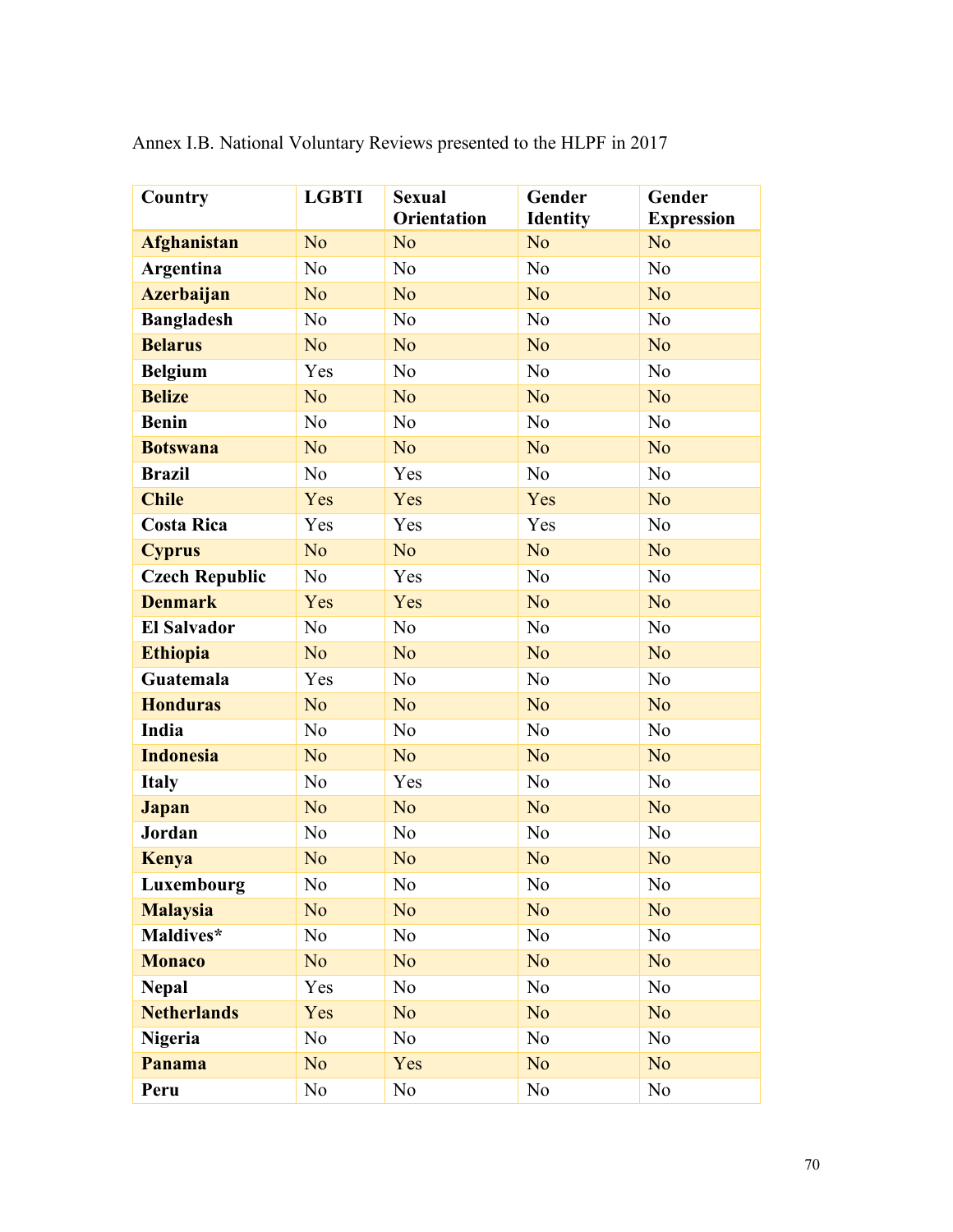Annex I.B. National Voluntary Reviews presented to the HLPF in 2017

| Country | LGBTI | Sexual Orientation | Gender Identity | Gender Expression |
|---|---|---|---|---|
| **Afghanistan** | No | No | No | No |
| **Argentina** | No | No | No | No |
| **Azerbaijan** | No | No | No | No |
| **Bangladesh** | No | No | No | No |
| **Belarus** | No | No | No | No |
| **Belgium** | Yes | No | No | No |
| **Belize** | No | No | No | No |
| **Benin** | No | No | No | No |
| **Botswana** | No | No | No | No |
| **Brazil** | No | Yes | No | No |
| **Chile** | Yes | Yes | Yes | No |
| **Costa Rica** | Yes | Yes | Yes | No |
| **Cyprus** | No | No | No | No |
| **Czech Republic** | No | Yes | No | No |
| **Denmark** | Yes | Yes | No | No |
| **El Salvador** | No | No | No | No |
| **Ethiopia** | No | No | No | No |
| **Guatemala** | Yes | No | No | No |
| **Honduras** | No | No | No | No |
| **India** | No | No | No | No |
| **Indonesia** | No | No | No | No |
| **Italy** | No | Yes | No | No |
| **Japan** | No | No | No | No |
| **Jordan** | No | No | No | No |
| **Kenya** | No | No | No | No |
| **Luxembourg** | No | No | No | No |
| **Malaysia** | No | No | No | No |
| **Maldives*** | No | No | No | No |
| **Monaco** | No | No | No | No |
| **Nepal** | Yes | No | No | No |
| **Netherlands** | Yes | No | No | No |
| **Nigeria** | No | No | No | No |
| **Panama** | No | Yes | No | No |
| **Peru** | No | No | No | No |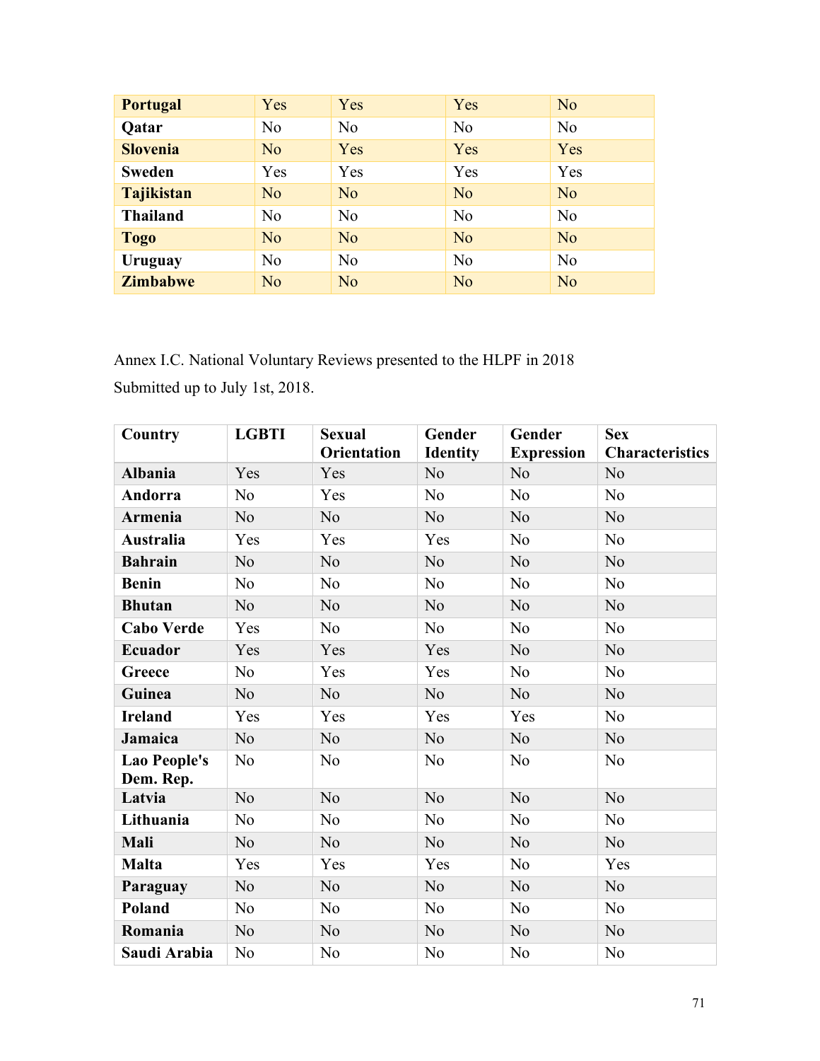| Portugal | Yes | Yes | Yes | No |
|---|---|---|---|---|
| Qatar | No | No | No | No |
| Slovenia | No | Yes | Yes | Yes |
| Sweden | Yes | Yes | Yes | Yes |
| Tajikistan | No | No | No | No |
| Thailand | No | No | No | No |
| Togo | No | No | No | No |
| Uruguay | No | No | No | No |
| Zimbabwe | No | No | No | No |

Annex I.C. National Voluntary Reviews presented to the HLPF in 2018

Submitted up to July 1st, 2018.

| Country | LGBTI | Sexual Orientation | Gender Identity | Gender Expression | Sex Characteristics |
|---|---|---|---|---|---|
| Albania | Yes | Yes | No | No | No |
| Andorra | No | Yes | No | No | No |
| Armenia | No | No | No | No | No |
| Australia | Yes | Yes | Yes | No | No |
| Bahrain | No | No | No | No | No |
| Benin | No | No | No | No | No |
| Bhutan | No | No | No | No | No |
| Cabo Verde | Yes | No | No | No | No |
| Ecuador | Yes | Yes | Yes | No | No |
| Greece | No | Yes | Yes | No | No |
| Guinea | No | No | No | No | No |
| Ireland | Yes | Yes | Yes | Yes | No |
| Jamaica | No | No | No | No | No |
| Lao People's Dem. Rep. | No | No | No | No | No |
| Latvia | No | No | No | No | No |
| Lithuania | No | No | No | No | No |
| Mali | No | No | No | No | No |
| Malta | Yes | Yes | Yes | No | Yes |
| Paraguay | No | No | No | No | No |
| Poland | No | No | No | No | No |
| Romania | No | No | No | No | No |
| Saudi Arabia | No | No | No | No | No |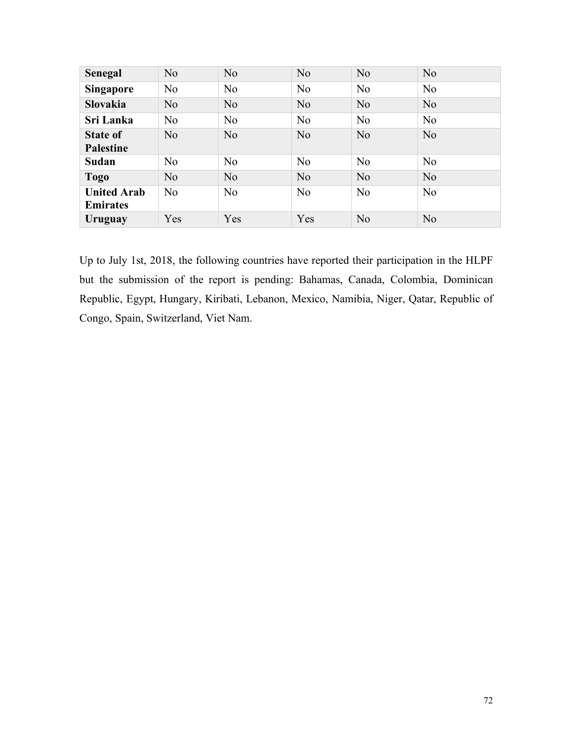| **Senegal** | No | No | No | No | No |
|---|---|---|---|---|---|
| **Singapore** | No | No | No | No | No |
| **Slovakia** | No | No | No | No | No |
| **Sri Lanka** | No | No | No | No | No |
| **State of Palestine** | No | No | No | No | No |
| **Sudan** | No | No | No | No | No |
| **Togo** | No | No | No | No | No |
| **United Arab Emirates** | No | No | No | No | No |
| **Uruguay** | Yes | Yes | Yes | No | No |

Up to July 1st, 2018, the following countries have reported their participation in the HLPF but the submission of the report is pending: Bahamas, Canada, Colombia, Dominican Republic, Egypt, Hungary, Kiribati, Lebanon, Mexico, Namibia, Niger, Qatar, Republic of Congo, Spain, Switzerland, Viet Nam.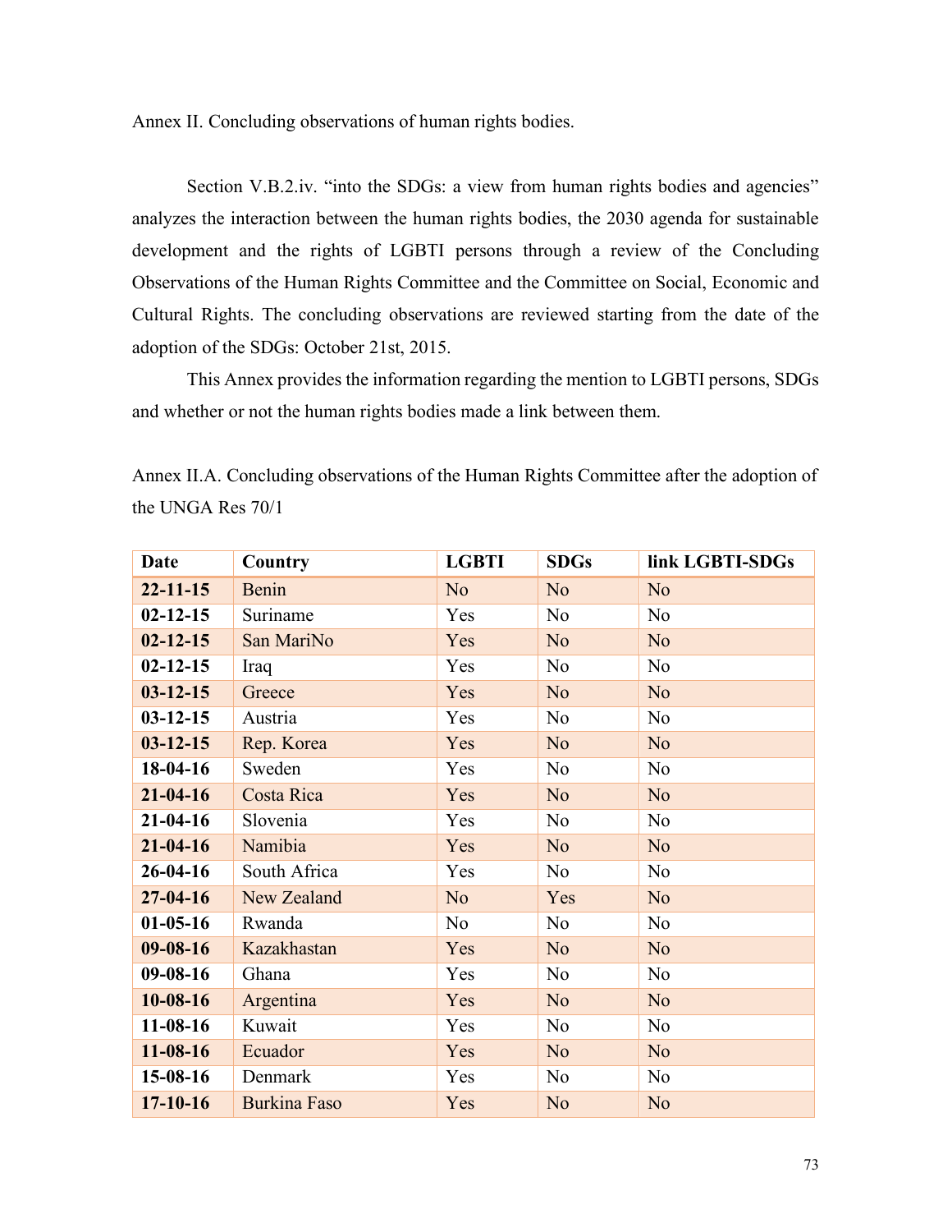Annex II. Concluding observations of human rights bodies.

Section V.B.2.iv. "into the SDGs: a view from human rights bodies and agencies" analyzes the interaction between the human rights bodies, the 2030 agenda for sustainable development and the rights of LGBTI persons through a review of the Concluding Observations of the Human Rights Committee and the Committee on Social, Economic and Cultural Rights. The concluding observations are reviewed starting from the date of the adoption of the SDGs: October 21st, 2015.

This Annex provides the information regarding the mention to LGBTI persons, SDGs and whether or not the human rights bodies made a link between them.

Annex II.A. Concluding observations of the Human Rights Committee after the adoption of the UNGA Res 70/1

| Date | Country | LGBTI | SDGs | link LGBTI-SDGs |
|---|---|---|---|---|
| **22-11-15** | Benin | No | No | No |
| **02-12-15** | Suriname | Yes | No | No |
| **02-12-15** | San MariNo | Yes | No | No |
| **02-12-15** | Iraq | Yes | No | No |
| **03-12-15** | Greece | Yes | No | No |
| **03-12-15** | Austria | Yes | No | No |
| **03-12-15** | Rep. Korea | Yes | No | No |
| **18-04-16** | Sweden | Yes | No | No |
| **21-04-16** | Costa Rica | Yes | No | No |
| **21-04-16** | Slovenia | Yes | No | No |
| **21-04-16** | Namibia | Yes | No | No |
| **26-04-16** | South Africa | Yes | No | No |
| **27-04-16** | New Zealand | No | Yes | No |
| **01-05-16** | Rwanda | No | No | No |
| **09-08-16** | Kazakhastan | Yes | No | No |
| **09-08-16** | Ghana | Yes | No | No |
| **10-08-16** | Argentina | Yes | No | No |
| **11-08-16** | Kuwait | Yes | No | No |
| **11-08-16** | Ecuador | Yes | No | No |
| **15-08-16** | Denmark | Yes | No | No |
| **17-10-16** | Burkina Faso | Yes | No | No |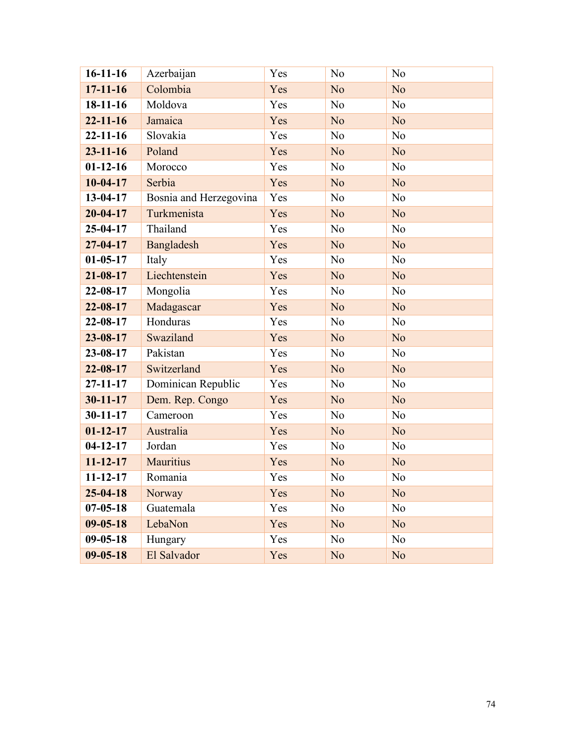| 16-11-16 | Azerbaijan | Yes | No | No |
|---|---|---|---|---|
| 17-11-16 | Colombia | Yes | No | No |
| 18-11-16 | Moldova | Yes | No | No |
| 22-11-16 | Jamaica | Yes | No | No |
| 22-11-16 | Slovakia | Yes | No | No |
| 23-11-16 | Poland | Yes | No | No |
| 01-12-16 | Morocco | Yes | No | No |
| 10-04-17 | Serbia | Yes | No | No |
| 13-04-17 | Bosnia and Herzegovina | Yes | No | No |
| 20-04-17 | Turkmenista | Yes | No | No |
| 25-04-17 | Thailand | Yes | No | No |
| 27-04-17 | Bangladesh | Yes | No | No |
| 01-05-17 | Italy | Yes | No | No |
| 21-08-17 | Liechtenstein | Yes | No | No |
| 22-08-17 | Mongolia | Yes | No | No |
| 22-08-17 | Madagascar | Yes | No | No |
| 22-08-17 | Honduras | Yes | No | No |
| 23-08-17 | Swaziland | Yes | No | No |
| 23-08-17 | Pakistan | Yes | No | No |
| 22-08-17 | Switzerland | Yes | No | No |
| 27-11-17 | Dominican Republic | Yes | No | No |
| 30-11-17 | Dem. Rep. Congo | Yes | No | No |
| 30-11-17 | Cameroon | Yes | No | No |
| 01-12-17 | Australia | Yes | No | No |
| 04-12-17 | Jordan | Yes | No | No |
| 11-12-17 | Mauritius | Yes | No | No |
| 11-12-17 | Romania | Yes | No | No |
| 25-04-18 | Norway | Yes | No | No |
| 07-05-18 | Guatemala | Yes | No | No |
| 09-05-18 | LebaNon | Yes | No | No |
| 09-05-18 | Hungary | Yes | No | No |
| 09-05-18 | El Salvador | Yes | No | No |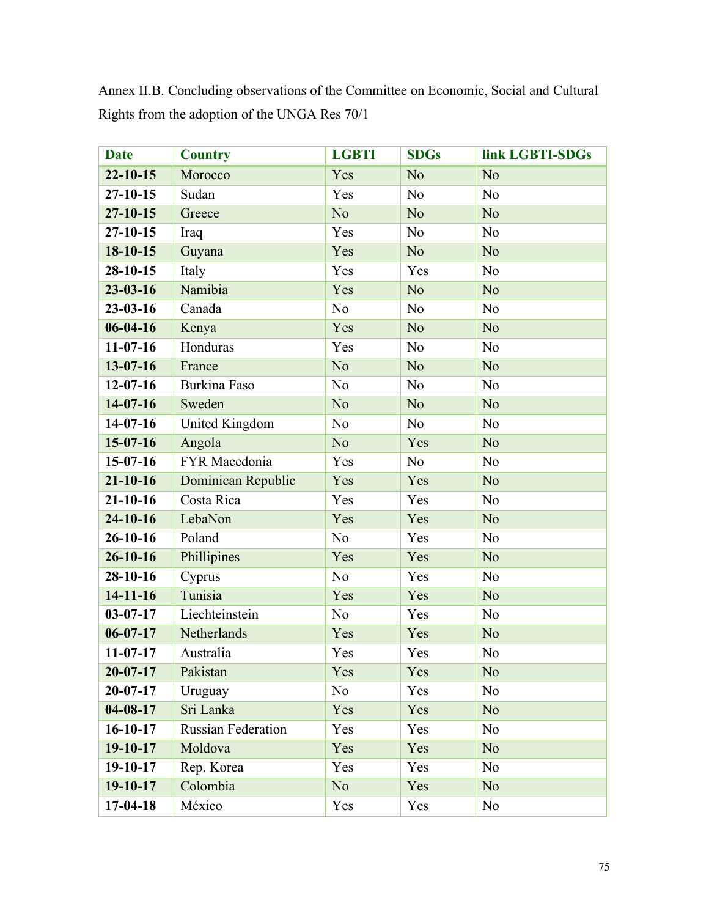Annex II.B. Concluding observations of the Committee on Economic, Social and Cultural Rights from the adoption of the UNGA Res 70/1

| Date | Country | LGBTI | SDGs | link LGBTI-SDGs |
|---|---|---|---|---|
| **22-10-15** | Morocco | Yes | No | No |
| **27-10-15** | Sudan | Yes | No | No |
| **27-10-15** | Greece | No | No | No |
| **27-10-15** | Iraq | Yes | No | No |
| **18-10-15** | Guyana | Yes | No | No |
| **28-10-15** | Italy | Yes | Yes | No |
| **23-03-16** | Namibia | Yes | No | No |
| **23-03-16** | Canada | No | No | No |
| **06-04-16** | Kenya | Yes | No | No |
| **11-07-16** | Honduras | Yes | No | No |
| **13-07-16** | France | No | No | No |
| **12-07-16** | Burkina Faso | No | No | No |
| **14-07-16** | Sweden | No | No | No |
| **14-07-16** | United Kingdom | No | No | No |
| **15-07-16** | Angola | No | Yes | No |
| **15-07-16** | FYR Macedonia | Yes | No | No |
| **21-10-16** | Dominican Republic | Yes | Yes | No |
| **21-10-16** | Costa Rica | Yes | Yes | No |
| **24-10-16** | LebaNon | Yes | Yes | No |
| **26-10-16** | Poland | No | Yes | No |
| **26-10-16** | Phillipines | Yes | Yes | No |
| **28-10-16** | Cyprus | No | Yes | No |
| **14-11-16** | Tunisia | Yes | Yes | No |
| **03-07-17** | Liechteinstein | No | Yes | No |
| **06-07-17** | Netherlands | Yes | Yes | No |
| **11-07-17** | Australia | Yes | Yes | No |
| **20-07-17** | Pakistan | Yes | Yes | No |
| **20-07-17** | Uruguay | No | Yes | No |
| **04-08-17** | Sri Lanka | Yes | Yes | No |
| **16-10-17** | Russian Federation | Yes | Yes | No |
| **19-10-17** | Moldova | Yes | Yes | No |
| **19-10-17** | Rep. Korea | Yes | Yes | No |
| **19-10-17** | Colombia | No | Yes | No |
| **17-04-18** | México | Yes | Yes | No |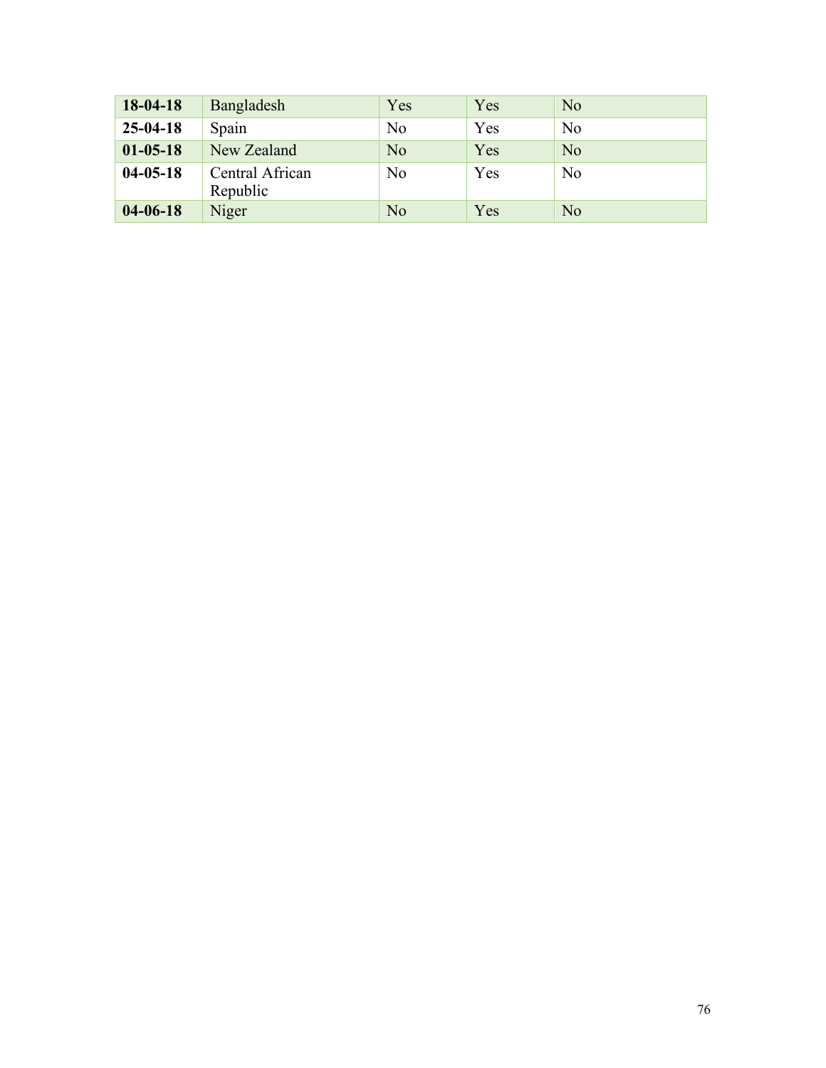| | | | | |
|---|---|---|---|---|
| **18-04-18** | Bangladesh | Yes | Yes | No |
| **25-04-18** | Spain | No | Yes | No |
| **01-05-18** | New Zealand | No | Yes | No |
| **04-05-18** | Central African Republic | No | Yes | No |
| **04-06-18** | Niger | No | Yes | No |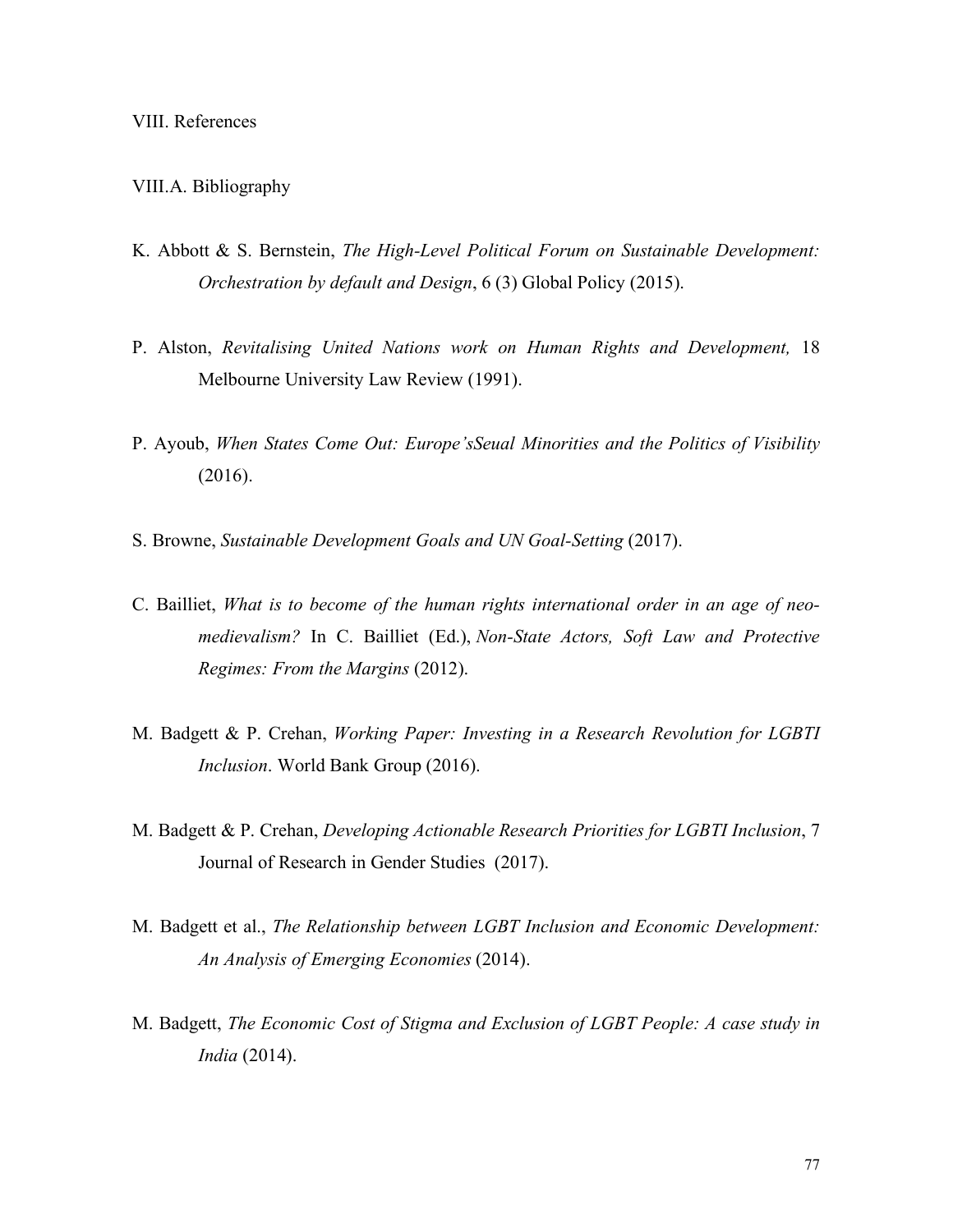# VIII. References

## VIII.A. Bibliography

K. Abbott & S. Bernstein, *The High-Level Political Forum on Sustainable Development: Orchestration by default and Design*, 6 (3) Global Policy (2015).

P. Alston, *Revitalising United Nations work on Human Rights and Development,* 18 Melbourne University Law Review (1991).

P. Ayoub, *When States Come Out: Europe'sSeual Minorities and the Politics of Visibility* (2016).

S. Browne, *Sustainable Development Goals and UN Goal-Setting* (2017).

C. Bailliet, *What is to become of the human rights international order in an age of neo-medievalism?* In C. Bailliet (Ed.), *Non-State Actors, Soft Law and Protective Regimes: From the Margins* (2012).

M. Badgett & P. Crehan, *Working Paper: Investing in a Research Revolution for LGBTI Inclusion*. World Bank Group (2016).

M. Badgett & P. Crehan, *Developing Actionable Research Priorities for LGBTI Inclusion*, 7 Journal of Research in Gender Studies (2017).

M. Badgett et al., *The Relationship between LGBT Inclusion and Economic Development: An Analysis of Emerging Economies* (2014).

M. Badgett, *The Economic Cost of Stigma and Exclusion of LGBT People: A case study in India* (2014).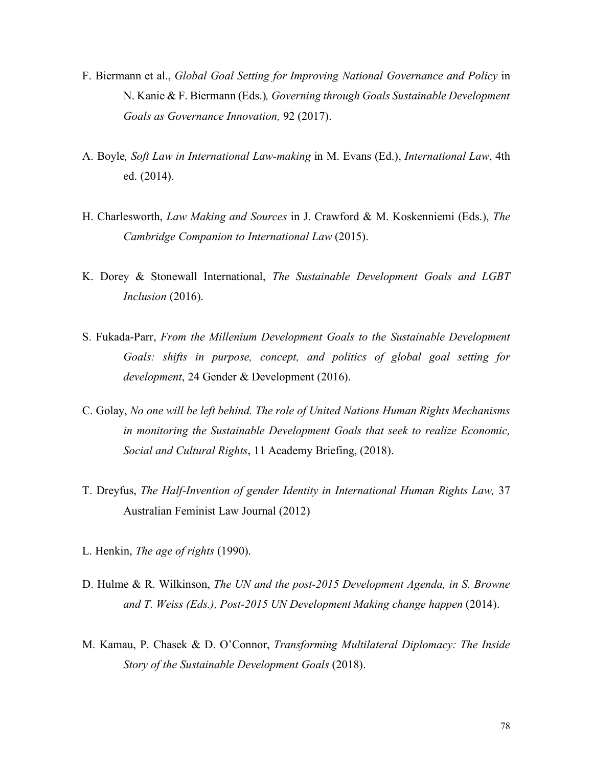F. Biermann et al., *Global Goal Setting for Improving National Governance and Policy* in N. Kanie & F. Biermann (Eds.)*, Governing through Goals Sustainable Development Goals as Governance Innovation,* 92 (2017).

A. Boyle*, Soft Law in International Law-making* in M. Evans (Ed.), *International Law*, 4th ed. (2014).

H. Charlesworth, *Law Making and Sources* in J. Crawford & M. Koskenniemi (Eds.), *The Cambridge Companion to International Law* (2015).

K. Dorey & Stonewall International, *The Sustainable Development Goals and LGBT Inclusion* (2016).

S. Fukada-Parr, *From the Millenium Development Goals to the Sustainable Development Goals: shifts in purpose, concept, and politics of global goal setting for development*, 24 Gender & Development (2016).

C. Golay, *No one will be left behind. The role of United Nations Human Rights Mechanisms in monitoring the Sustainable Development Goals that seek to realize Economic, Social and Cultural Rights*, 11 Academy Briefing, (2018).

T. Dreyfus, *The Half-Invention of gender Identity in International Human Rights Law,* 37 Australian Feminist Law Journal (2012)

L. Henkin, *The age of rights* (1990).

D. Hulme & R. Wilkinson, *The UN and the post-2015 Development Agenda, in S. Browne and T. Weiss (Eds.), Post-2015 UN Development Making change happen* (2014).

M. Kamau, P. Chasek & D. O'Connor, *Transforming Multilateral Diplomacy: The Inside Story of the Sustainable Development Goals* (2018).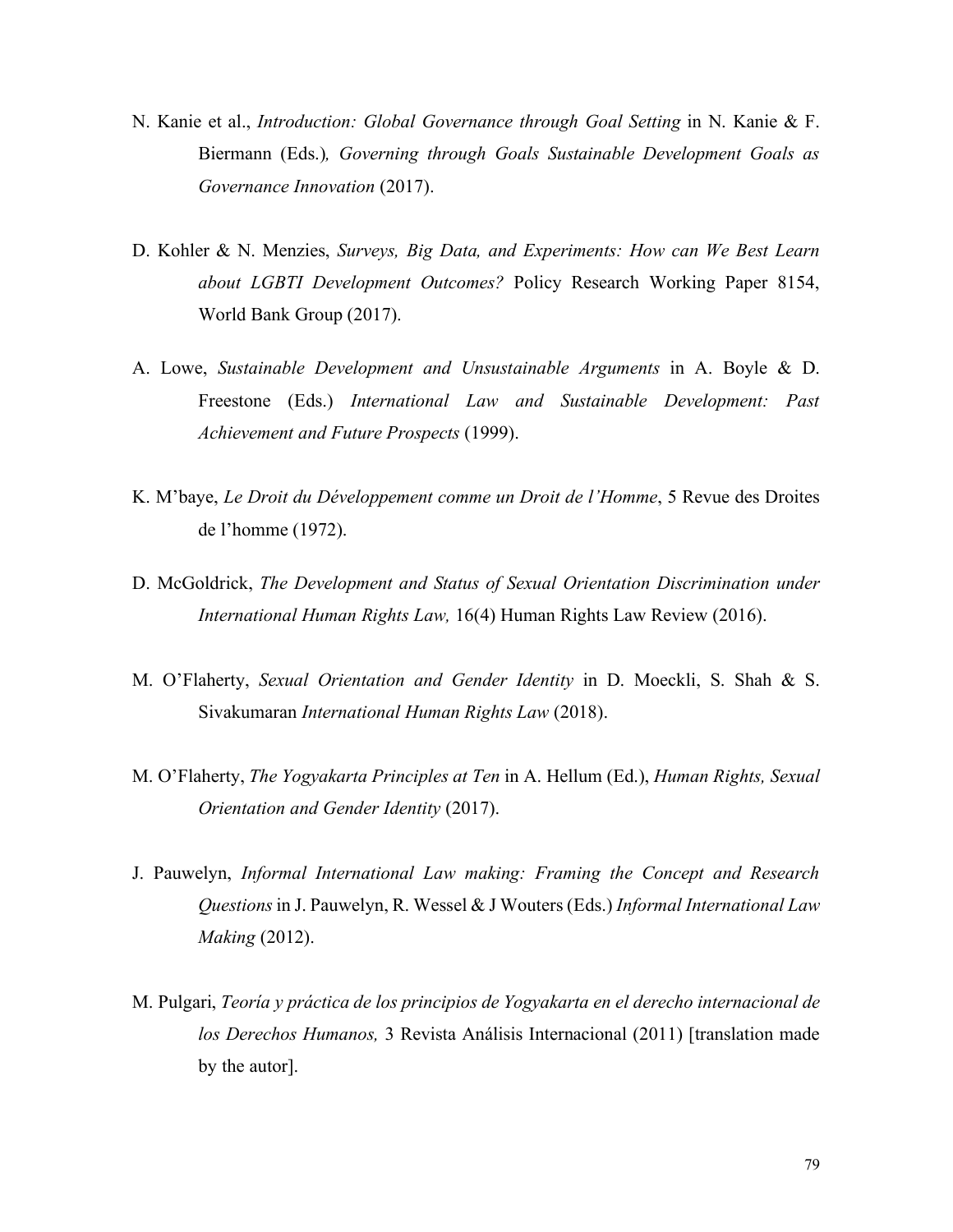N. Kanie et al., *Introduction: Global Governance through Goal Setting* in N. Kanie & F. Biermann (Eds.)*, Governing through Goals Sustainable Development Goals as Governance Innovation* (2017).

D. Kohler & N. Menzies, *Surveys, Big Data, and Experiments: How can We Best Learn about LGBTI Development Outcomes?* Policy Research Working Paper 8154, World Bank Group (2017).

A. Lowe, *Sustainable Development and Unsustainable Arguments* in A. Boyle & D. Freestone (Eds.) *International Law and Sustainable Development: Past Achievement and Future Prospects* (1999).

K. M'baye, *Le Droit du Développement comme un Droit de l'Homme*, 5 Revue des Droites de l'homme (1972).

D. McGoldrick, *The Development and Status of Sexual Orientation Discrimination under International Human Rights Law,* 16(4) Human Rights Law Review (2016).

M. O'Flaherty, *Sexual Orientation and Gender Identity* in D. Moeckli, S. Shah & S. Sivakumaran *International Human Rights Law* (2018).

M. O'Flaherty, *The Yogyakarta Principles at Ten* in A. Hellum (Ed.), *Human Rights, Sexual Orientation and Gender Identity* (2017).

J. Pauwelyn, *Informal International Law making: Framing the Concept and Research Questions* in J. Pauwelyn, R. Wessel & J Wouters (Eds.) *Informal International Law Making* (2012).

M. Pulgari, *Teoría y práctica de los principios de Yogyakarta en el derecho internacional de los Derechos Humanos,* 3 Revista Análisis Internacional (2011) [translation made by the autor].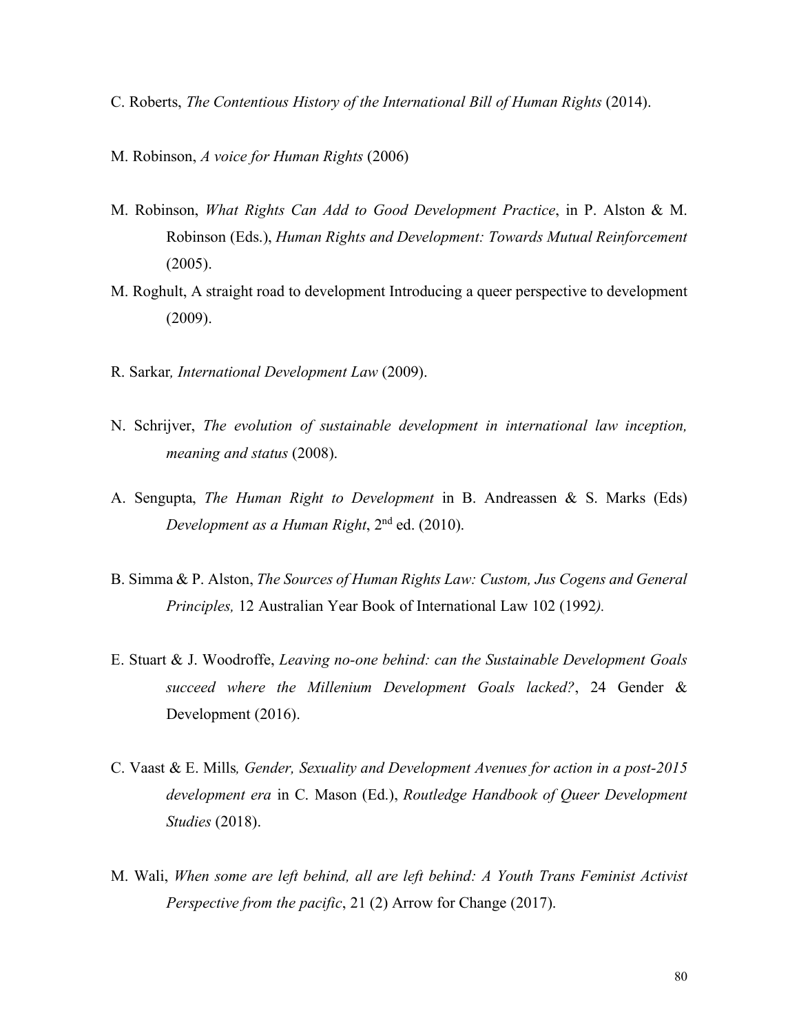C. Roberts, *The Contentious History of the International Bill of Human Rights* (2014).

M. Robinson, *A voice for Human Rights* (2006)

M. Robinson, *What Rights Can Add to Good Development Practice*, in P. Alston & M. Robinson (Eds.), *Human Rights and Development: Towards Mutual Reinforcement* (2005).

M. Roghult, A straight road to development Introducing a queer perspective to development (2009).

R. Sarkar*, International Development Law* (2009).

N. Schrijver, *The evolution of sustainable development in international law inception, meaning and status* (2008).

A. Sengupta, *The Human Right to Development* in B. Andreassen & S. Marks (Eds) *Development as a Human Right*, 2nd ed. (2010).

B. Simma & P. Alston, *The Sources of Human Rights Law: Custom, Jus Cogens and General Principles,* 12 Australian Year Book of International Law 102 (1992*).*

E. Stuart & J. Woodroffe, *Leaving no-one behind: can the Sustainable Development Goals succeed where the Millenium Development Goals lacked?*, 24 Gender & Development (2016).

C. Vaast & E. Mills*, Gender, Sexuality and Development Avenues for action in a post-2015 development era* in C. Mason (Ed.), *Routledge Handbook of Queer Development Studies* (2018).

M. Wali, *When some are left behind, all are left behind: A Youth Trans Feminist Activist Perspective from the pacific*, 21 (2) Arrow for Change (2017).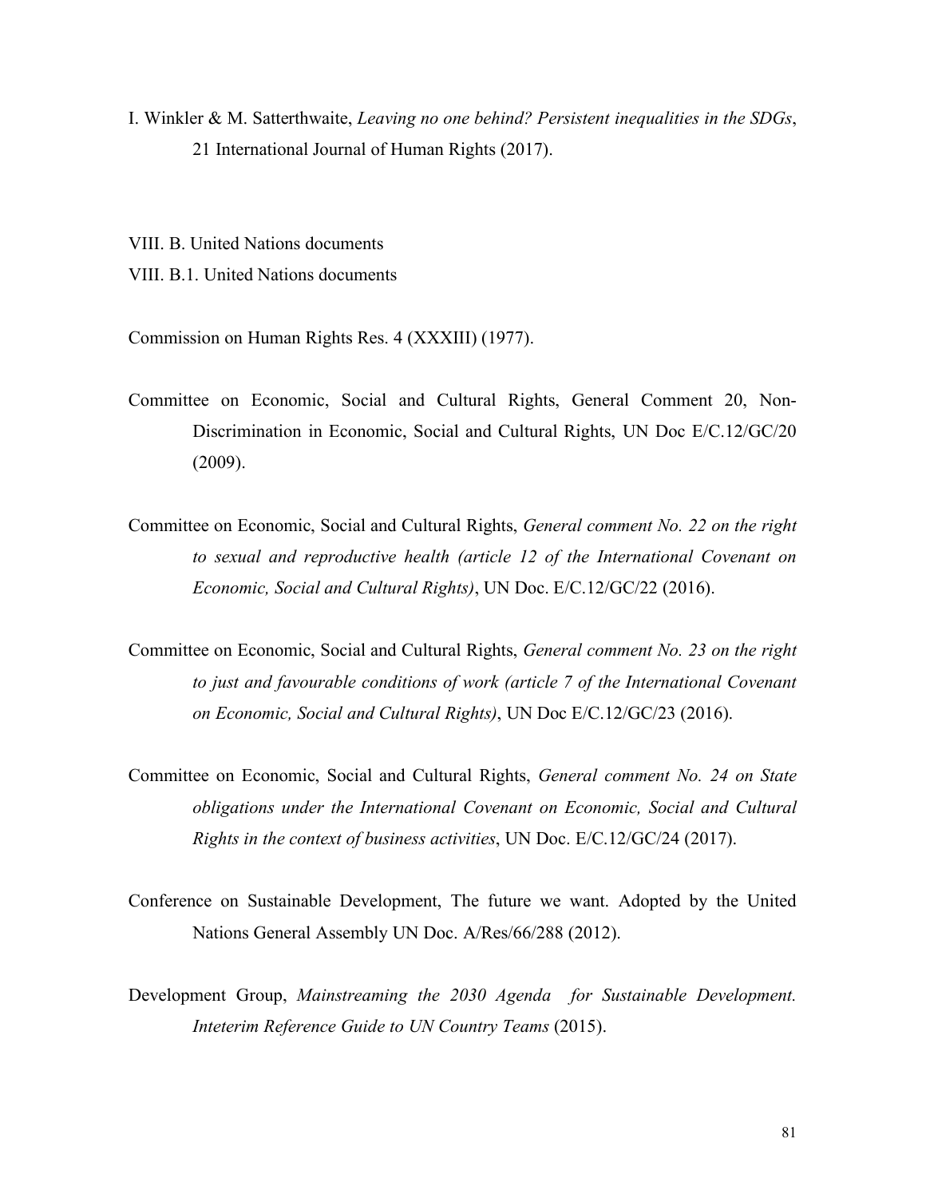I. Winkler & M. Satterthwaite, *Leaving no one behind? Persistent inequalities in the SDGs*, 21 International Journal of Human Rights (2017).

VIII. B. United Nations documents

VIII. B.1. United Nations documents

Commission on Human Rights Res. 4 (XXXIII) (1977).

Committee on Economic, Social and Cultural Rights, General Comment 20, Non-Discrimination in Economic, Social and Cultural Rights, UN Doc E/C.12/GC/20 (2009).

Committee on Economic, Social and Cultural Rights, *General comment No. 22 on the right to sexual and reproductive health (article 12 of the International Covenant on Economic, Social and Cultural Rights)*, UN Doc. E/C.12/GC/22 (2016).

Committee on Economic, Social and Cultural Rights, *General comment No. 23 on the right to just and favourable conditions of work (article 7 of the International Covenant on Economic, Social and Cultural Rights)*, UN Doc E/C.12/GC/23 (2016).

Committee on Economic, Social and Cultural Rights, *General comment No. 24 on State obligations under the International Covenant on Economic, Social and Cultural Rights in the context of business activities*, UN Doc. E/C.12/GC/24 (2017).

Conference on Sustainable Development, The future we want. Adopted by the United Nations General Assembly UN Doc. A/Res/66/288 (2012).

Development Group, *Mainstreaming the 2030 Agenda for Sustainable Development. Inteterim Reference Guide to UN Country Teams* (2015).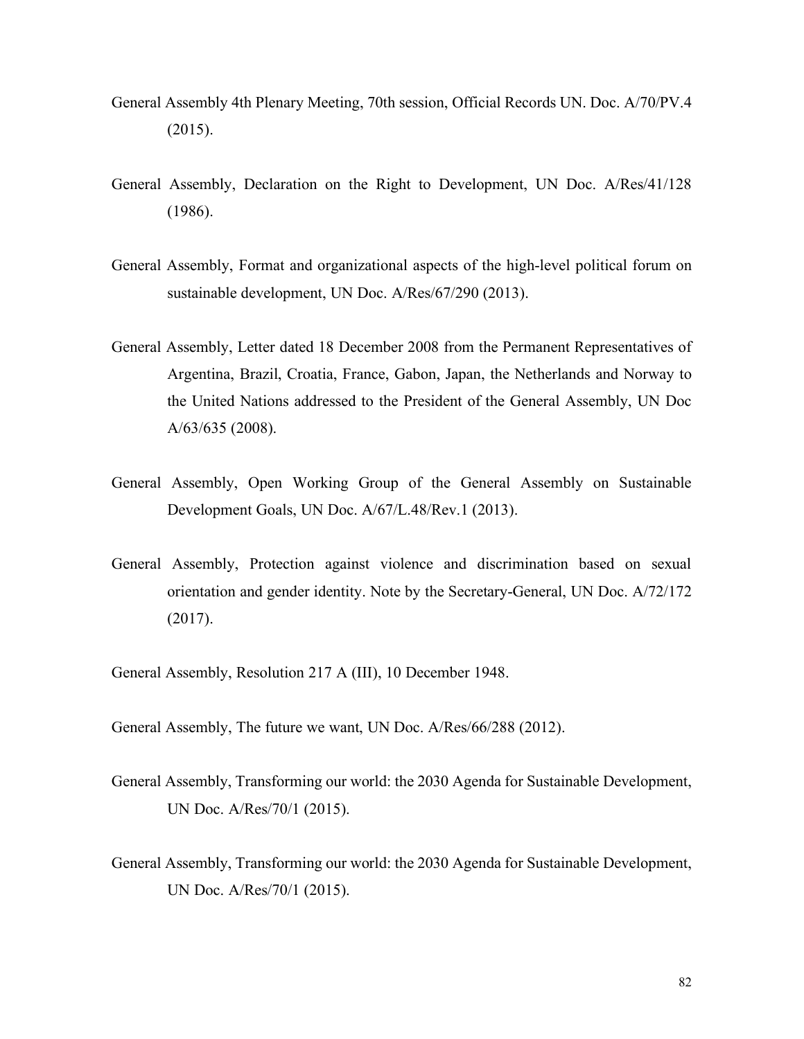General Assembly 4th Plenary Meeting, 70th session, Official Records UN. Doc. A/70/PV.4 (2015).

General Assembly, Declaration on the Right to Development, UN Doc. A/Res/41/128 (1986).

General Assembly, Format and organizational aspects of the high-level political forum on sustainable development, UN Doc. A/Res/67/290 (2013).

General Assembly, Letter dated 18 December 2008 from the Permanent Representatives of Argentina, Brazil, Croatia, France, Gabon, Japan, the Netherlands and Norway to the United Nations addressed to the President of the General Assembly, UN Doc A/63/635 (2008).

General Assembly, Open Working Group of the General Assembly on Sustainable Development Goals, UN Doc. A/67/L.48/Rev.1 (2013).

General Assembly, Protection against violence and discrimination based on sexual orientation and gender identity. Note by the Secretary-General, UN Doc. A/72/172 (2017).

General Assembly, Resolution 217 A (III), 10 December 1948.

General Assembly, The future we want, UN Doc. A/Res/66/288 (2012).

General Assembly, Transforming our world: the 2030 Agenda for Sustainable Development, UN Doc. A/Res/70/1 (2015).

General Assembly, Transforming our world: the 2030 Agenda for Sustainable Development, UN Doc. A/Res/70/1 (2015).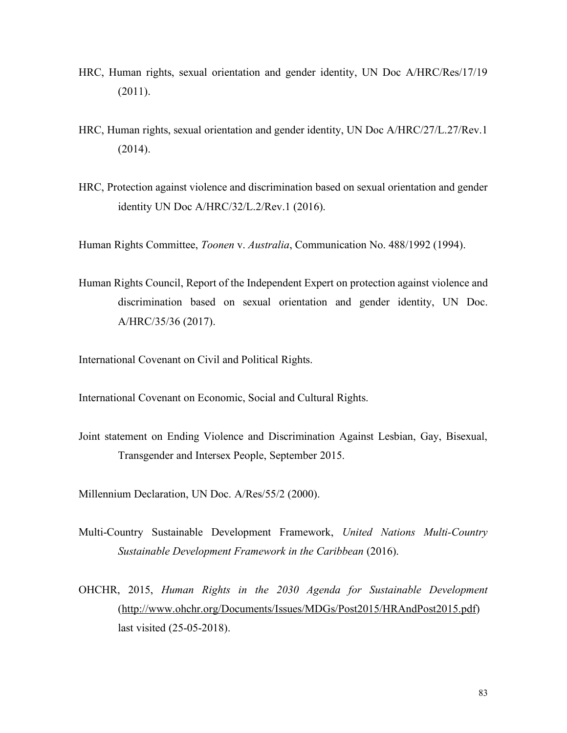HRC, Human rights, sexual orientation and gender identity, UN Doc A/HRC/Res/17/19 (2011).

HRC, Human rights, sexual orientation and gender identity, UN Doc A/HRC/27/L.27/Rev.1 (2014).

HRC, Protection against violence and discrimination based on sexual orientation and gender identity UN Doc A/HRC/32/L.2/Rev.1 (2016).

Human Rights Committee, *Toonen* v. *Australia*, Communication No. 488/1992 (1994).

Human Rights Council, Report of the Independent Expert on protection against violence and discrimination based on sexual orientation and gender identity, UN Doc. A/HRC/35/36 (2017).

International Covenant on Civil and Political Rights.

International Covenant on Economic, Social and Cultural Rights.

Joint statement on Ending Violence and Discrimination Against Lesbian, Gay, Bisexual, Transgender and Intersex People, September 2015.

Millennium Declaration, UN Doc. A/Res/55/2 (2000).

Multi-Country Sustainable Development Framework, *United Nations Multi-Country Sustainable Development Framework in the Caribbean* (2016).

OHCHR, 2015, *Human Rights in the 2030 Agenda for Sustainable Development* (http://www.ohchr.org/Documents/Issues/MDGs/Post2015/HRAndPost2015.pdf) last visited (25-05-2018).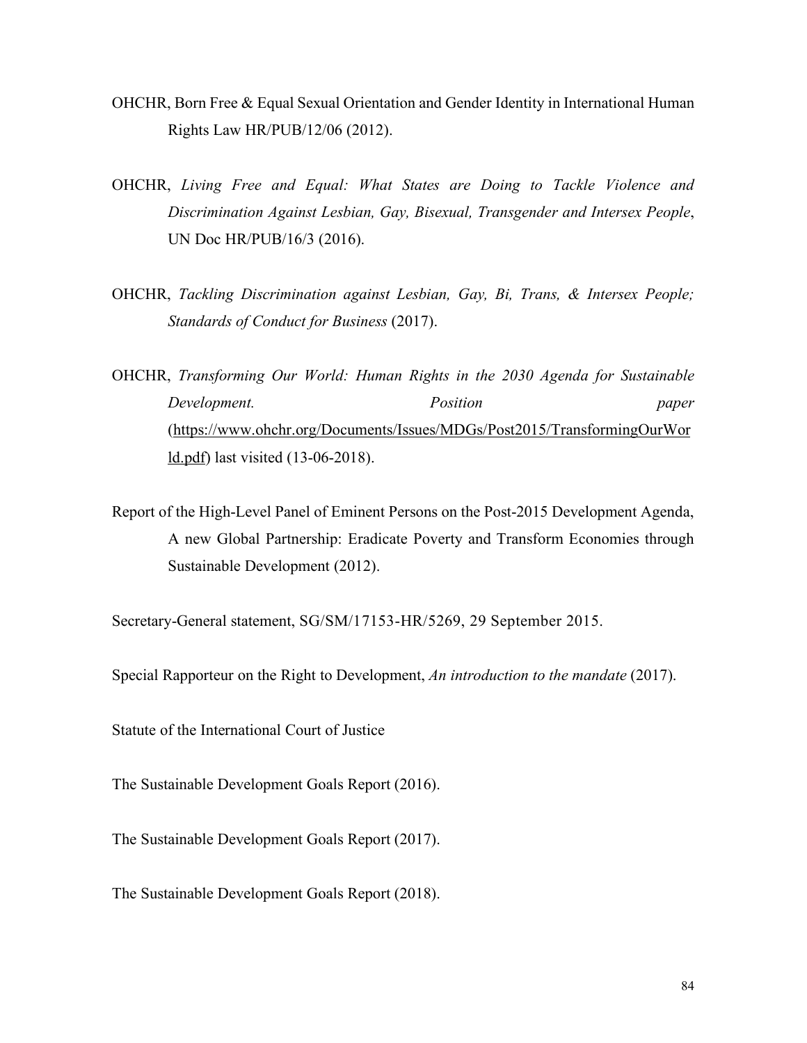OHCHR, Born Free & Equal Sexual Orientation and Gender Identity in International Human Rights Law HR/PUB/12/06 (2012).

OHCHR, *Living Free and Equal: What States are Doing to Tackle Violence and Discrimination Against Lesbian, Gay, Bisexual, Transgender and Intersex People*, UN Doc HR/PUB/16/3 (2016).

OHCHR, *Tackling Discrimination against Lesbian, Gay, Bi, Trans, & Intersex People; Standards of Conduct for Business* (2017).

OHCHR, *Transforming Our World: Human Rights in the 2030 Agenda for Sustainable Development. Position paper* (https://www.ohchr.org/Documents/Issues/MDGs/Post2015/TransformingOurWorld.pdf) last visited (13-06-2018).

Report of the High-Level Panel of Eminent Persons on the Post-2015 Development Agenda, A new Global Partnership: Eradicate Poverty and Transform Economies through Sustainable Development (2012).

Secretary-General statement, SG/SM/17153-HR/5269, 29 September 2015.

Special Rapporteur on the Right to Development, *An introduction to the mandate* (2017).

Statute of the International Court of Justice

The Sustainable Development Goals Report (2016).

The Sustainable Development Goals Report (2017).

The Sustainable Development Goals Report (2018).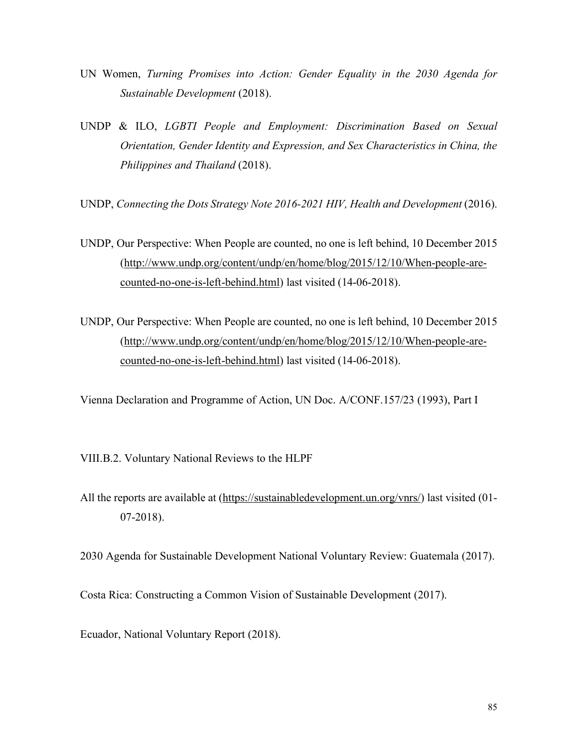UN Women, *Turning Promises into Action: Gender Equality in the 2030 Agenda for Sustainable Development* (2018).

UNDP & ILO, *LGBTI People and Employment: Discrimination Based on Sexual Orientation, Gender Identity and Expression, and Sex Characteristics in China, the Philippines and Thailand* (2018).

UNDP, *Connecting the Dots Strategy Note 2016-2021 HIV, Health and Development* (2016).

UNDP, Our Perspective: When People are counted, no one is left behind, 10 December 2015 (http://www.undp.org/content/undp/en/home/blog/2015/12/10/When-people-are-counted-no-one-is-left-behind.html) last visited (14-06-2018).

UNDP, Our Perspective: When People are counted, no one is left behind, 10 December 2015 (http://www.undp.org/content/undp/en/home/blog/2015/12/10/When-people-are-counted-no-one-is-left-behind.html) last visited (14-06-2018).

Vienna Declaration and Programme of Action, UN Doc. A/CONF.157/23 (1993), Part I

VIII.B.2. Voluntary National Reviews to the HLPF

All the reports are available at (https://sustainabledevelopment.un.org/vnrs/) last visited (01-07-2018).

2030 Agenda for Sustainable Development National Voluntary Review: Guatemala (2017).

Costa Rica: Constructing a Common Vision of Sustainable Development (2017).

Ecuador, National Voluntary Report (2018).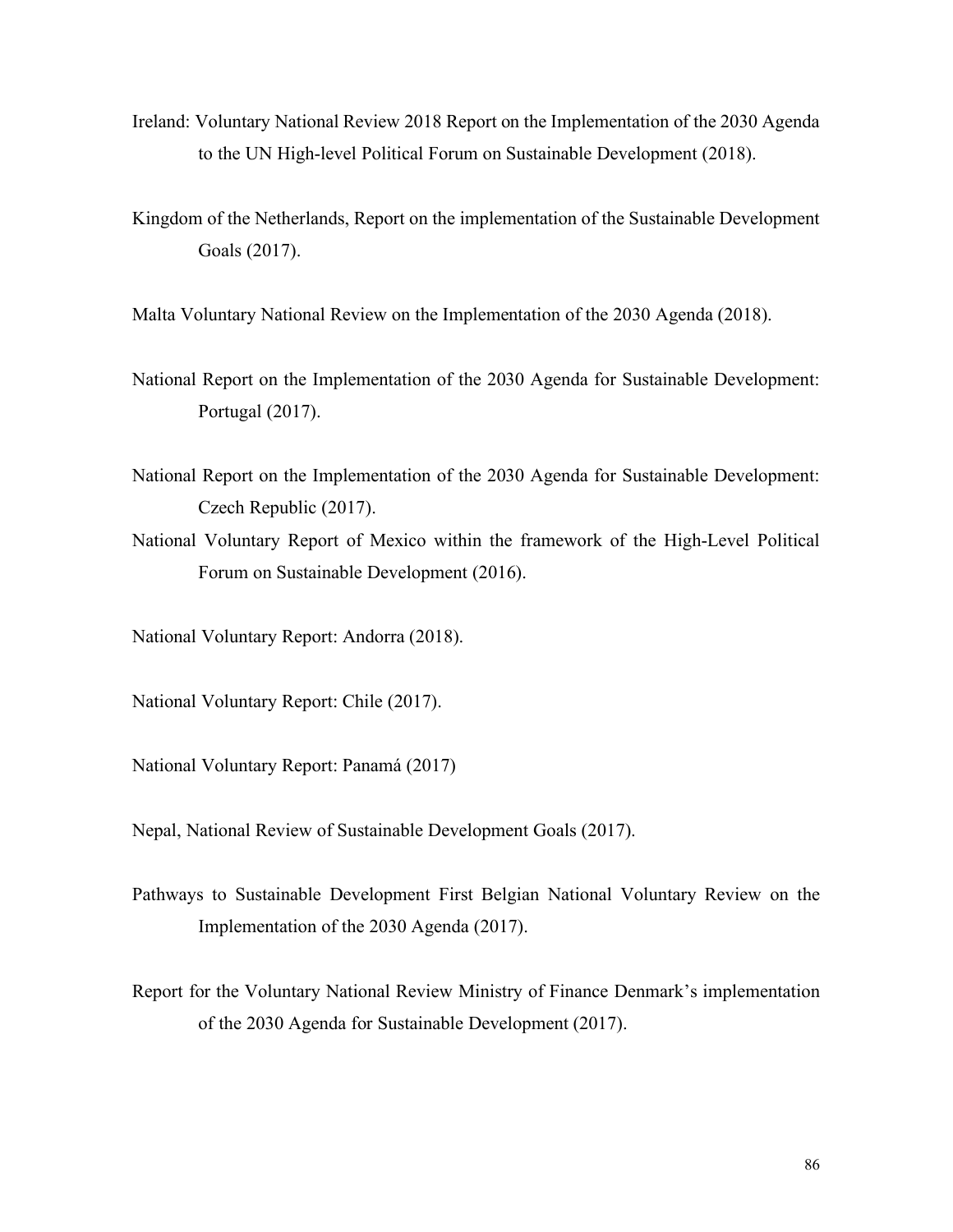Ireland: Voluntary National Review 2018 Report on the Implementation of the 2030 Agenda to the UN High-level Political Forum on Sustainable Development (2018).

Kingdom of the Netherlands, Report on the implementation of the Sustainable Development Goals (2017).

Malta Voluntary National Review on the Implementation of the 2030 Agenda (2018).

National Report on the Implementation of the 2030 Agenda for Sustainable Development: Portugal (2017).

National Report on the Implementation of the 2030 Agenda for Sustainable Development: Czech Republic (2017).

National Voluntary Report of Mexico within the framework of the High-Level Political Forum on Sustainable Development (2016).

National Voluntary Report: Andorra (2018).

National Voluntary Report: Chile (2017).

National Voluntary Report: Panamá (2017)

Nepal, National Review of Sustainable Development Goals (2017).

Pathways to Sustainable Development First Belgian National Voluntary Review on the Implementation of the 2030 Agenda (2017).

Report for the Voluntary National Review Ministry of Finance Denmark's implementation of the 2030 Agenda for Sustainable Development (2017).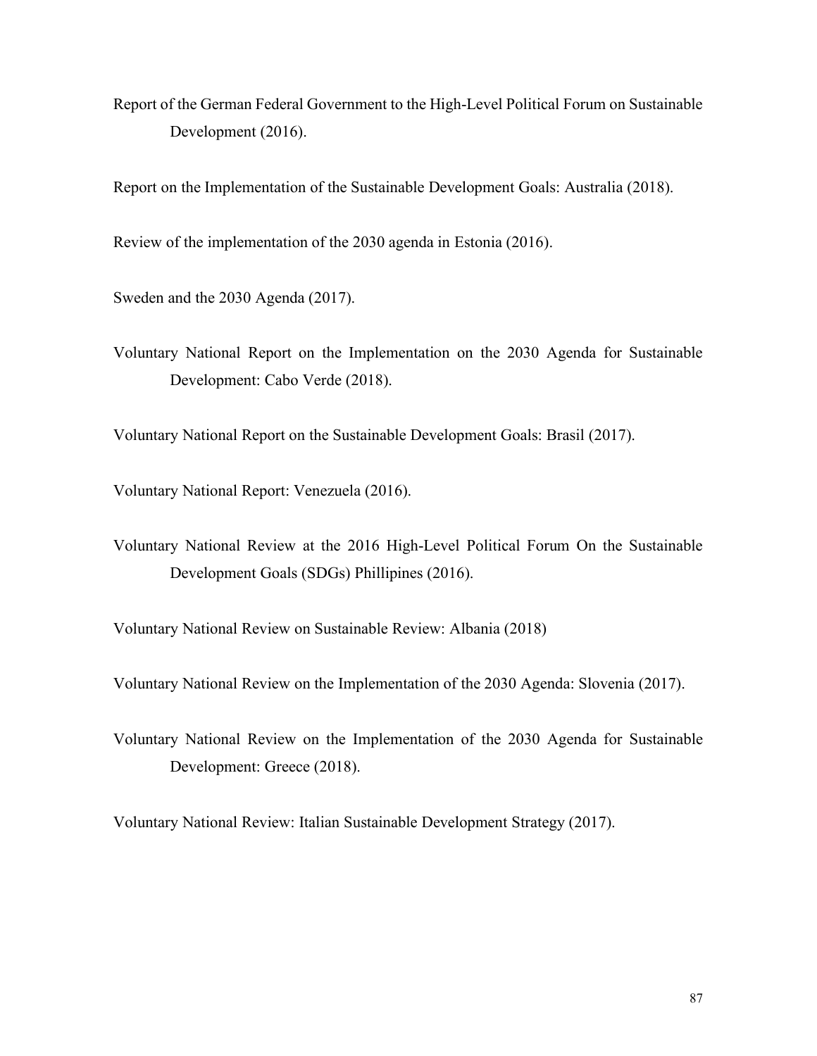Report of the German Federal Government to the High-Level Political Forum on Sustainable Development (2016).

Report on the Implementation of the Sustainable Development Goals: Australia (2018).

Review of the implementation of the 2030 agenda in Estonia (2016).

Sweden and the 2030 Agenda (2017).

Voluntary National Report on the Implementation on the 2030 Agenda for Sustainable Development: Cabo Verde (2018).

Voluntary National Report on the Sustainable Development Goals: Brasil (2017).

Voluntary National Report: Venezuela (2016).

Voluntary National Review at the 2016 High-Level Political Forum On the Sustainable Development Goals (SDGs) Phillipines (2016).

Voluntary National Review on Sustainable Review: Albania (2018)

Voluntary National Review on the Implementation of the 2030 Agenda: Slovenia (2017).

Voluntary National Review on the Implementation of the 2030 Agenda for Sustainable Development: Greece (2018).

Voluntary National Review: Italian Sustainable Development Strategy (2017).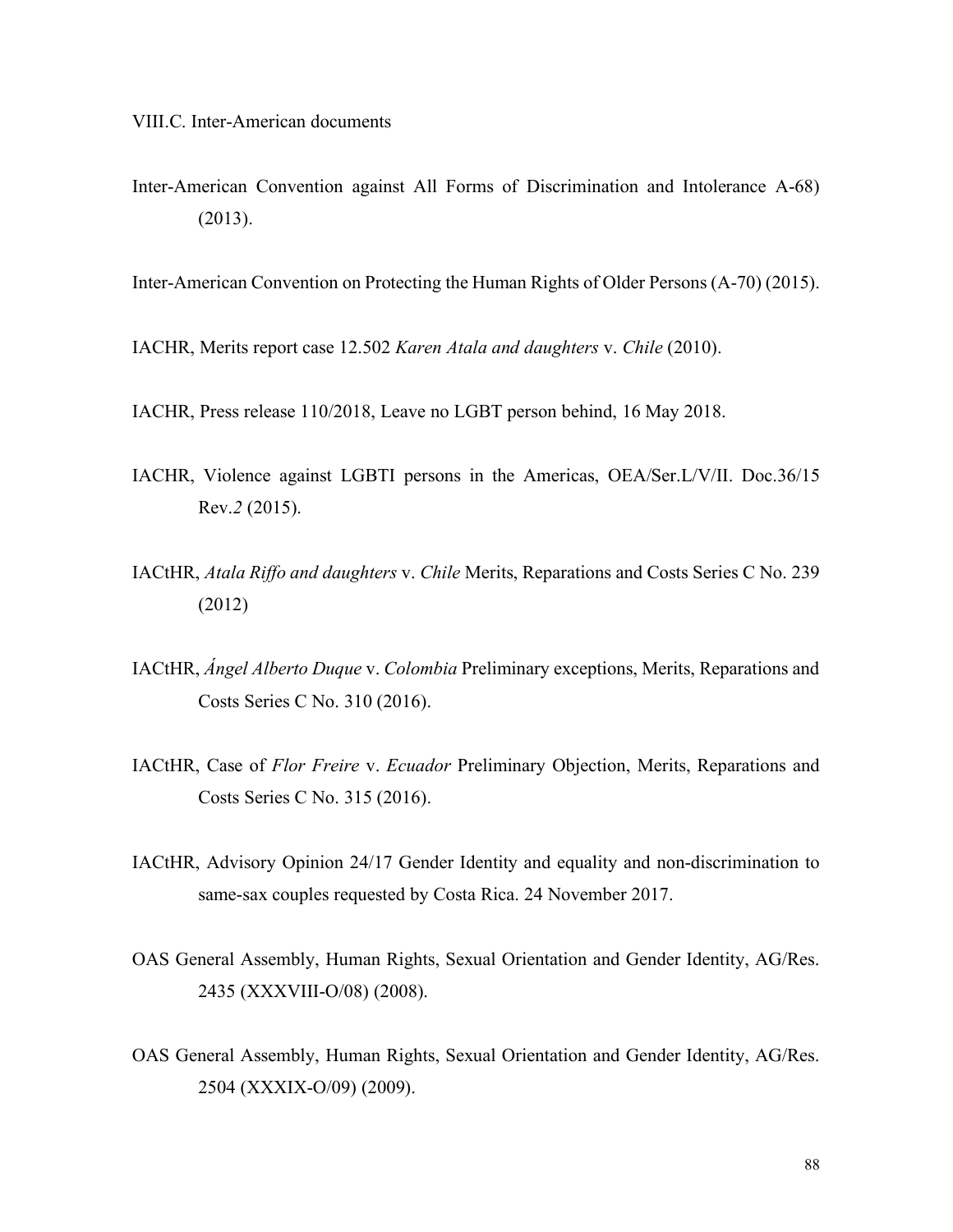VIII.C. Inter-American documents

Inter-American Convention against All Forms of Discrimination and Intolerance A-68) (2013).

Inter-American Convention on Protecting the Human Rights of Older Persons (A-70) (2015).

IACHR, Merits report case 12.502 *Karen Atala and daughters* v. *Chile* (2010).

IACHR, Press release 110/2018, Leave no LGBT person behind, 16 May 2018.

IACHR, Violence against LGBTI persons in the Americas, OEA/Ser.L/V/II. Doc.36/15 Rev.*2* (2015).

IACtHR, *Atala Riffo and daughters* v. *Chile* Merits, Reparations and Costs Series C No. 239 (2012)

IACtHR, *Ángel Alberto Duque* v. *Colombia* Preliminary exceptions, Merits, Reparations and Costs Series C No. 310 (2016).

IACtHR, Case of *Flor Freire* v. *Ecuador* Preliminary Objection, Merits, Reparations and Costs Series C No. 315 (2016).

IACtHR, Advisory Opinion 24/17 Gender Identity and equality and non-discrimination to same-sax couples requested by Costa Rica. 24 November 2017.

OAS General Assembly, Human Rights, Sexual Orientation and Gender Identity, AG/Res. 2435 (XXXVIII-O/08) (2008).

OAS General Assembly, Human Rights, Sexual Orientation and Gender Identity, AG/Res. 2504 (XXXIX-O/09) (2009).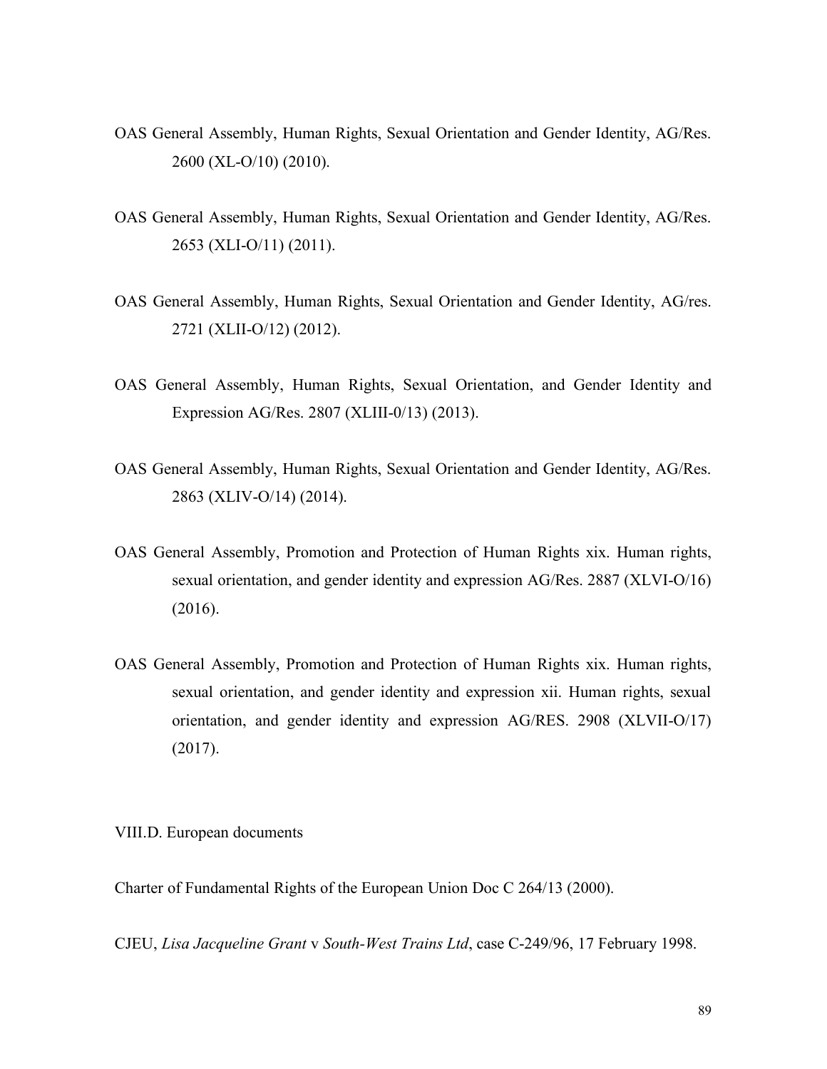OAS General Assembly, Human Rights, Sexual Orientation and Gender Identity, AG/Res. 2600 (XL-O/10) (2010).

OAS General Assembly, Human Rights, Sexual Orientation and Gender Identity, AG/Res. 2653 (XLI-O/11) (2011).

OAS General Assembly, Human Rights, Sexual Orientation and Gender Identity, AG/res. 2721 (XLII-O/12) (2012).

OAS General Assembly, Human Rights, Sexual Orientation, and Gender Identity and Expression AG/Res. 2807 (XLIII-0/13) (2013).

OAS General Assembly, Human Rights, Sexual Orientation and Gender Identity, AG/Res. 2863 (XLIV-O/14) (2014).

OAS General Assembly, Promotion and Protection of Human Rights xix. Human rights, sexual orientation, and gender identity and expression AG/Res. 2887 (XLVI-O/16) (2016).

OAS General Assembly, Promotion and Protection of Human Rights xix. Human rights, sexual orientation, and gender identity and expression xii. Human rights, sexual orientation, and gender identity and expression AG/RES. 2908 (XLVII-O/17) (2017).

VIII.D. European documents

Charter of Fundamental Rights of the European Union Doc C 264/13 (2000).

CJEU, *Lisa Jacqueline Grant* v *South-West Trains Ltd*, case C-249/96, 17 February 1998.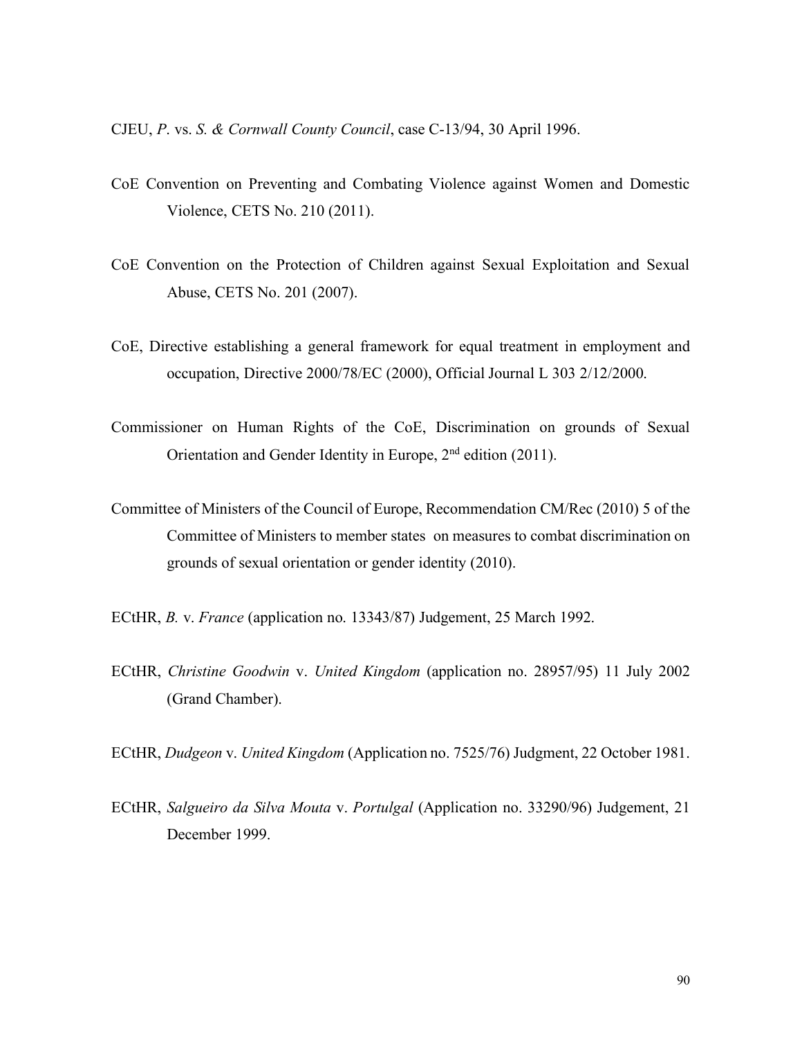CJEU, *P*. vs. *S. & Cornwall County Council*, case C-13/94, 30 April 1996.

CoE Convention on Preventing and Combating Violence against Women and Domestic Violence, CETS No. 210 (2011).

CoE Convention on the Protection of Children against Sexual Exploitation and Sexual Abuse, CETS No. 201 (2007).

CoE, Directive establishing a general framework for equal treatment in employment and occupation, Directive 2000/78/EC (2000), Official Journal L 303 2/12/2000.

Commissioner on Human Rights of the CoE, Discrimination on grounds of Sexual Orientation and Gender Identity in Europe, 2nd edition (2011).

Committee of Ministers of the Council of Europe, Recommendation CM/Rec (2010) 5 of the Committee of Ministers to member states on measures to combat discrimination on grounds of sexual orientation or gender identity (2010).

ECtHR, *B.* v. *France* (application no. 13343/87) Judgement, 25 March 1992.

ECtHR, *Christine Goodwin* v. *United Kingdom* (application no. 28957/95) 11 July 2002 (Grand Chamber).

ECtHR, *Dudgeon* v. *United Kingdom* (Application no. 7525/76) Judgment, 22 October 1981.

ECtHR, *Salgueiro da Silva Mouta* v. *Portulgal* (Application no. 33290/96) Judgement, 21 December 1999.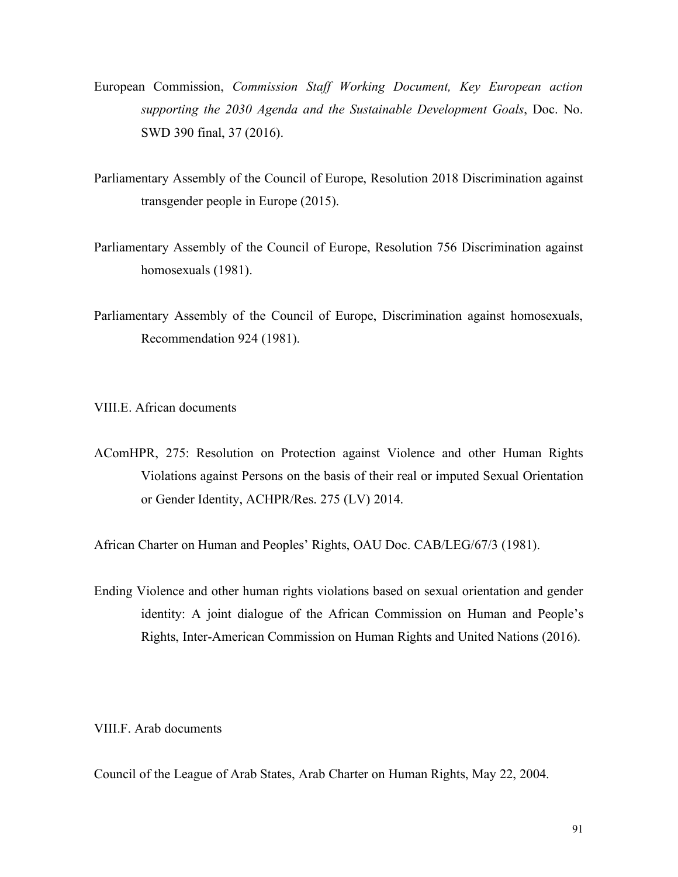European Commission, *Commission Staff Working Document, Key European action supporting the 2030 Agenda and the Sustainable Development Goals*, Doc. No. SWD 390 final, 37 (2016).

Parliamentary Assembly of the Council of Europe, Resolution 2018 Discrimination against transgender people in Europe (2015).

Parliamentary Assembly of the Council of Europe, Resolution 756 Discrimination against homosexuals (1981).

Parliamentary Assembly of the Council of Europe, Discrimination against homosexuals, Recommendation 924 (1981).

## VIII.E. African documents

AComHPR, 275: Resolution on Protection against Violence and other Human Rights Violations against Persons on the basis of their real or imputed Sexual Orientation or Gender Identity, ACHPR/Res. 275 (LV) 2014.

African Charter on Human and Peoples' Rights, OAU Doc. CAB/LEG/67/3 (1981).

Ending Violence and other human rights violations based on sexual orientation and gender identity: A joint dialogue of the African Commission on Human and People's Rights, Inter-American Commission on Human Rights and United Nations (2016).

## VIII.F. Arab documents

Council of the League of Arab States, Arab Charter on Human Rights, May 22, 2004.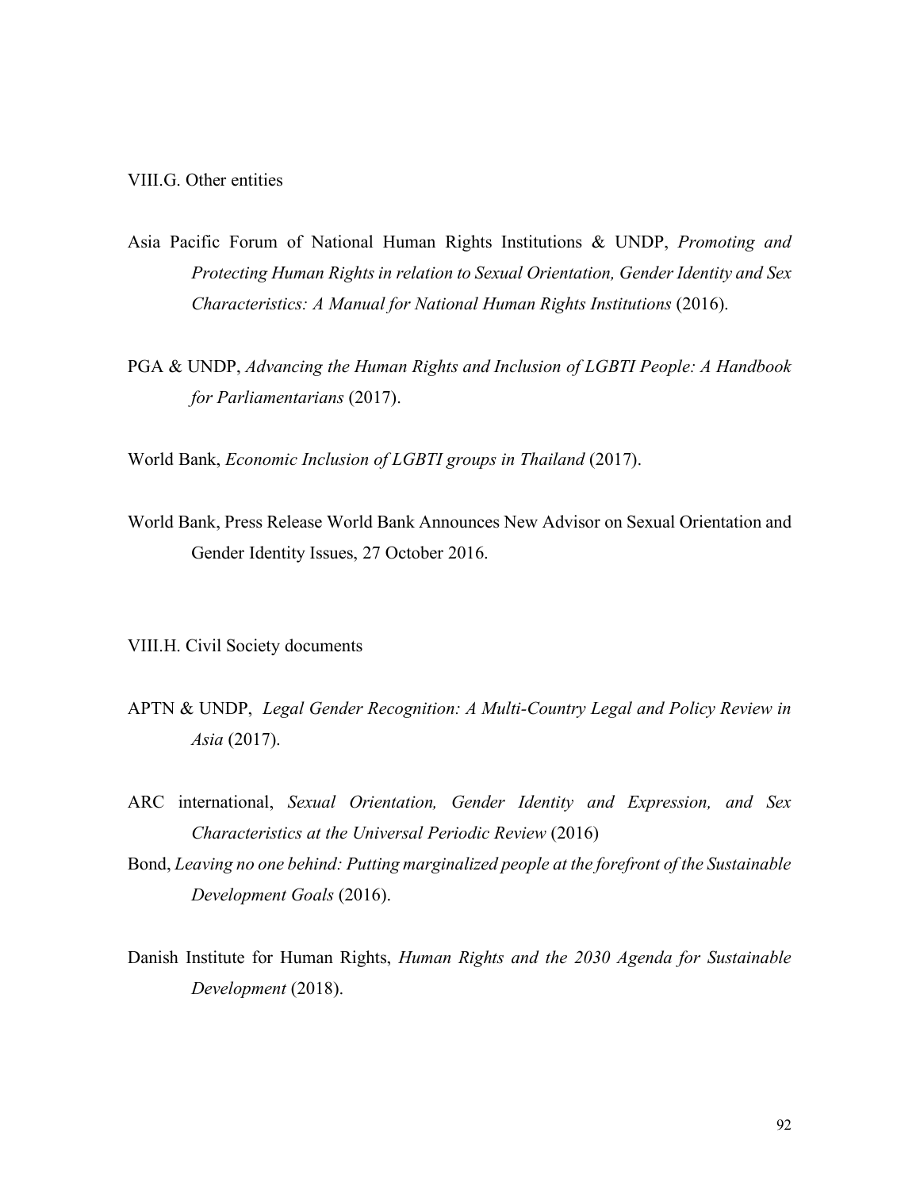### VIII.G. Other entities

Asia Pacific Forum of National Human Rights Institutions & UNDP, *Promoting and Protecting Human Rights in relation to Sexual Orientation, Gender Identity and Sex Characteristics: A Manual for National Human Rights Institutions* (2016).

PGA & UNDP, *Advancing the Human Rights and Inclusion of LGBTI People: A Handbook for Parliamentarians* (2017).

World Bank, *Economic Inclusion of LGBTI groups in Thailand* (2017).

World Bank, Press Release World Bank Announces New Advisor on Sexual Orientation and Gender Identity Issues, 27 October 2016.

### VIII.H. Civil Society documents

APTN & UNDP, *Legal Gender Recognition: A Multi-Country Legal and Policy Review in Asia* (2017).

ARC international, *Sexual Orientation, Gender Identity and Expression, and Sex Characteristics at the Universal Periodic Review* (2016)

Bond, *Leaving no one behind: Putting marginalized people at the forefront of the Sustainable Development Goals* (2016).

Danish Institute for Human Rights, *Human Rights and the 2030 Agenda for Sustainable Development* (2018).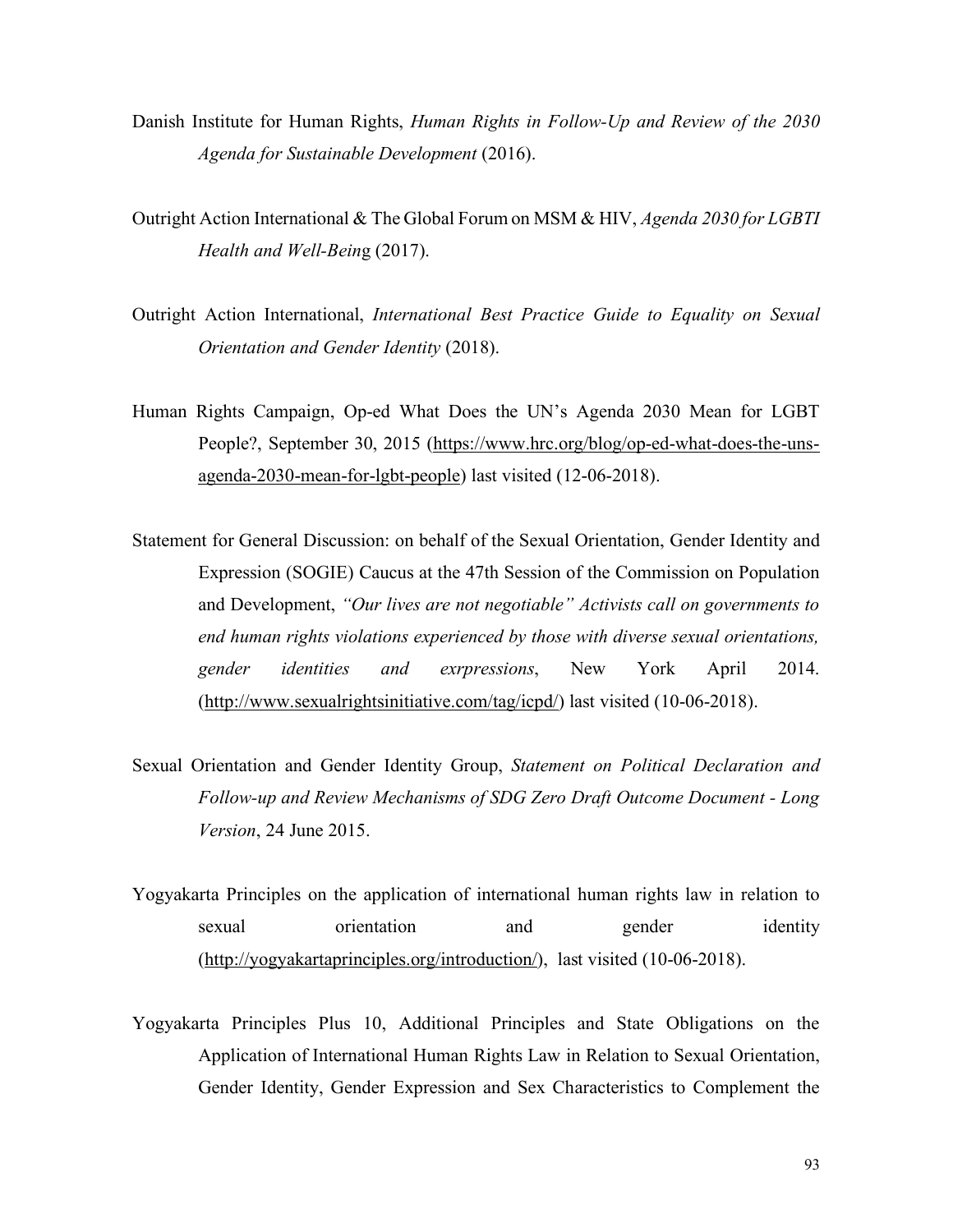Danish Institute for Human Rights, *Human Rights in Follow-Up and Review of the 2030 Agenda for Sustainable Development* (2016).

Outright Action International & The Global Forum on MSM & HIV, *Agenda 2030 for LGBTI Health and Well-Bein*g (2017).

Outright Action International, *International Best Practice Guide to Equality on Sexual Orientation and Gender Identity* (2018).

Human Rights Campaign, Op-ed What Does the UN's Agenda 2030 Mean for LGBT People?, September 30, 2015 (https://www.hrc.org/blog/op-ed-what-does-the-uns-agenda-2030-mean-for-lgbt-people) last visited (12-06-2018).

Statement for General Discussion: on behalf of the Sexual Orientation, Gender Identity and Expression (SOGIE) Caucus at the 47th Session of the Commission on Population and Development, *"Our lives are not negotiable" Activists call on governments to end human rights violations experienced by those with diverse sexual orientations, gender identities and exrpressions*, New York April 2014. (http://www.sexualrightsinitiative.com/tag/icpd/) last visited (10-06-2018).

Sexual Orientation and Gender Identity Group, *Statement on Political Declaration and Follow-up and Review Mechanisms of SDG Zero Draft Outcome Document - Long Version*, 24 June 2015.

Yogyakarta Principles on the application of international human rights law in relation to sexual orientation and gender identity (http://yogyakartaprinciples.org/introduction/), last visited (10-06-2018).

Yogyakarta Principles Plus 10, Additional Principles and State Obligations on the Application of International Human Rights Law in Relation to Sexual Orientation, Gender Identity, Gender Expression and Sex Characteristics to Complement the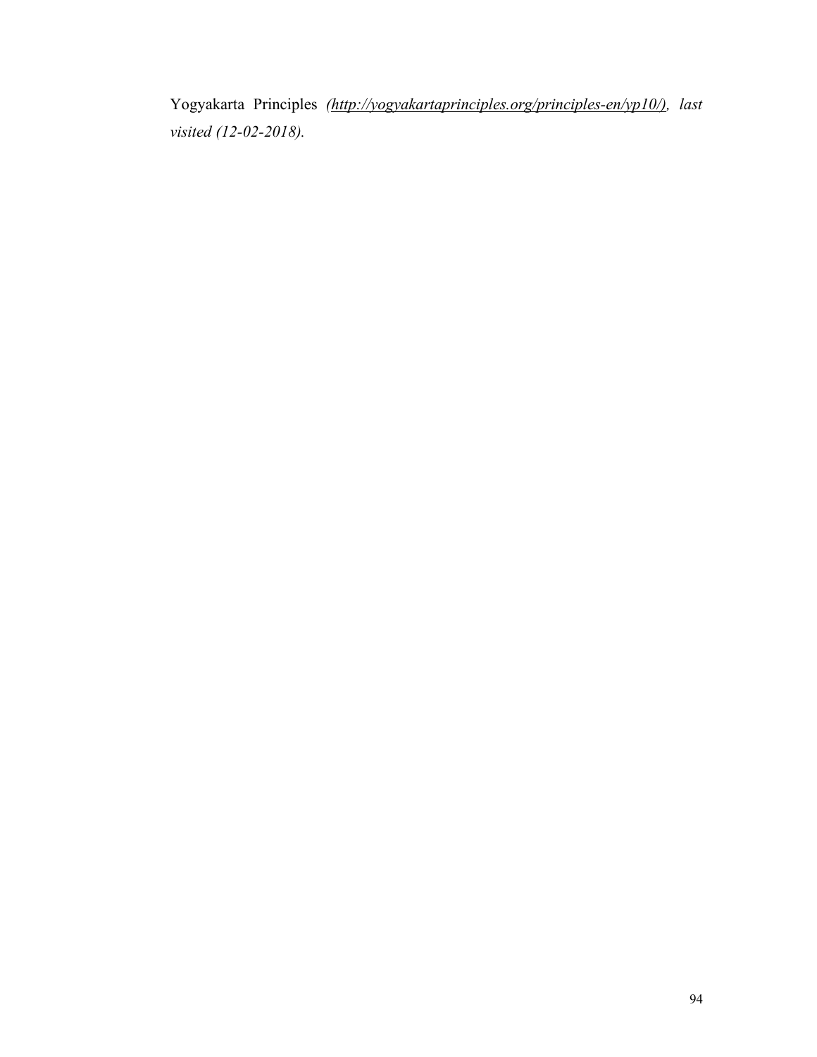Yogyakarta Principles *(http://yogyakartaprinciples.org/principles-en/yp10/), last visited (12-02-2018).*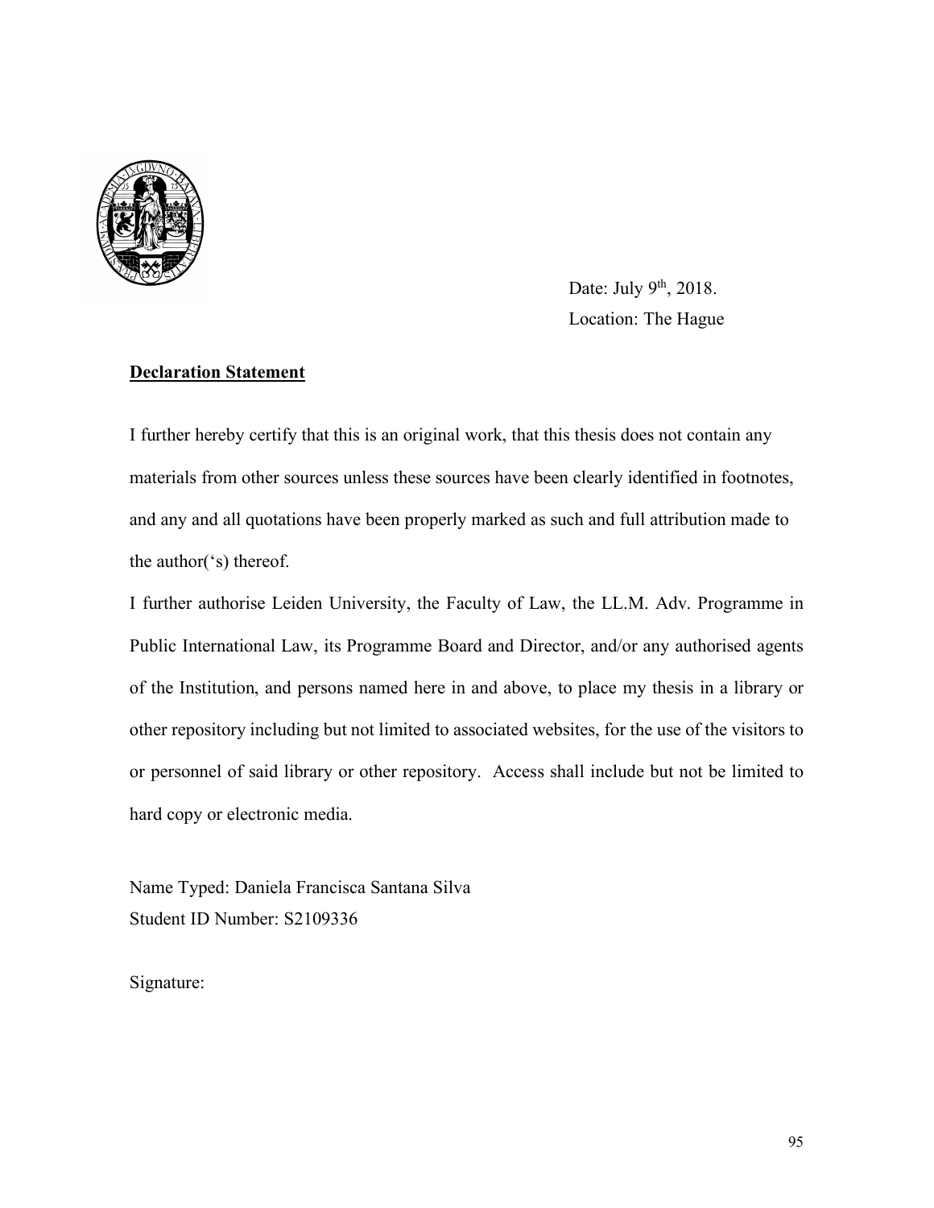Date: July 9th, 2018.
Location: The Hague

**Declaration Statement**

I further hereby certify that this is an original work, that this thesis does not contain any materials from other sources unless these sources have been clearly identified in footnotes, and any and all quotations have been properly marked as such and full attribution made to the author('s) thereof.

I further authorise Leiden University, the Faculty of Law, the LL.M. Adv. Programme in Public International Law, its Programme Board and Director, and/or any authorised agents of the Institution, and persons named here in and above, to place my thesis in a library or other repository including but not limited to associated websites, for the use of the visitors to or personnel of said library or other repository. Access shall include but not be limited to hard copy or electronic media.

Name Typed: Daniela Francisca Santana Silva
Student ID Number: S2109336

Signature: